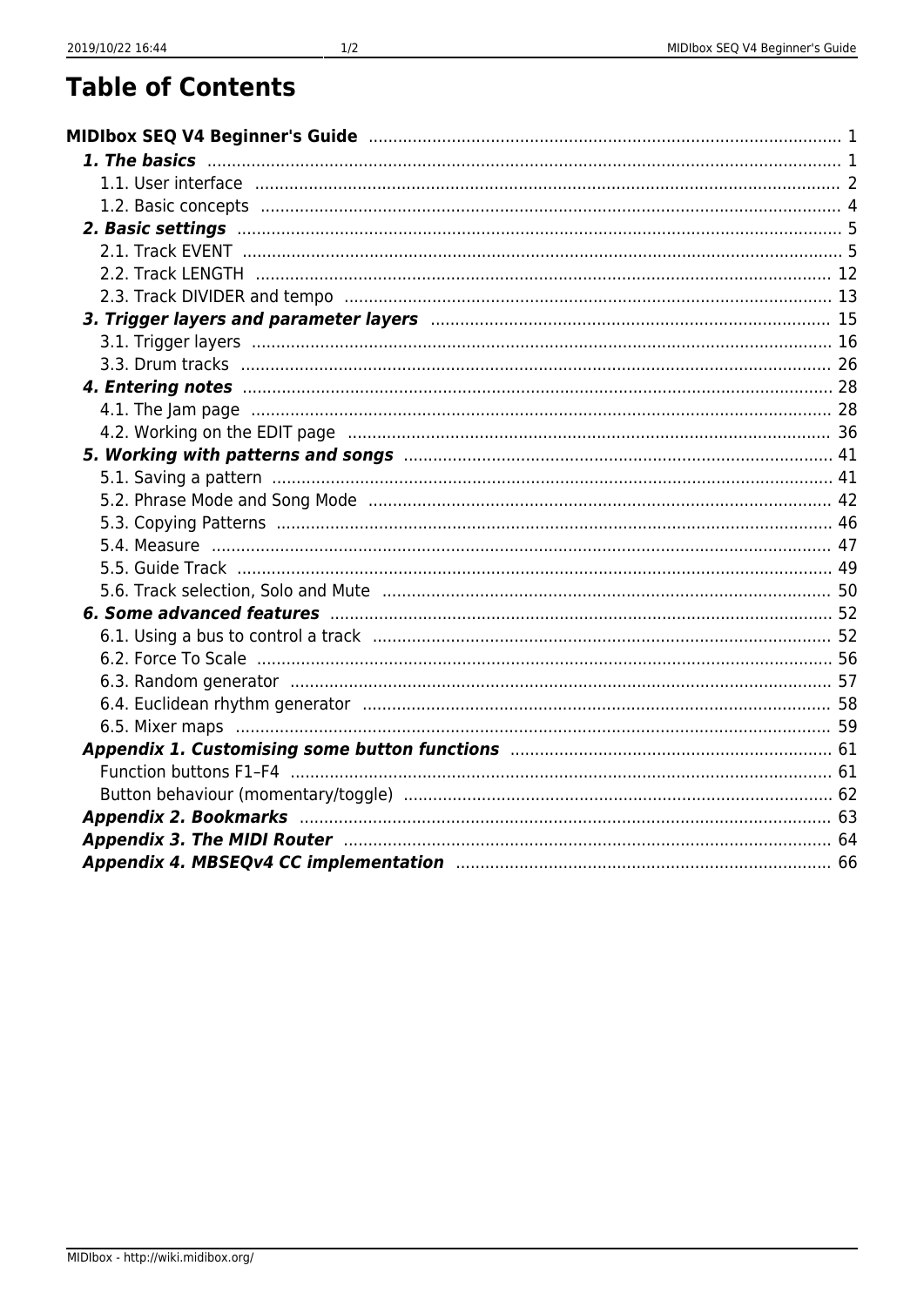# Table of Contents

**MIDIbox SEQ V4 Beginner's Guide** ..... 1

- ***1. The basics*** ..... 1
  - 1.1. User interface ..... 2
  - 1.2. Basic concepts ..... 4
- ***2. Basic settings*** ..... 5
  - 2.1. Track EVENT ..... 5
  - 2.2. Track LENGTH ..... 12
  - 2.3. Track DIVIDER and tempo ..... 13
- ***3. Trigger layers and parameter layers*** ..... 15
  - 3.1. Trigger layers ..... 16
  - 3.3. Drum tracks ..... 26
- ***4. Entering notes*** ..... 28
  - 4.1. The Jam page ..... 28
  - 4.2. Working on the EDIT page ..... 36
- ***5. Working with patterns and songs*** ..... 41
  - 5.1. Saving a pattern ..... 41
  - 5.2. Phrase Mode and Song Mode ..... 42
  - 5.3. Copying Patterns ..... 46
  - 5.4. Measure ..... 47
  - 5.5. Guide Track ..... 49
  - 5.6. Track selection, Solo and Mute ..... 50
- ***6. Some advanced features*** ..... 52
  - 6.1. Using a bus to control a track ..... 52
  - 6.2. Force To Scale ..... 56
  - 6.3. Random generator ..... 57
  - 6.4. Euclidean rhythm generator ..... 58
  - 6.5. Mixer maps ..... 59
- ***Appendix 1. Customising some button functions*** ..... 61
  - Function buttons F1–F4 ..... 61
  - Button behaviour (momentary/toggle) ..... 62
- ***Appendix 2. Bookmarks*** ..... 63
- ***Appendix 3. The MIDI Router*** ..... 64
- ***Appendix 4. MBSEQv4 CC implementation*** ..... 66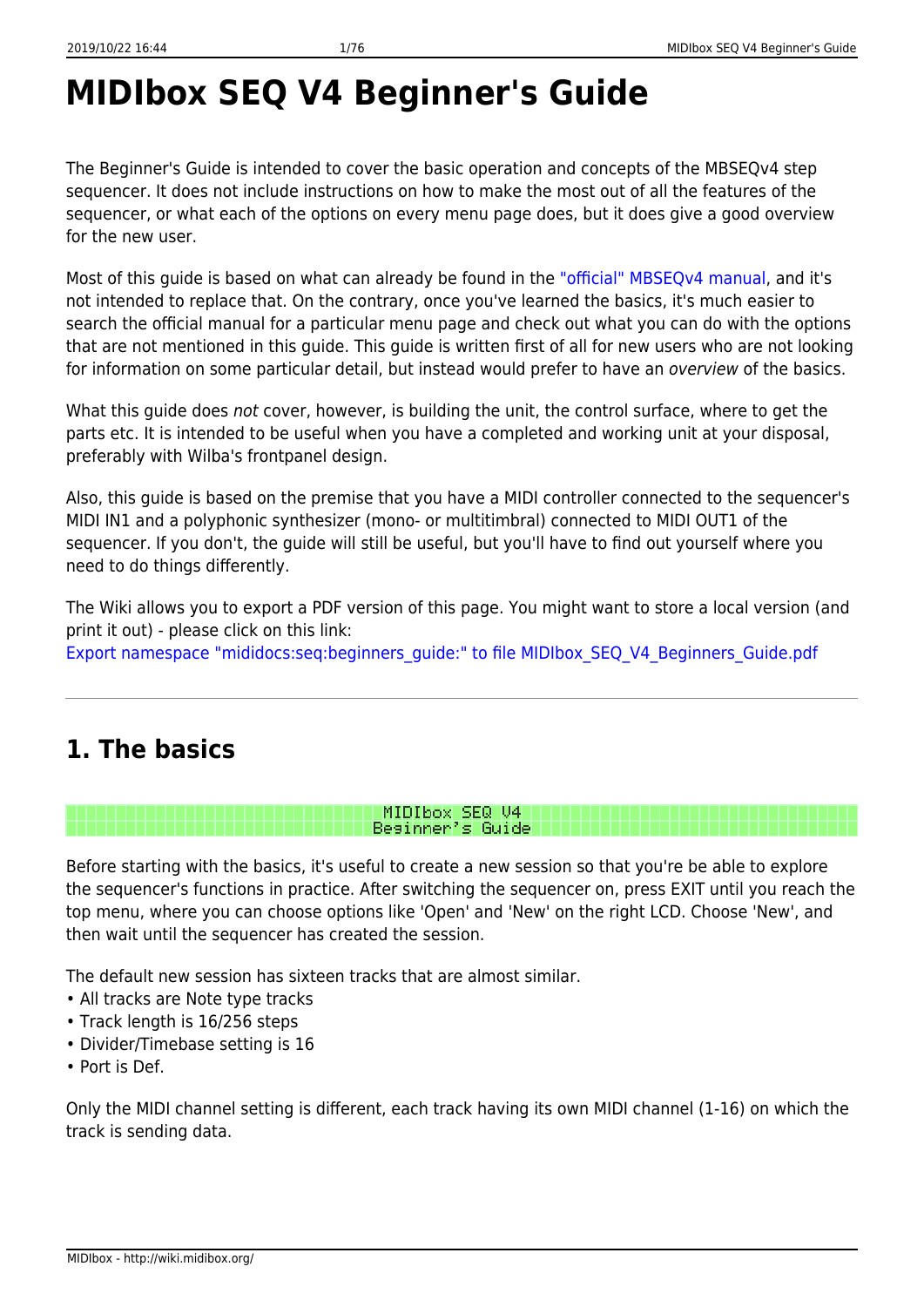# MIDIbox SEQ V4 Beginner's Guide

The Beginner's Guide is intended to cover the basic operation and concepts of the MBSEQv4 step sequencer. It does not include instructions on how to make the most out of all the features of the sequencer, or what each of the options on every menu page does, but it does give a good overview for the new user.

Most of this guide is based on what can already be found in the "official" MBSEQv4 manual, and it's not intended to replace that. On the contrary, once you've learned the basics, it's much easier to search the official manual for a particular menu page and check out what you can do with the options that are not mentioned in this guide. This guide is written first of all for new users who are not looking for information on some particular detail, but instead would prefer to have an *overview* of the basics.

What this guide does *not* cover, however, is building the unit, the control surface, where to get the parts etc. It is intended to be useful when you have a completed and working unit at your disposal, preferably with Wilba's frontpanel design.

Also, this guide is based on the premise that you have a MIDI controller connected to the sequencer's MIDI IN1 and a polyphonic synthesizer (mono- or multitimbral) connected to MIDI OUT1 of the sequencer. If you don't, the guide will still be useful, but you'll have to find out yourself where you need to do things differently.

The Wiki allows you to export a PDF version of this page. You might want to store a local version (and print it out) - please click on this link:
Export namespace "mididocs:seq:beginners_guide:" to file MIDIbox_SEQ_V4_Beginners_Guide.pdf

---

## 1. The basics

```
MIDIbox SEQ V4
Beginner's Guide
```

Before starting with the basics, it's useful to create a new session so that you're be able to explore the sequencer's functions in practice. After switching the sequencer on, press EXIT until you reach the top menu, where you can choose options like 'Open' and 'New' on the right LCD. Choose 'New', and then wait until the sequencer has created the session.

The default new session has sixteen tracks that are almost similar.

- All tracks are Note type tracks
- Track length is 16/256 steps
- Divider/Timebase setting is 16
- Port is Def.

Only the MIDI channel setting is different, each track having its own MIDI channel (1-16) on which the track is sending data.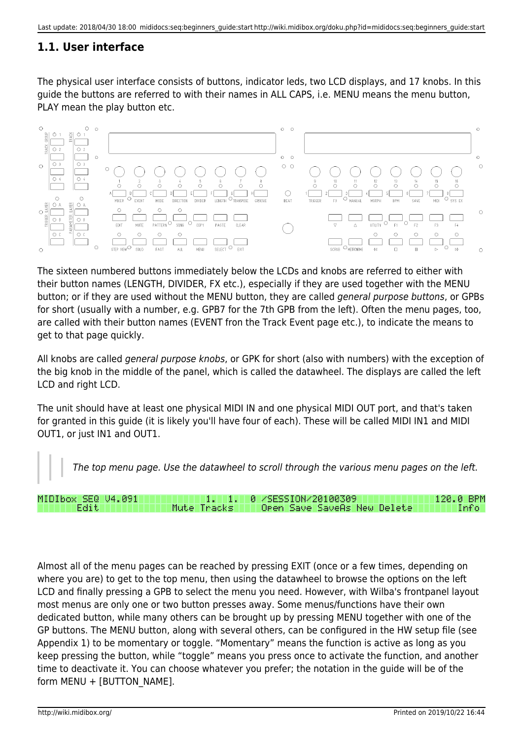## 1.1. User interface

The physical user interface consists of buttons, indicator leds, two LCD displays, and 17 knobs. In this guide the buttons are referred to with their names in ALL CAPS, i.e. MENU means the menu button, PLAY mean the play button etc.

The sixteen numbered buttons immediately below the LCDs and knobs are referred to either with their button names (LENGTH, DIVIDER, FX etc.), especially if they are used together with the MENU button; or if they are used without the MENU button, they are called *general purpose buttons*, or GPBs for short (usually with a number, e.g. GPB7 for the 7th GPB from the left). Often the menu pages, too, are called with their button names (EVENT fron the Track Event page etc.), to indicate the means to get to that page quickly.

All knobs are called *general purpose knobs*, or GPK for short (also with numbers) with the exception of the big knob in the middle of the panel, which is called the datawheel. The displays are called the left LCD and right LCD.

The unit should have at least one physical MIDI IN and one physical MIDI OUT port, and that's taken for granted in this guide (it is likely you'll have four of each). These will be called MIDI IN1 and MIDI OUT1, or just IN1 and OUT1.

> *The top menu page. Use the datawheel to scroll through the various menu pages on the left.*

```
MIDIbox SEQ V4.091          1.  1.  0 /SESSION/20100309            120.0 BPM
      Edit             Mute Tracks     Open Save SaveAs New Delete      Info
```

Almost all of the menu pages can be reached by pressing EXIT (once or a few times, depending on where you are) to get to the top menu, then using the datawheel to browse the options on the left LCD and finally pressing a GPB to select the menu you need. However, with Wilba's frontpanel layout most menus are only one or two button presses away. Some menus/functions have their own dedicated button, while many others can be brought up by pressing MENU together with one of the GP buttons. The MENU button, along with several others, can be configured in the HW setup file (see Appendix 1) to be momentary or toggle. "Momentary" means the function is active as long as you keep pressing the button, while "toggle" means you press once to activate the function, and another time to deactivate it. You can choose whatever you prefer; the notation in the guide will be of the form MENU + [BUTTON_NAME].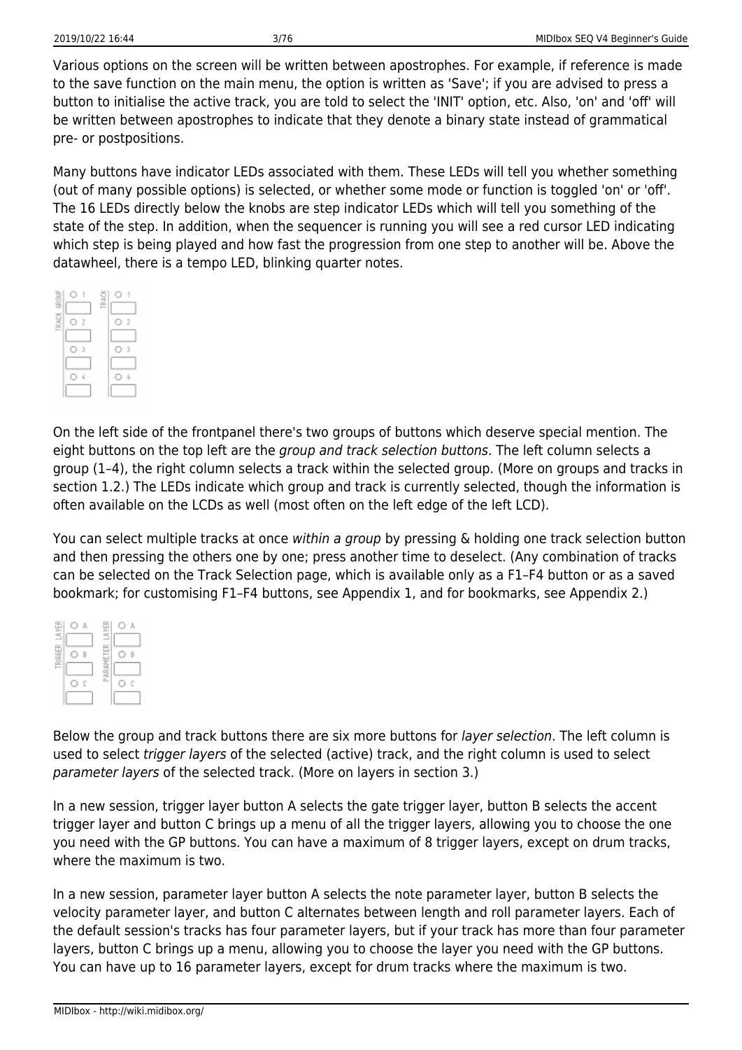Various options on the screen will be written between apostrophes. For example, if reference is made to the save function on the main menu, the option is written as 'Save'; if you are advised to press a button to initialise the active track, you are told to select the 'INIT' option, etc. Also, 'on' and 'off' will be written between apostrophes to indicate that they denote a binary state instead of grammatical pre- or postpositions.

Many buttons have indicator LEDs associated with them. These LEDs will tell you whether something (out of many possible options) is selected, or whether some mode or function is toggled 'on' or 'off'. The 16 LEDs directly below the knobs are step indicator LEDs which will tell you something of the state of the step. In addition, when the sequencer is running you will see a red cursor LED indicating which step is being played and how fast the progression from one step to another will be. Above the datawheel, there is a tempo LED, blinking quarter notes.

On the left side of the frontpanel there's two groups of buttons which deserve special mention. The eight buttons on the top left are the *group and track selection buttons*. The left column selects a group (1–4), the right column selects a track within the selected group. (More on groups and tracks in section 1.2.) The LEDs indicate which group and track is currently selected, though the information is often available on the LCDs as well (most often on the left edge of the left LCD).

You can select multiple tracks at once *within a group* by pressing & holding one track selection button and then pressing the others one by one; press another time to deselect. (Any combination of tracks can be selected on the Track Selection page, which is available only as a F1–F4 button or as a saved bookmark; for customising F1–F4 buttons, see Appendix 1, and for bookmarks, see Appendix 2.)

Below the group and track buttons there are six more buttons for *layer selection*. The left column is used to select *trigger layers* of the selected (active) track, and the right column is used to select *parameter layers* of the selected track. (More on layers in section 3.)

In a new session, trigger layer button A selects the gate trigger layer, button B selects the accent trigger layer and button C brings up a menu of all the trigger layers, allowing you to choose the one you need with the GP buttons. You can have a maximum of 8 trigger layers, except on drum tracks, where the maximum is two.

In a new session, parameter layer button A selects the note parameter layer, button B selects the velocity parameter layer, and button C alternates between length and roll parameter layers. Each of the default session's tracks has four parameter layers, but if your track has more than four parameter layers, button C brings up a menu, allowing you to choose the layer you need with the GP buttons. You can have up to 16 parameter layers, except for drum tracks where the maximum is two.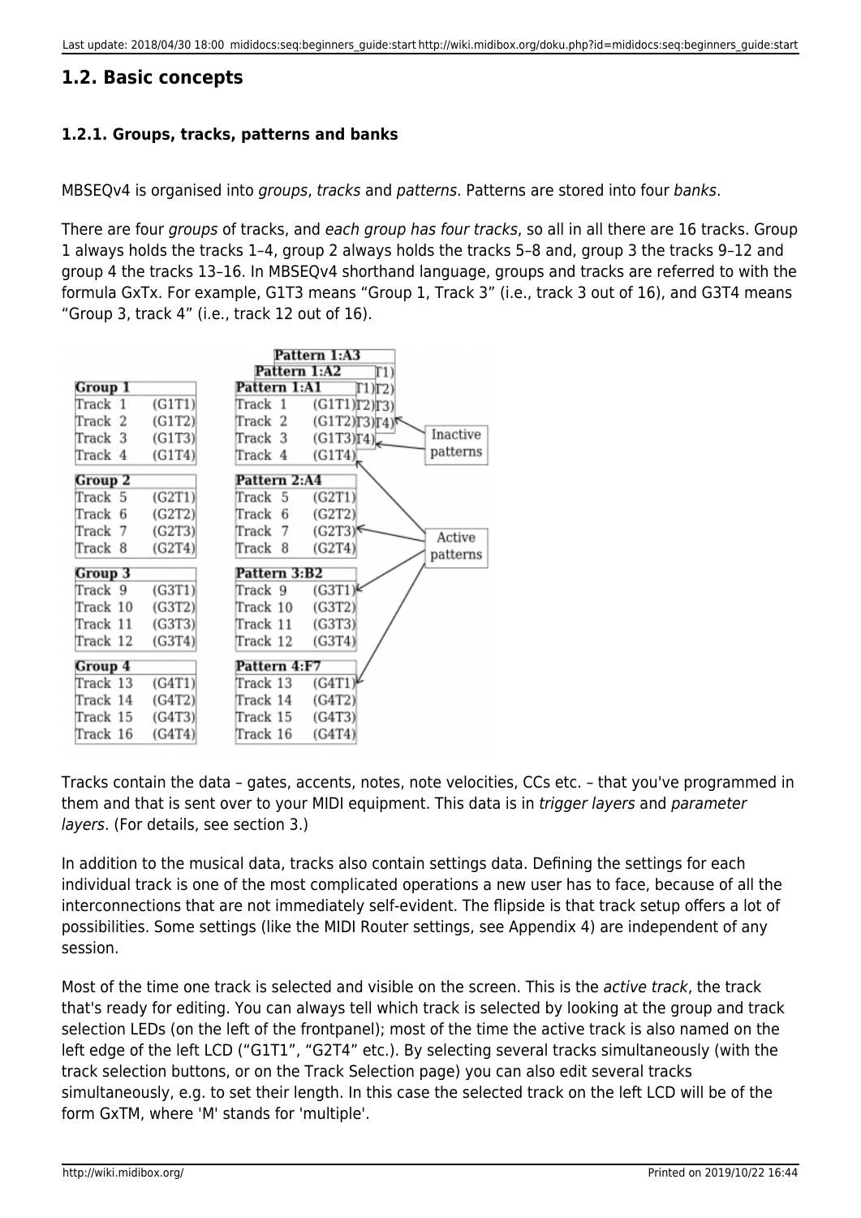## 1.2. Basic concepts

### 1.2.1. Groups, tracks, patterns and banks

MBSEQv4 is organised into *groups*, *tracks* and *patterns*. Patterns are stored into four *banks*.

There are four *groups* of tracks, and *each group has four tracks*, so all in all there are 16 tracks. Group 1 always holds the tracks 1–4, group 2 always holds the tracks 5–8 and, group 3 the tracks 9–12 and group 4 the tracks 13–16. In MBSEQv4 shorthand language, groups and tracks are referred to with the formula GxTx. For example, G1T3 means “Group 1, Track 3” (i.e., track 3 out of 16), and G3T4 means “Group 3, track 4” (i.e., track 12 out of 16).

Tracks contain the data – gates, accents, notes, note velocities, CCs etc. – that you've programmed in them and that is sent over to your MIDI equipment. This data is in *trigger layers* and *parameter layers*. (For details, see section 3.)

In addition to the musical data, tracks also contain settings data. Defining the settings for each individual track is one of the most complicated operations a new user has to face, because of all the interconnections that are not immediately self-evident. The flipside is that track setup offers a lot of possibilities. Some settings (like the MIDI Router settings, see Appendix 4) are independent of any session.

Most of the time one track is selected and visible on the screen. This is the *active track*, the track that's ready for editing. You can always tell which track is selected by looking at the group and track selection LEDs (on the left of the frontpanel); most of the time the active track is also named on the left edge of the left LCD (“G1T1”, “G2T4” etc.). By selecting several tracks simultaneously (with the track selection buttons, or on the Track Selection page) you can also edit several tracks simultaneously, e.g. to set their length. In this case the selected track on the left LCD will be of the form GxTM, where 'M' stands for 'multiple'.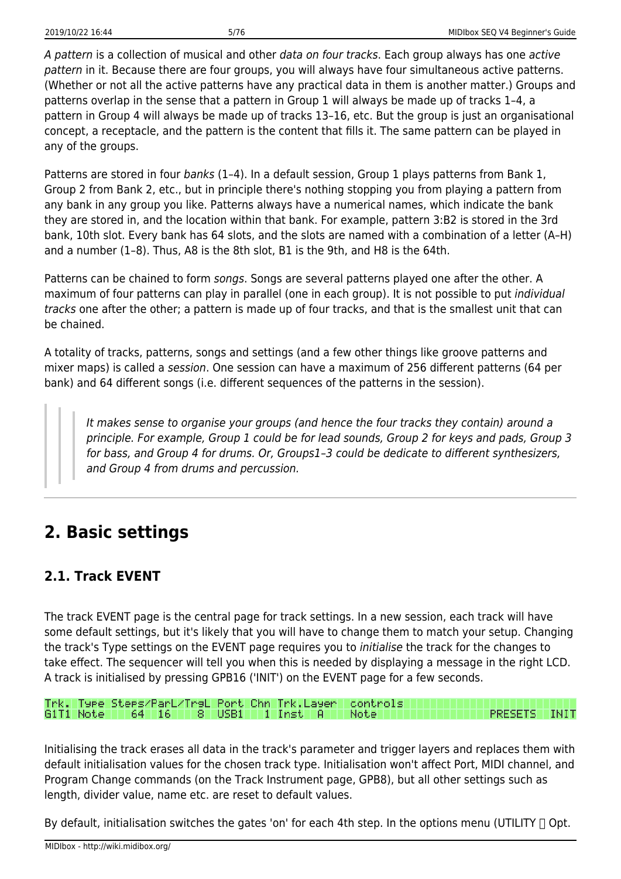*A pattern* is a collection of musical and other *data on four tracks*. Each group always has one *active pattern* in it. Because there are four groups, you will always have four simultaneous active patterns. (Whether or not all the active patterns have any practical data in them is another matter.) Groups and patterns overlap in the sense that a pattern in Group 1 will always be made up of tracks 1–4, a pattern in Group 4 will always be made up of tracks 13–16, etc. But the group is just an organisational concept, a receptacle, and the pattern is the content that fills it. The same pattern can be played in any of the groups.

Patterns are stored in four *banks* (1–4). In a default session, Group 1 plays patterns from Bank 1, Group 2 from Bank 2, etc., but in principle there's nothing stopping you from playing a pattern from any bank in any group you like. Patterns always have a numerical names, which indicate the bank they are stored in, and the location within that bank. For example, pattern 3:B2 is stored in the 3rd bank, 10th slot. Every bank has 64 slots, and the slots are named with a combination of a letter (A–H) and a number (1–8). Thus, A8 is the 8th slot, B1 is the 9th, and H8 is the 64th.

Patterns can be chained to form *songs*. Songs are several patterns played one after the other. A maximum of four patterns can play in parallel (one in each group). It is not possible to put *individual tracks* one after the other; a pattern is made up of four tracks, and that is the smallest unit that can be chained.

A totality of tracks, patterns, songs and settings (and a few other things like groove patterns and mixer maps) is called a *session*. One session can have a maximum of 256 different patterns (64 per bank) and 64 different songs (i.e. different sequences of the patterns in the session).

> > *It makes sense to organise your groups (and hence the four tracks they contain) around a principle. For example, Group 1 could be for lead sounds, Group 2 for keys and pads, Group 3 for bass, and Group 4 for drums. Or, Groups1–3 could be dedicate to different synthesizers, and Group 4 from drums and percussion.*

---

## 2. Basic settings

### 2.1. Track EVENT

The track EVENT page is the central page for track settings. In a new session, each track will have some default settings, but it's likely that you will have to change them to match your setup. Changing the track's Type settings on the EVENT page requires you to *initialise* the track for the changes to take effect. The sequencer will tell you when this is needed by displaying a message in the right LCD. A track is initialised by pressing GPB16 ('INIT') on the EVENT page for a few seconds.

```
Trk. Type Steps/ParL/TrgL Port Chn Trk.Layer  controls
G1T1 Note    64  16    8  USB1    1 Inst  A   Note                    PRESETS  INIT
```

Initialising the track erases all data in the track's parameter and trigger layers and replaces them with default initialisation values for the chosen track type. Initialisation won't affect Port, MIDI channel, and Program Change commands (on the Track Instrument page, GPB8), but all other settings such as length, divider value, name etc. are reset to default values.

By default, initialisation switches the gates 'on' for each 4th step. In the options menu (UTILITY  Opt.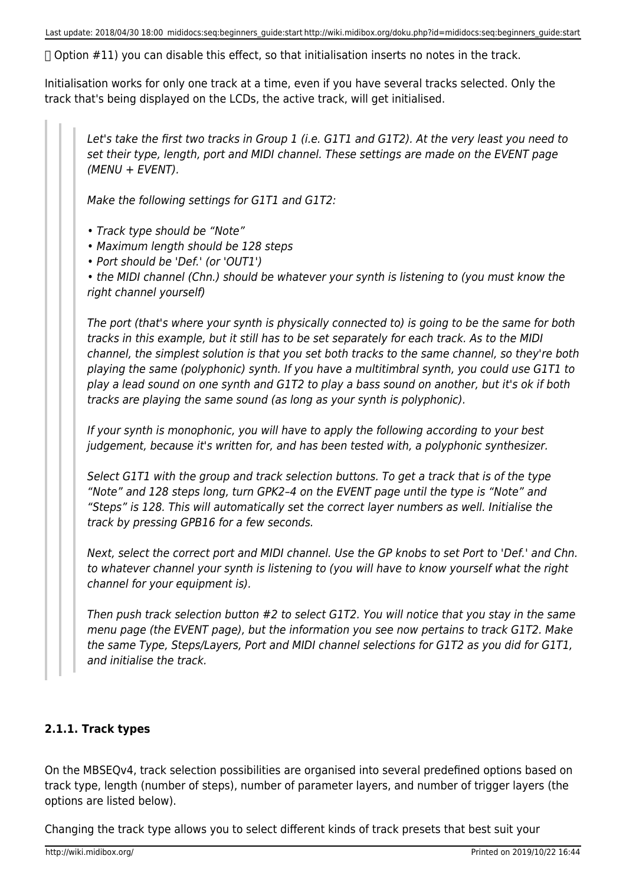Option #11) you can disable this effect, so that initialisation inserts no notes in the track.

Initialisation works for only one track at a time, even if you have several tracks selected. Only the track that's being displayed on the LCDs, the active track, will get initialised.

> > *Let's take the first two tracks in Group 1 (i.e. G1T1 and G1T2). At the very least you need to set their type, length, port and MIDI channel. These settings are made on the EVENT page (MENU + EVENT).*
> >
> > *Make the following settings for G1T1 and G1T2:*
> >
> > *• Track type should be "Note"*
> > *• Maximum length should be 128 steps*
> > *• Port should be 'Def.' (or 'OUT1')*
> > *• the MIDI channel (Chn.) should be whatever your synth is listening to (you must know the right channel yourself)*
> >
> > *The port (that's where your synth is physically connected to) is going to be the same for both tracks in this example, but it still has to be set separately for each track. As to the MIDI channel, the simplest solution is that you set both tracks to the same channel, so they're both playing the same (polyphonic) synth. If you have a multitimbral synth, you could use G1T1 to play a lead sound on one synth and G1T2 to play a bass sound on another, but it's ok if both tracks are playing the same sound (as long as your synth is polyphonic).*
> >
> > *If your synth is monophonic, you will have to apply the following according to your best judgement, because it's written for, and has been tested with, a polyphonic synthesizer.*
> >
> > *Select G1T1 with the group and track selection buttons. To get a track that is of the type "Note" and 128 steps long, turn GPK2–4 on the EVENT page until the type is "Note" and "Steps" is 128. This will automatically set the correct layer numbers as well. Initialise the track by pressing GPB16 for a few seconds.*
> >
> > *Next, select the correct port and MIDI channel. Use the GP knobs to set Port to 'Def.' and Chn. to whatever channel your synth is listening to (you will have to know yourself what the right channel for your equipment is).*
> >
> > *Then push track selection button #2 to select G1T2. You will notice that you stay in the same menu page (the EVENT page), but the information you see now pertains to track G1T2. Make the same Type, Steps/Layers, Port and MIDI channel selections for G1T2 as you did for G1T1, and initialise the track.*

#### 2.1.1. Track types

On the MBSEQv4, track selection possibilities are organised into several predefined options based on track type, length (number of steps), number of parameter layers, and number of trigger layers (the options are listed below).

Changing the track type allows you to select different kinds of track presets that best suit your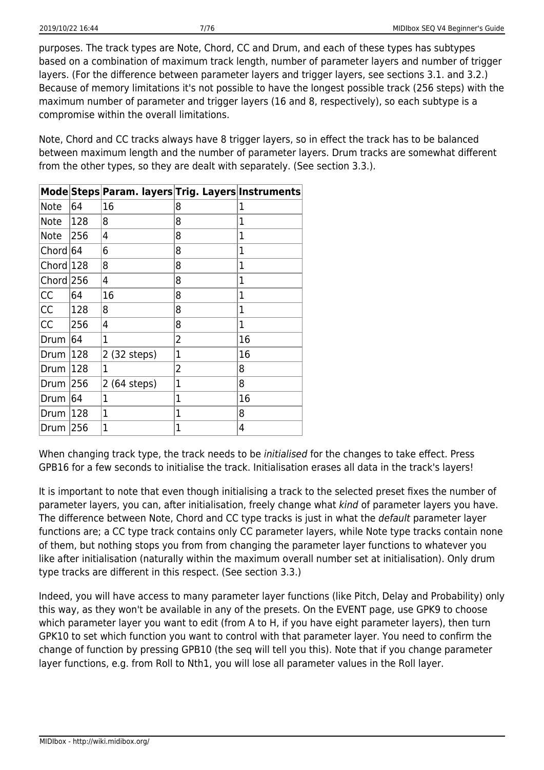purposes. The track types are Note, Chord, CC and Drum, and each of these types has subtypes based on a combination of maximum track length, number of parameter layers and number of trigger layers. (For the difference between parameter layers and trigger layers, see sections 3.1. and 3.2.) Because of memory limitations it's not possible to have the longest possible track (256 steps) with the maximum number of parameter and trigger layers (16 and 8, respectively), so each subtype is a compromise within the overall limitations.

Note, Chord and CC tracks always have 8 trigger layers, so in effect the track has to be balanced between maximum length and the number of parameter layers. Drum tracks are somewhat different from the other types, so they are dealt with separately. (See section 3.3.).

| Mode | Steps | Param. layers | Trig. Layers | Instruments |
|---|---|---|---|---|
| Note | 64 | 16 | 8 | 1 |
| Note | 128 | 8 | 8 | 1 |
| Note | 256 | 4 | 8 | 1 |
| Chord | 64 | 6 | 8 | 1 |
| Chord | 128 | 8 | 8 | 1 |
| Chord | 256 | 4 | 8 | 1 |
| CC | 64 | 16 | 8 | 1 |
| CC | 128 | 8 | 8 | 1 |
| CC | 256 | 4 | 8 | 1 |
| Drum | 64 | 1 | 2 | 16 |
| Drum | 128 | 2 (32 steps) | 1 | 16 |
| Drum | 128 | 1 | 2 | 8 |
| Drum | 256 | 2 (64 steps) | 1 | 8 |
| Drum | 64 | 1 | 1 | 16 |
| Drum | 128 | 1 | 1 | 8 |
| Drum | 256 | 1 | 1 | 4 |

When changing track type, the track needs to be *initialised* for the changes to take effect. Press GPB16 for a few seconds to initialise the track. Initialisation erases all data in the track's layers!

It is important to note that even though initialising a track to the selected preset fixes the number of parameter layers, you can, after initialisation, freely change what *kind* of parameter layers you have. The difference between Note, Chord and CC type tracks is just in what the *default* parameter layer functions are; a CC type track contains only CC parameter layers, while Note type tracks contain none of them, but nothing stops you from from changing the parameter layer functions to whatever you like after initialisation (naturally within the maximum overall number set at initialisation). Only drum type tracks are different in this respect. (See section 3.3.)

Indeed, you will have access to many parameter layer functions (like Pitch, Delay and Probability) only this way, as they won't be available in any of the presets. On the EVENT page, use GPK9 to choose which parameter layer you want to edit (from A to H, if you have eight parameter layers), then turn GPK10 to set which function you want to control with that parameter layer. You need to confirm the change of function by pressing GPB10 (the seq will tell you this). Note that if you change parameter layer functions, e.g. from Roll to Nth1, you will lose all parameter values in the Roll layer.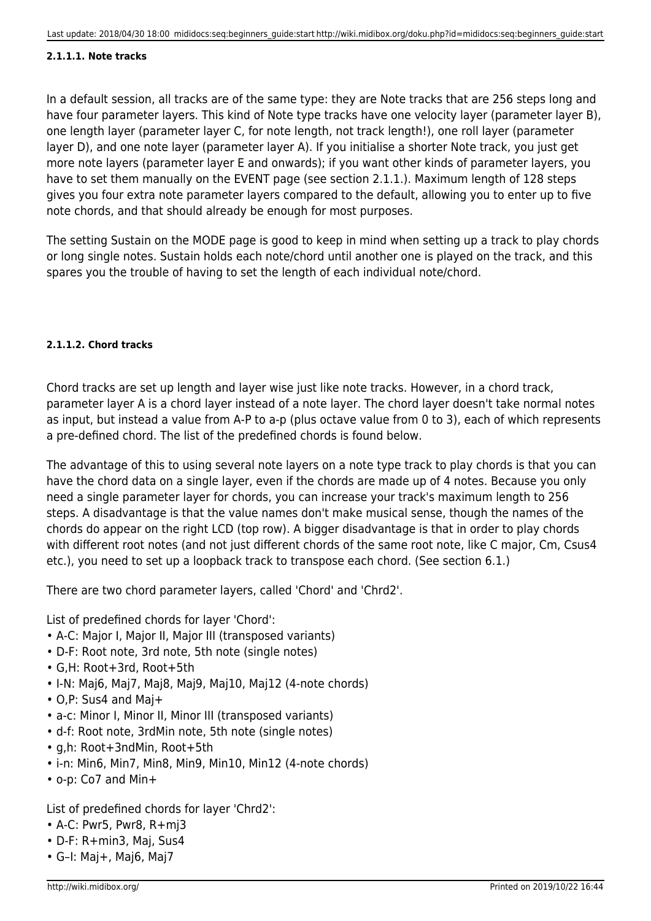#### 2.1.1.1. Note tracks

In a default session, all tracks are of the same type: they are Note tracks that are 256 steps long and have four parameter layers. This kind of Note type tracks have one velocity layer (parameter layer B), one length layer (parameter layer C, for note length, not track length!), one roll layer (parameter layer D), and one note layer (parameter layer A). If you initialise a shorter Note track, you just get more note layers (parameter layer E and onwards); if you want other kinds of parameter layers, you have to set them manually on the EVENT page (see section 2.1.1.). Maximum length of 128 steps gives you four extra note parameter layers compared to the default, allowing you to enter up to five note chords, and that should already be enough for most purposes.

The setting Sustain on the MODE page is good to keep in mind when setting up a track to play chords or long single notes. Sustain holds each note/chord until another one is played on the track, and this spares you the trouble of having to set the length of each individual note/chord.

#### 2.1.1.2. Chord tracks

Chord tracks are set up length and layer wise just like note tracks. However, in a chord track, parameter layer A is a chord layer instead of a note layer. The chord layer doesn't take normal notes as input, but instead a value from A-P to a-p (plus octave value from 0 to 3), each of which represents a pre-defined chord. The list of the predefined chords is found below.

The advantage of this to using several note layers on a note type track to play chords is that you can have the chord data on a single layer, even if the chords are made up of 4 notes. Because you only need a single parameter layer for chords, you can increase your track's maximum length to 256 steps. A disadvantage is that the value names don't make musical sense, though the names of the chords do appear on the right LCD (top row). A bigger disadvantage is that in order to play chords with different root notes (and not just different chords of the same root note, like C major, Cm, Csus4 etc.), you need to set up a loopback track to transpose each chord. (See section 6.1.)

There are two chord parameter layers, called 'Chord' and 'Chrd2'.

List of predefined chords for layer 'Chord':

- A-C: Major I, Major II, Major III (transposed variants)
- D-F: Root note, 3rd note, 5th note (single notes)
- G,H: Root+3rd, Root+5th
- I-N: Maj6, Maj7, Maj8, Maj9, Maj10, Maj12 (4-note chords)
- O,P: Sus4 and Maj+
- a-c: Minor I, Minor II, Minor III (transposed variants)
- d-f: Root note, 3rdMin note, 5th note (single notes)
- g,h: Root+3ndMin, Root+5th
- i-n: Min6, Min7, Min8, Min9, Min10, Min12 (4-note chords)
- o-p: Co7 and Min+

List of predefined chords for layer 'Chrd2':

- A-C: Pwr5, Pwr8, R+mj3
- D-F: R+min3, Maj, Sus4
- G–I: Maj+, Maj6, Maj7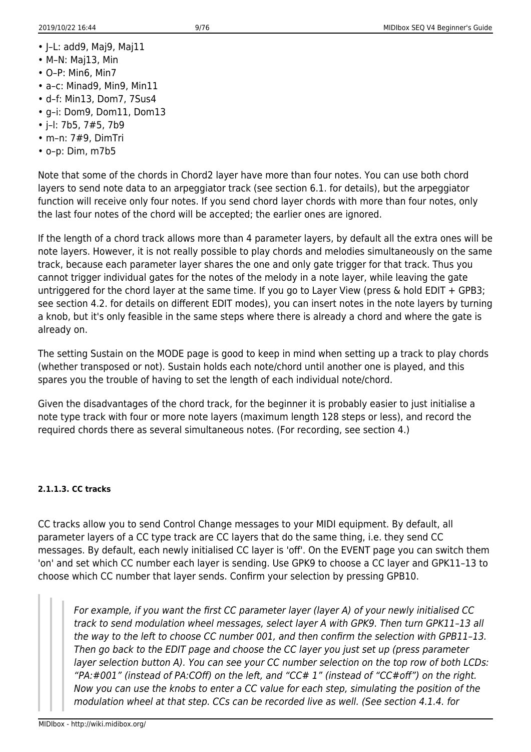- J–L: add9, Maj9, Maj11
- M–N: Maj13, Min
- O–P: Min6, Min7
- a–c: Minad9, Min9, Min11
- d–f: Min13, Dom7, 7Sus4
- g–i: Dom9, Dom11, Dom13
- j–l: 7b5, 7#5, 7b9
- m–n: 7#9, DimTri
- o–p: Dim, m7b5

Note that some of the chords in Chord2 layer have more than four notes. You can use both chord layers to send note data to an arpeggiator track (see section 6.1. for details), but the arpeggiator function will receive only four notes. If you send chord layer chords with more than four notes, only the last four notes of the chord will be accepted; the earlier ones are ignored.

If the length of a chord track allows more than 4 parameter layers, by default all the extra ones will be note layers. However, it is not really possible to play chords and melodies simultaneously on the same track, because each parameter layer shares the one and only gate trigger for that track. Thus you cannot trigger individual gates for the notes of the melody in a note layer, while leaving the gate untriggered for the chord layer at the same time. If you go to Layer View (press & hold EDIT + GPB3; see section 4.2. for details on different EDIT modes), you can insert notes in the note layers by turning a knob, but it's only feasible in the same steps where there is already a chord and where the gate is already on.

The setting Sustain on the MODE page is good to keep in mind when setting up a track to play chords (whether transposed or not). Sustain holds each note/chord until another one is played, and this spares you the trouble of having to set the length of each individual note/chord.

Given the disadvantages of the chord track, for the beginner it is probably easier to just initialise a note type track with four or more note layers (maximum length 128 steps or less), and record the required chords there as several simultaneous notes. (For recording, see section 4.)

#### 2.1.1.3. CC tracks

CC tracks allow you to send Control Change messages to your MIDI equipment. By default, all parameter layers of a CC type track are CC layers that do the same thing, i.e. they send CC messages. By default, each newly initialised CC layer is 'off'. On the EVENT page you can switch them 'on' and set which CC number each layer is sending. Use GPK9 to choose a CC layer and GPK11–13 to choose which CC number that layer sends. Confirm your selection by pressing GPB10.

> *For example, if you want the first CC parameter layer (layer A) of your newly initialised CC track to send modulation wheel messages, select layer A with GPK9. Then turn GPK11–13 all the way to the left to choose CC number 001, and then confirm the selection with GPB11–13. Then go back to the EDIT page and choose the CC layer you just set up (press parameter layer selection button A). You can see your CC number selection on the top row of both LCDs: "PA:#001" (instead of PA:COff) on the left, and "CC# 1" (instead of "CC#off") on the right. Now you can use the knobs to enter a CC value for each step, simulating the position of the modulation wheel at that step. CCs can be recorded live as well. (See section 4.1.4. for*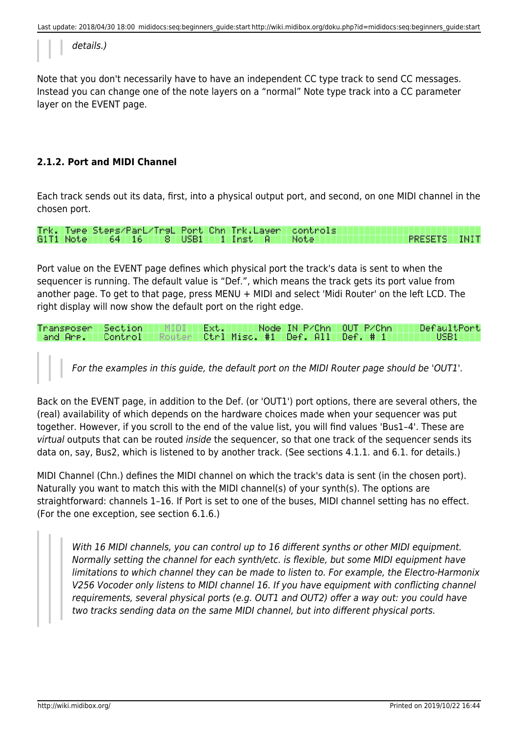> details.)

Note that you don't necessarily have to have an independent CC type track to send CC messages. Instead you can change one of the note layers on a "normal" Note type track into a CC parameter layer on the EVENT page.

### 2.1.2. Port and MIDI Channel

Each track sends out its data, first, into a physical output port, and second, on one MIDI channel in the chosen port.

```
Trk. Type Steps/ParL/TrgL Port Chn Trk.Layer   controls
G1T1 Note    64  16     8  USB1   1 Inst  A    Note                     PRESETS  INIT
```

Port value on the EVENT page defines which physical port the track's data is sent to when the sequencer is running. The default value is "Def.", which means the track gets its port value from another page. To get to that page, press MENU + MIDI and select 'Midi Router' on the left LCD. The right display will now show the default port on the right edge.

```
Transposer  Section    MIDI   Ext.       Node IN P/Chn  OUT P/Chn      DefaultPort
 and Arp.   Control   Router  Ctrl Misc. #1   Def. All  Def. # 1            USB1
```

> *For the examples in this guide, the default port on the MIDI Router page should be 'OUT1'.*

Back on the EVENT page, in addition to the Def. (or 'OUT1') port options, there are several others, the (real) availability of which depends on the hardware choices made when your sequencer was put together. However, if you scroll to the end of the value list, you will find values 'Bus1–4'. These are *virtual* outputs that can be routed *inside* the sequencer, so that one track of the sequencer sends its data on, say, Bus2, which is listened to by another track. (See sections 4.1.1. and 6.1. for details.)

MIDI Channel (Chn.) defines the MIDI channel on which the track's data is sent (in the chosen port). Naturally you want to match this with the MIDI channel(s) of your synth(s). The options are straightforward: channels 1–16. If Port is set to one of the buses, MIDI channel setting has no effect. (For the one exception, see section 6.1.6.)

> *With 16 MIDI channels, you can control up to 16 different synths or other MIDI equipment. Normally setting the channel for each synth/etc. is flexible, but some MIDI equipment have limitations to which channel they can be made to listen to. For example, the Electro-Harmonix V256 Vocoder only listens to MIDI channel 16. If you have equipment with conflicting channel requirements, several physical ports (e.g. OUT1 and OUT2) offer a way out: you could have two tracks sending data on the same MIDI channel, but into different physical ports.*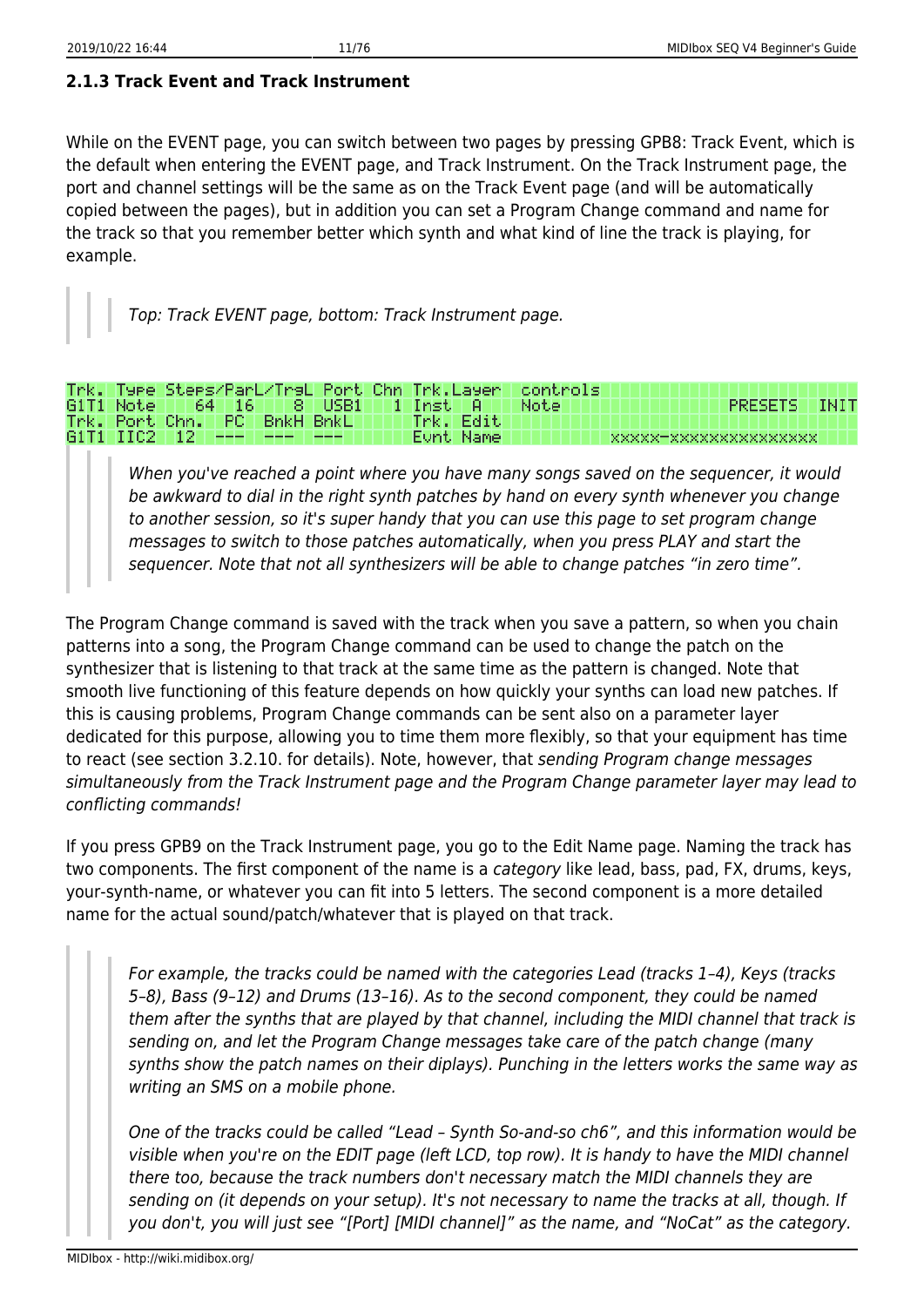### 2.1.3 Track Event and Track Instrument

While on the EVENT page, you can switch between two pages by pressing GPB8: Track Event, which is the default when entering the EVENT page, and Track Instrument. On the Track Instrument page, the port and channel settings will be the same as on the Track Event page (and will be automatically copied between the pages), but in addition you can set a Program Change command and name for the track so that you remember better which synth and what kind of line the track is playing, for example.

> *Top: Track EVENT page, bottom: Track Instrument page.*

```
Trk. Type Steps/ParL/TrgL Port Chn Trk.Layer  controls
G1T1 Note    64  16    8  USB1   1 Inst  A    Note                    PRESETS  INIT
Trk. Port Chn.  PC  BnkH BnkL      Trk. Edit
G1T1 IIC2  12  ---  ---  ---       Evnt Name                xxxxx-xxxxxxxxxxxxxxx
```

> *When you've reached a point where you have many songs saved on the sequencer, it would be awkward to dial in the right synth patches by hand on every synth whenever you change to another session, so it's super handy that you can use this page to set program change messages to switch to those patches automatically, when you press PLAY and start the sequencer. Note that not all synthesizers will be able to change patches "in zero time".*

The Program Change command is saved with the track when you save a pattern, so when you chain patterns into a song, the Program Change command can be used to change the patch on the synthesizer that is listening to that track at the same time as the pattern is changed. Note that smooth live functioning of this feature depends on how quickly your synths can load new patches. If this is causing problems, Program Change commands can be sent also on a parameter layer dedicated for this purpose, allowing you to time them more flexibly, so that your equipment has time to react (see section 3.2.10. for details). Note, however, that *sending Program change messages simultaneously from the Track Instrument page and the Program Change parameter layer may lead to conflicting commands!*

If you press GPB9 on the Track Instrument page, you go to the Edit Name page. Naming the track has two components. The first component of the name is a *category* like lead, bass, pad, FX, drums, keys, your-synth-name, or whatever you can fit into 5 letters. The second component is a more detailed name for the actual sound/patch/whatever that is played on that track.

> *For example, the tracks could be named with the categories Lead (tracks 1–4), Keys (tracks 5–8), Bass (9–12) and Drums (13–16). As to the second component, they could be named them after the synths that are played by that channel, including the MIDI channel that track is sending on, and let the Program Change messages take care of the patch change (many synths show the patch names on their diplays). Punching in the letters works the same way as writing an SMS on a mobile phone.*
>
> *One of the tracks could be called "Lead – Synth So-and-so ch6", and this information would be visible when you're on the EDIT page (left LCD, top row). It is handy to have the MIDI channel there too, because the track numbers don't necessary match the MIDI channels they are sending on (it depends on your setup). It's not necessary to name the tracks at all, though. If you don't, you will just see "[Port] [MIDI channel]" as the name, and "NoCat" as the category.*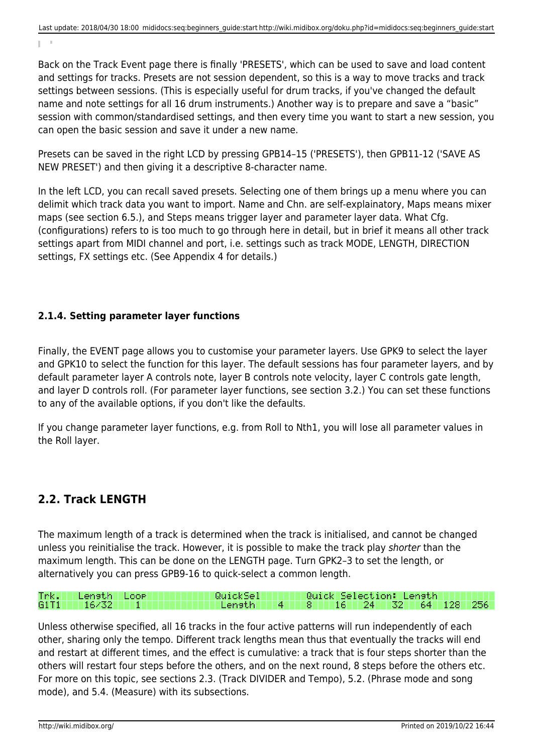Back on the Track Event page there is finally 'PRESETS', which can be used to save and load content and settings for tracks. Presets are not session dependent, so this is a way to move tracks and track settings between sessions. (This is especially useful for drum tracks, if you've changed the default name and note settings for all 16 drum instruments.) Another way is to prepare and save a "basic" session with common/standardised settings, and then every time you want to start a new session, you can open the basic session and save it under a new name.

Presets can be saved in the right LCD by pressing GPB14–15 ('PRESETS'), then GPB11-12 ('SAVE AS NEW PRESET') and then giving it a descriptive 8-character name.

In the left LCD, you can recall saved presets. Selecting one of them brings up a menu where you can delimit which track data you want to import. Name and Chn. are self-explainatory, Maps means mixer maps (see section 6.5.), and Steps means trigger layer and parameter layer data. What Cfg. (configurations) refers to is too much to go through here in detail, but in brief it means all other track settings apart from MIDI channel and port, i.e. settings such as track MODE, LENGTH, DIRECTION settings, FX settings etc. (See Appendix 4 for details.)

### 2.1.4. Setting parameter layer functions

Finally, the EVENT page allows you to customise your parameter layers. Use GPK9 to select the layer and GPK10 to select the function for this layer. The default sessions has four parameter layers, and by default parameter layer A controls note, layer B controls note velocity, layer C controls gate length, and layer D controls roll. (For parameter layer functions, see section 3.2.) You can set these functions to any of the available options, if you don't like the defaults.

If you change parameter layer functions, e.g. from Roll to Nth1, you will lose all parameter values in the Roll layer.

## 2.2. Track LENGTH

The maximum length of a track is determined when the track is initialised, and cannot be changed unless you reinitialise the track. However, it is possible to make the track play *shorter* than the maximum length. This can be done on the LENGTH page. Turn GPK2–3 to set the length, or alternatively you can press GPB9-16 to quick-select a common length.

```
Trk.  Length  Loop               QuickSel        Quick Selection: Length
G1T1   16/32    1                 Length    4     8    16   24   32   64  128  256
```

Unless otherwise specified, all 16 tracks in the four active patterns will run independently of each other, sharing only the tempo. Different track lengths mean thus that eventually the tracks will end and restart at different times, and the effect is cumulative: a track that is four steps shorter than the others will restart four steps before the others, and on the next round, 8 steps before the others etc. For more on this topic, see sections 2.3. (Track DIVIDER and Tempo), 5.2. (Phrase mode and song mode), and 5.4. (Measure) with its subsections.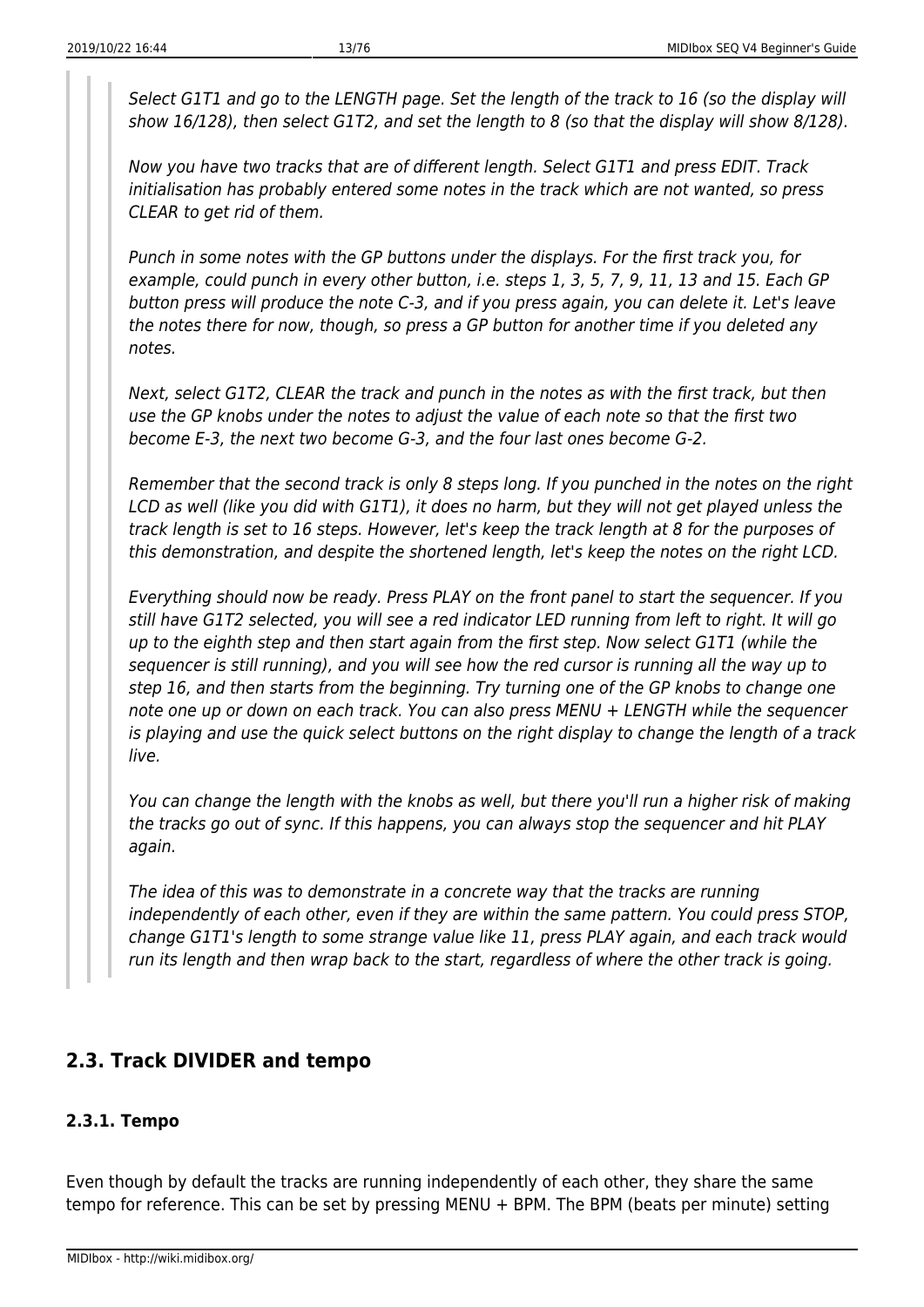> > *Select G1T1 and go to the LENGTH page. Set the length of the track to 16 (so the display will show 16/128), then select G1T2, and set the length to 8 (so that the display will show 8/128).*
> >
> > *Now you have two tracks that are of different length. Select G1T1 and press EDIT. Track initialisation has probably entered some notes in the track which are not wanted, so press CLEAR to get rid of them.*
> >
> > *Punch in some notes with the GP buttons under the displays. For the first track you, for example, could punch in every other button, i.e. steps 1, 3, 5, 7, 9, 11, 13 and 15. Each GP button press will produce the note C-3, and if you press again, you can delete it. Let's leave the notes there for now, though, so press a GP button for another time if you deleted any notes.*
> >
> > *Next, select G1T2, CLEAR the track and punch in the notes as with the first track, but then use the GP knobs under the notes to adjust the value of each note so that the first two become E-3, the next two become G-3, and the four last ones become G-2.*
> >
> > *Remember that the second track is only 8 steps long. If you punched in the notes on the right LCD as well (like you did with G1T1), it does no harm, but they will not get played unless the track length is set to 16 steps. However, let's keep the track length at 8 for the purposes of this demonstration, and despite the shortened length, let's keep the notes on the right LCD.*
> >
> > *Everything should now be ready. Press PLAY on the front panel to start the sequencer. If you still have G1T2 selected, you will see a red indicator LED running from left to right. It will go up to the eighth step and then start again from the first step. Now select G1T1 (while the sequencer is still running), and you will see how the red cursor is running all the way up to step 16, and then starts from the beginning. Try turning one of the GP knobs to change one note one up or down on each track. You can also press MENU + LENGTH while the sequencer is playing and use the quick select buttons on the right display to change the length of a track live.*
> >
> > *You can change the length with the knobs as well, but there you'll run a higher risk of making the tracks go out of sync. If this happens, you can always stop the sequencer and hit PLAY again.*
> >
> > *The idea of this was to demonstrate in a concrete way that the tracks are running independently of each other, even if they are within the same pattern. You could press STOP, change G1T1's length to some strange value like 11, press PLAY again, and each track would run its length and then wrap back to the start, regardless of where the other track is going.*

## 2.3. Track DIVIDER and tempo

### 2.3.1. Tempo

Even though by default the tracks are running independently of each other, they share the same tempo for reference. This can be set by pressing MENU + BPM. The BPM (beats per minute) setting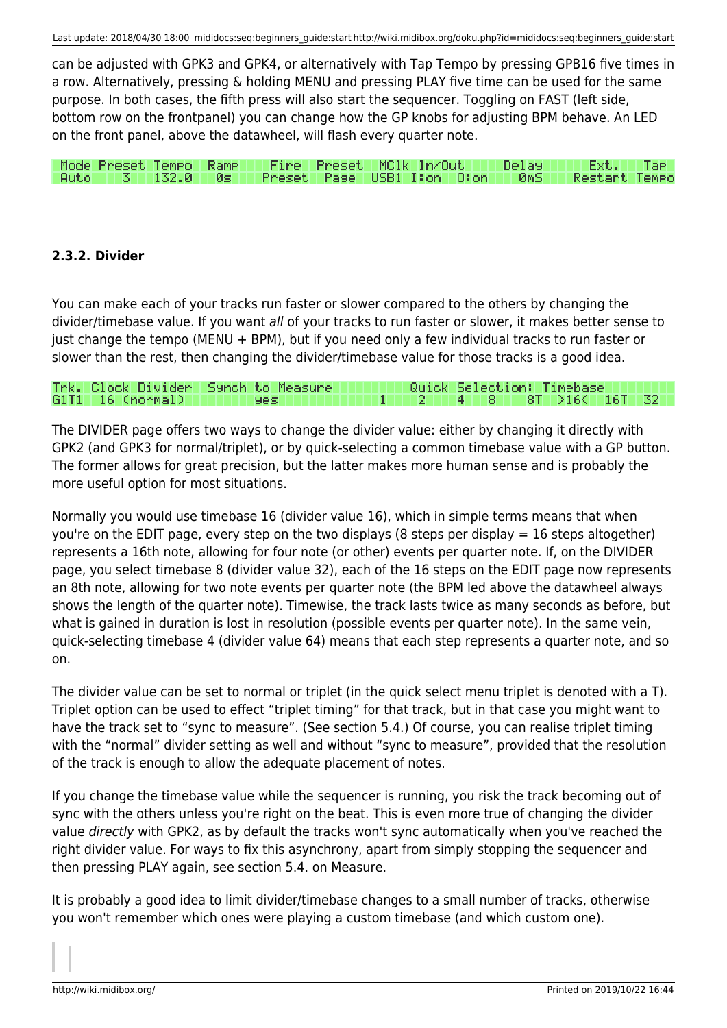can be adjusted with GPK3 and GPK4, or alternatively with Tap Tempo by pressing GPB16 five times in a row. Alternatively, pressing & holding MENU and pressing PLAY five time can be used for the same purpose. In both cases, the fifth press will also start the sequencer. Toggling on FAST (left side, bottom row on the frontpanel) you can change how the GP knobs for adjusting BPM behave. An LED on the front panel, above the datawheel, will flash every quarter note.

```
Mode Preset Tempo  Ramp    Fire  Preset  MClk In/Out      Delay       Ext.   Tap
Auto    3   132.0   0s    Preset  Page   USB1 I:on  O:on    0mS     Restart Tempo
```

### 2.3.2. Divider

You can make each of your tracks run faster or slower compared to the others by changing the divider/timebase value. If you want *all* of your tracks to run faster or slower, it makes better sense to just change the tempo (MENU + BPM), but if you need only a few individual tracks to run faster or slower than the rest, then changing the divider/timebase value for those tracks is a good idea.

```
Trk. Clock Divider  Synch to Measure           Quick Selection: Timebase
G1T1  16 (normal)         yes            1    2    4    8     8T  >16<  16T  32
```

The DIVIDER page offers two ways to change the divider value: either by changing it directly with GPK2 (and GPK3 for normal/triplet), or by quick-selecting a common timebase value with a GP button. The former allows for great precision, but the latter makes more human sense and is probably the more useful option for most situations.

Normally you would use timebase 16 (divider value 16), which in simple terms means that when you're on the EDIT page, every step on the two displays (8 steps per display = 16 steps altogether) represents a 16th note, allowing for four note (or other) events per quarter note. If, on the DIVIDER page, you select timebase 8 (divider value 32), each of the 16 steps on the EDIT page now represents an 8th note, allowing for two note events per quarter note (the BPM led above the datawheel always shows the length of the quarter note). Timewise, the track lasts twice as many seconds as before, but what is gained in duration is lost in resolution (possible events per quarter note). In the same vein, quick-selecting timebase 4 (divider value 64) means that each step represents a quarter note, and so on.

The divider value can be set to normal or triplet (in the quick select menu triplet is denoted with a T). Triplet option can be used to effect “triplet timing” for that track, but in that case you might want to have the track set to “sync to measure”. (See section 5.4.) Of course, you can realise triplet timing with the “normal” divider setting as well and without “sync to measure”, provided that the resolution of the track is enough to allow the adequate placement of notes.

If you change the timebase value while the sequencer is running, you risk the track becoming out of sync with the others unless you're right on the beat. This is even more true of changing the divider value *directly* with GPK2, as by default the tracks won't sync automatically when you've reached the right divider value. For ways to fix this asynchrony, apart from simply stopping the sequencer and then pressing PLAY again, see section 5.4. on Measure.

It is probably a good idea to limit divider/timebase changes to a small number of tracks, otherwise you won't remember which ones were playing a custom timebase (and which custom one).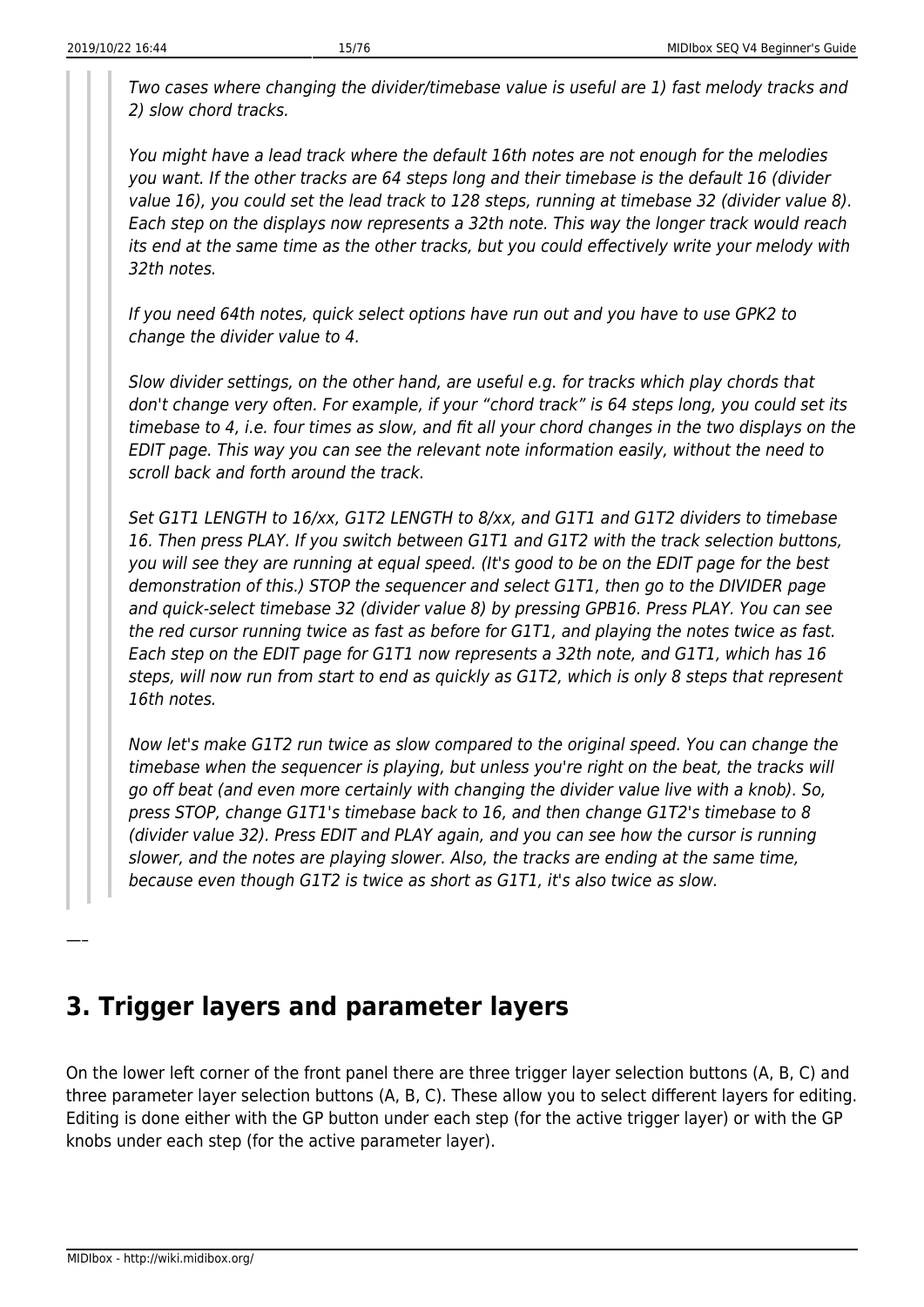> *Two cases where changing the divider/timebase value is useful are 1) fast melody tracks and 2) slow chord tracks.*
>
> *You might have a lead track where the default 16th notes are not enough for the melodies you want. If the other tracks are 64 steps long and their timebase is the default 16 (divider value 16), you could set the lead track to 128 steps, running at timebase 32 (divider value 8). Each step on the displays now represents a 32th note. This way the longer track would reach its end at the same time as the other tracks, but you could effectively write your melody with 32th notes.*
>
> *If you need 64th notes, quick select options have run out and you have to use GPK2 to change the divider value to 4.*
>
> *Slow divider settings, on the other hand, are useful e.g. for tracks which play chords that don't change very often. For example, if your "chord track" is 64 steps long, you could set its timebase to 4, i.e. four times as slow, and fit all your chord changes in the two displays on the EDIT page. This way you can see the relevant note information easily, without the need to scroll back and forth around the track.*
>
> *Set G1T1 LENGTH to 16/xx, G1T2 LENGTH to 8/xx, and G1T1 and G1T2 dividers to timebase 16. Then press PLAY. If you switch between G1T1 and G1T2 with the track selection buttons, you will see they are running at equal speed. (It's good to be on the EDIT page for the best demonstration of this.) STOP the sequencer and select G1T1, then go to the DIVIDER page and quick-select timebase 32 (divider value 8) by pressing GPB16. Press PLAY. You can see the red cursor running twice as fast as before for G1T1, and playing the notes twice as fast. Each step on the EDIT page for G1T1 now represents a 32th note, and G1T1, which has 16 steps, will now run from start to end as quickly as G1T2, which is only 8 steps that represent 16th notes.*
>
> *Now let's make G1T2 run twice as slow compared to the original speed. You can change the timebase when the sequencer is playing, but unless you're right on the beat, the tracks will go off beat (and even more certainly with changing the divider value live with a knob). So, press STOP, change G1T1's timebase back to 16, and then change G1T2's timebase to 8 (divider value 32). Press EDIT and PLAY again, and you can see how the cursor is running slower, and the notes are playing slower. Also, the tracks are ending at the same time, because even though G1T2 is twice as short as G1T1, it's also twice as slow.*

---

## 3. Trigger layers and parameter layers

On the lower left corner of the front panel there are three trigger layer selection buttons (A, B, C) and three parameter layer selection buttons (A, B, C). These allow you to select different layers for editing. Editing is done either with the GP button under each step (for the active trigger layer) or with the GP knobs under each step (for the active parameter layer).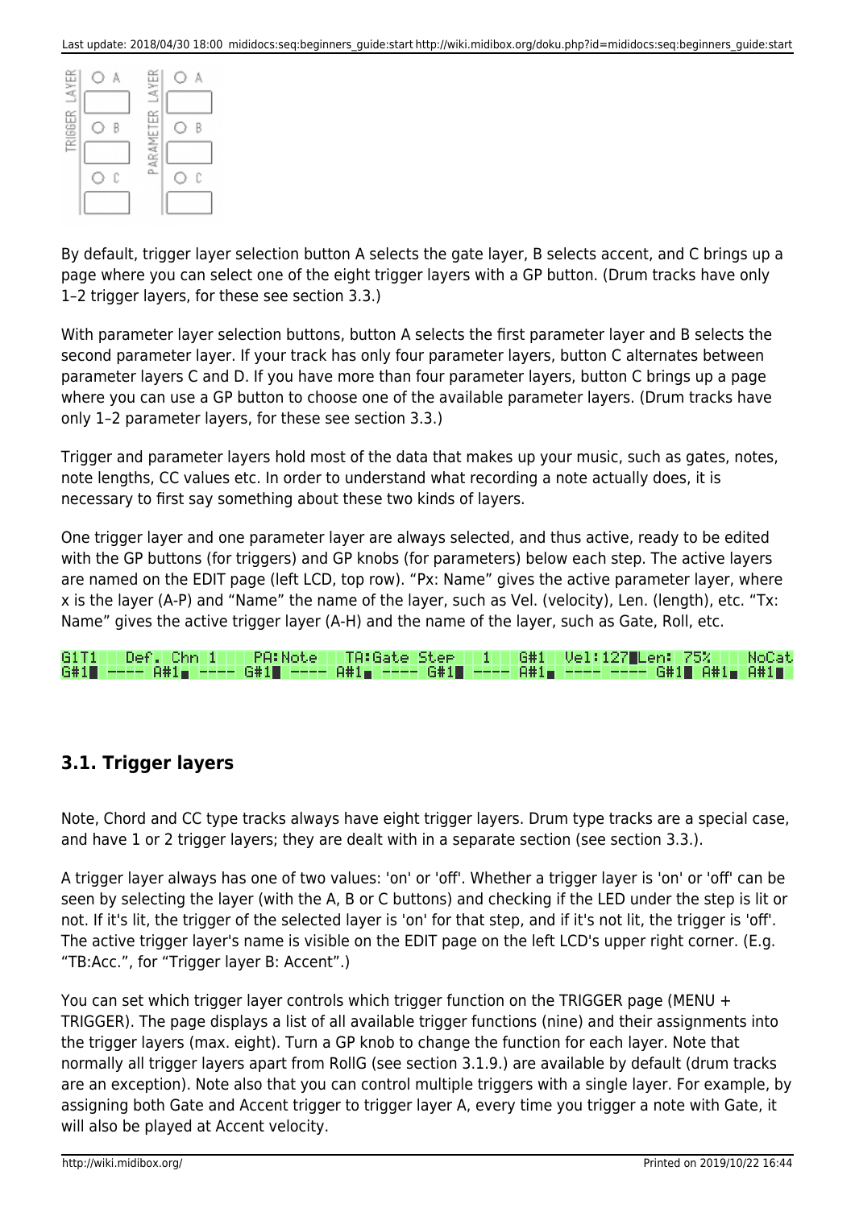By default, trigger layer selection button A selects the gate layer, B selects accent, and C brings up a page where you can select one of the eight trigger layers with a GP button. (Drum tracks have only 1–2 trigger layers, for these see section 3.3.)

With parameter layer selection buttons, button A selects the first parameter layer and B selects the second parameter layer. If your track has only four parameter layers, button C alternates between parameter layers C and D. If you have more than four parameter layers, button C brings up a page where you can use a GP button to choose one of the available parameter layers. (Drum tracks have only 1–2 parameter layers, for these see section 3.3.)

Trigger and parameter layers hold most of the data that makes up your music, such as gates, notes, note lengths, CC values etc. In order to understand what recording a note actually does, it is necessary to first say something about these two kinds of layers.

One trigger layer and one parameter layer are always selected, and thus active, ready to be edited with the GP buttons (for triggers) and GP knobs (for parameters) below each step. The active layers are named on the EDIT page (left LCD, top row). "Px: Name" gives the active parameter layer, where x is the layer (A-P) and "Name" the name of the layer, such as Vel. (velocity), Len. (length), etc. "Tx: Name" gives the active trigger layer (A-H) and the name of the layer, such as Gate, Roll, etc.

```
G1T1   Def. Chn 1    PA:Note    TA:Gate Step    1    G#1   Vel:127 Len: 75%     NoCat
G#1  ----  A#1  ----  G#1  ----  A#1  ----  G#1  ----  A#1  ----  ----  G#1  A#1  A#1
```

## 3.1. Trigger layers

Note, Chord and CC type tracks always have eight trigger layers. Drum type tracks are a special case, and have 1 or 2 trigger layers; they are dealt with in a separate section (see section 3.3.).

A trigger layer always has one of two values: 'on' or 'off'. Whether a trigger layer is 'on' or 'off' can be seen by selecting the layer (with the A, B or C buttons) and checking if the LED under the step is lit or not. If it's lit, the trigger of the selected layer is 'on' for that step, and if it's not lit, the trigger is 'off'. The active trigger layer's name is visible on the EDIT page on the left LCD's upper right corner. (E.g. "TB:Acc.", for "Trigger layer B: Accent".)

You can set which trigger layer controls which trigger function on the TRIGGER page (MENU + TRIGGER). The page displays a list of all available trigger functions (nine) and their assignments into the trigger layers (max. eight). Turn a GP knob to change the function for each layer. Note that normally all trigger layers apart from RollG (see section 3.1.9.) are available by default (drum tracks are an exception). Note also that you can control multiple triggers with a single layer. For example, by assigning both Gate and Accent trigger to trigger layer A, every time you trigger a note with Gate, it will also be played at Accent velocity.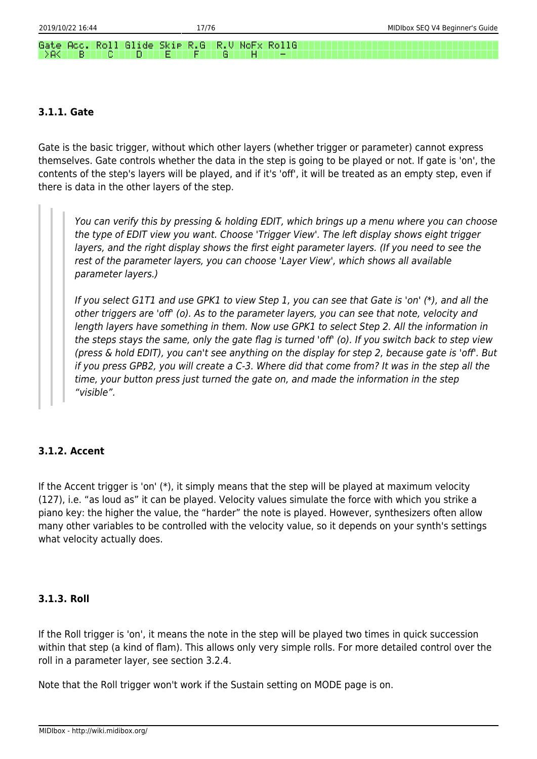```
Gate Acc. Roll Glide Skip R.G  R.V NoFx RollG
 >A<   B    C    D    E    F    G    H    -
```

### 3.1.1. Gate

Gate is the basic trigger, without which other layers (whether trigger or parameter) cannot express themselves. Gate controls whether the data in the step is going to be played or not. If gate is 'on', the contents of the step's layers will be played, and if it's 'off', it will be treated as an empty step, even if there is data in the other layers of the step.

> *You can verify this by pressing & holding EDIT, which brings up a menu where you can choose the type of EDIT view you want. Choose 'Trigger View'. The left display shows eight trigger layers, and the right display shows the first eight parameter layers. (If you need to see the rest of the parameter layers, you can choose 'Layer View', which shows all available parameter layers.)*
>
> *If you select G1T1 and use GPK1 to view Step 1, you can see that Gate is 'on' (*), and all the other triggers are 'off' (o). As to the parameter layers, you can see that note, velocity and length layers have something in them. Now use GPK1 to select Step 2. All the information in the steps stays the same, only the gate flag is turned 'off' (o). If you switch back to step view (press & hold EDIT), you can't see anything on the display for step 2, because gate is 'off'. But if you press GPB2, you will create a C-3. Where did that come from? It was in the step all the time, your button press just turned the gate on, and made the information in the step "visible".*

### 3.1.2. Accent

If the Accent trigger is 'on' (*), it simply means that the step will be played at maximum velocity (127), i.e. "as loud as" it can be played. Velocity values simulate the force with which you strike a piano key: the higher the value, the "harder" the note is played. However, synthesizers often allow many other variables to be controlled with the velocity value, so it depends on your synth's settings what velocity actually does.

### 3.1.3. Roll

If the Roll trigger is 'on', it means the note in the step will be played two times in quick succession within that step (a kind of flam). This allows only very simple rolls. For more detailed control over the roll in a parameter layer, see section 3.2.4.

Note that the Roll trigger won't work if the Sustain setting on MODE page is on.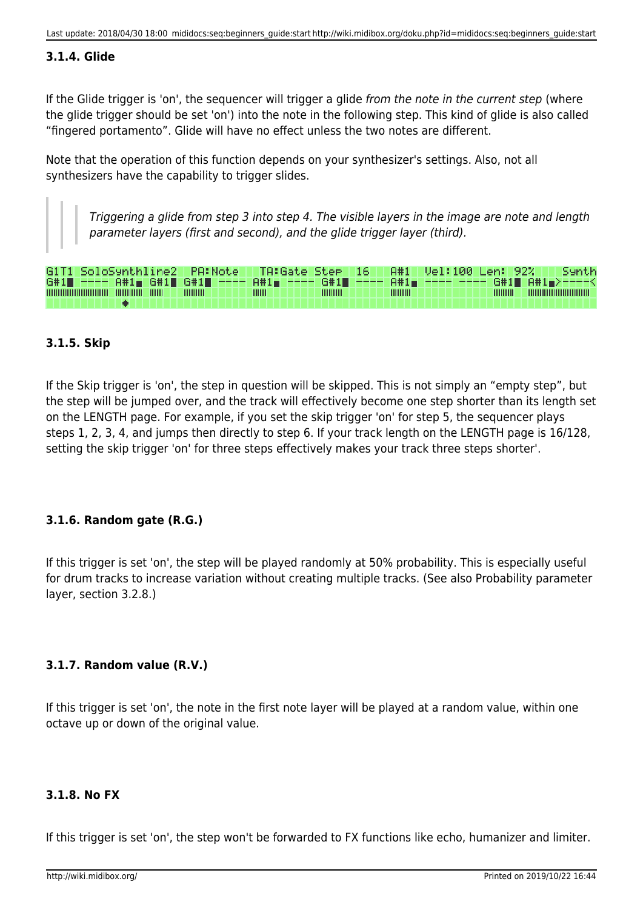### 3.1.4. Glide

If the Glide trigger is 'on', the sequencer will trigger a glide *from the note in the current step* (where the glide trigger should be set 'on') into the note in the following step. This kind of glide is also called "fingered portamento". Glide will have no effect unless the two notes are different.

Note that the operation of this function depends on your synthesizer's settings. Also, not all synthesizers have the capability to trigger slides.

> *Triggering a glide from step 3 into step 4. The visible layers in the image are note and length parameter layers (first and second), and the glide trigger layer (third).*

```
G1T1 SoloSynthline2  PA:Note   TA:Gate Step  16   A#1  Vel:100 Len: 92%    Synth
G#1█ ---- A#1▄ G#1█ G#1█ ---- A#1▄ ---- G#1█ ---- A#1▄ ---- ---- G#1█ A#1▄>----<
```

### 3.1.5. Skip

If the Skip trigger is 'on', the step in question will be skipped. This is not simply an "empty step", but the step will be jumped over, and the track will effectively become one step shorter than its length set on the LENGTH page. For example, if you set the skip trigger 'on' for step 5, the sequencer plays steps 1, 2, 3, 4, and jumps then directly to step 6. If your track length on the LENGTH page is 16/128, setting the skip trigger 'on' for three steps effectively makes your track three steps shorter'.

### 3.1.6. Random gate (R.G.)

If this trigger is set 'on', the step will be played randomly at 50% probability. This is especially useful for drum tracks to increase variation without creating multiple tracks. (See also Probability parameter layer, section 3.2.8.)

### 3.1.7. Random value (R.V.)

If this trigger is set 'on', the note in the first note layer will be played at a random value, within one octave up or down of the original value.

### 3.1.8. No FX

If this trigger is set 'on', the step won't be forwarded to FX functions like echo, humanizer and limiter.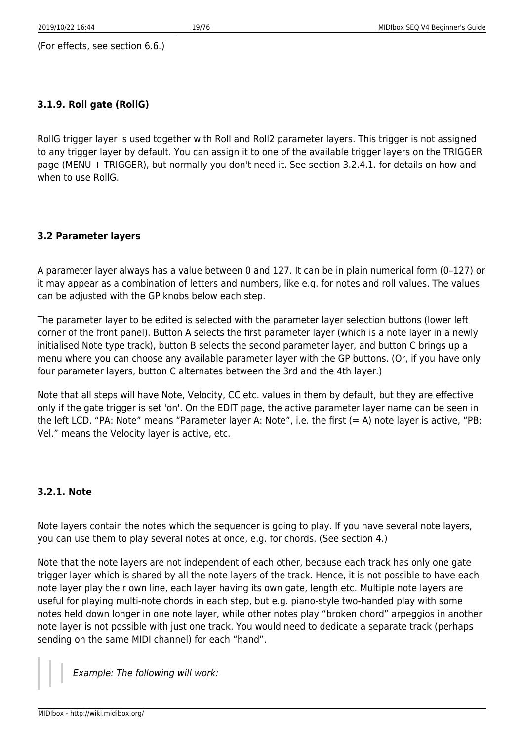(For effects, see section 6.6.)

### 3.1.9. Roll gate (RollG)

RollG trigger layer is used together with Roll and Roll2 parameter layers. This trigger is not assigned to any trigger layer by default. You can assign it to one of the available trigger layers on the TRIGGER page (MENU + TRIGGER), but normally you don't need it. See section 3.2.4.1. for details on how and when to use RollG.

### 3.2 Parameter layers

A parameter layer always has a value between 0 and 127. It can be in plain numerical form (0–127) or it may appear as a combination of letters and numbers, like e.g. for notes and roll values. The values can be adjusted with the GP knobs below each step.

The parameter layer to be edited is selected with the parameter layer selection buttons (lower left corner of the front panel). Button A selects the first parameter layer (which is a note layer in a newly initialised Note type track), button B selects the second parameter layer, and button C brings up a menu where you can choose any available parameter layer with the GP buttons. (Or, if you have only four parameter layers, button C alternates between the 3rd and the 4th layer.)

Note that all steps will have Note, Velocity, CC etc. values in them by default, but they are effective only if the gate trigger is set 'on'. On the EDIT page, the active parameter layer name can be seen in the left LCD. “PA: Note” means “Parameter layer A: Note”, i.e. the first (= A) note layer is active, “PB: Vel.” means the Velocity layer is active, etc.

### 3.2.1. Note

Note layers contain the notes which the sequencer is going to play. If you have several note layers, you can use them to play several notes at once, e.g. for chords. (See section 4.)

Note that the note layers are not independent of each other, because each track has only one gate trigger layer which is shared by all the note layers of the track. Hence, it is not possible to have each note layer play their own line, each layer having its own gate, length etc. Multiple note layers are useful for playing multi-note chords in each step, but e.g. piano-style two-handed play with some notes held down longer in one note layer, while other notes play “broken chord” arpeggios in another note layer is not possible with just one track. You would need to dedicate a separate track (perhaps sending on the same MIDI channel) for each “hand”.

> > *Example: The following will work:*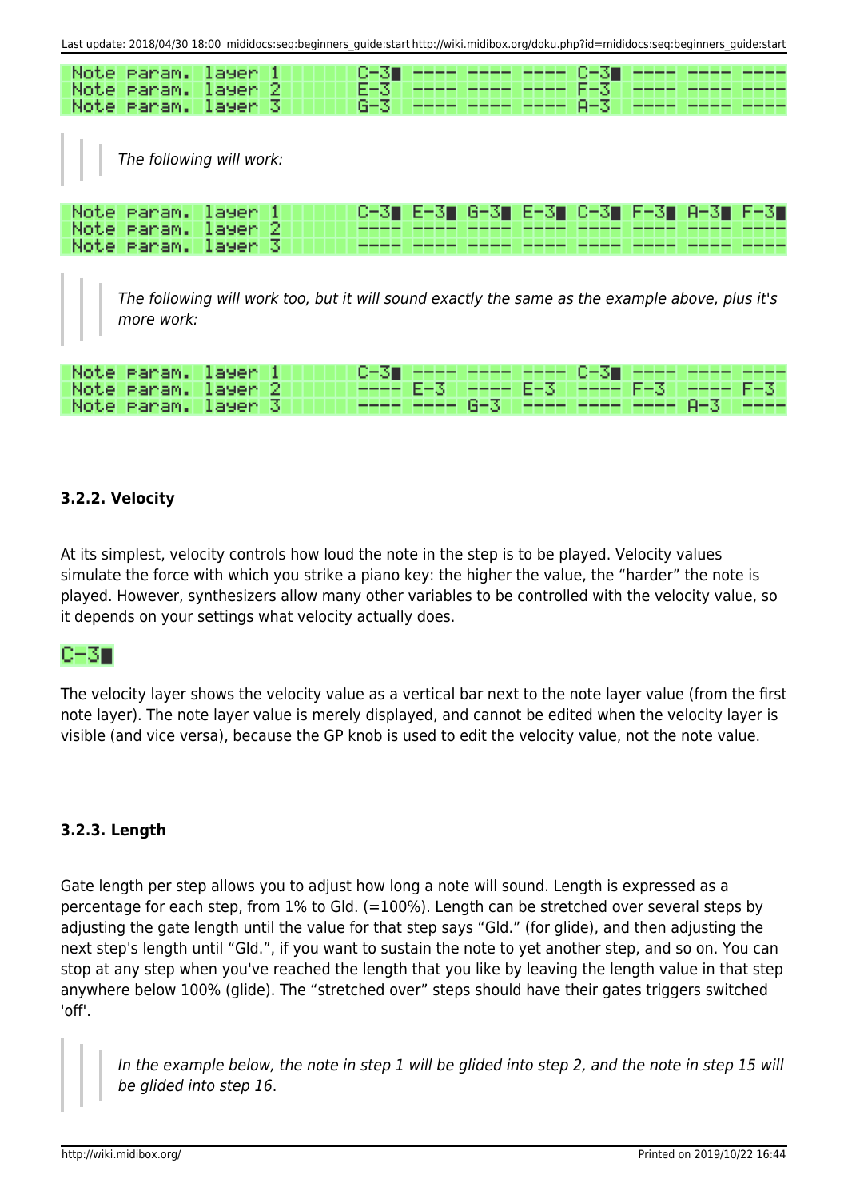| | | | | | | | | |
|---|---|---|---|---|---|---|---|---|
| Note param. layer 1 | C-3▄ | ---- | ---- | ---- | C-3▄ | ---- | ---- | ---- |
| Note param. layer 2 | E-3 | ---- | ---- | ---- | F-3 | ---- | ---- | ---- |
| Note param. layer 3 | G-3 | ---- | ---- | ---- | A-3 | ---- | ---- | ---- |

> *The following will work:*

| | | | | | | | | |
|---|---|---|---|---|---|---|---|---|
| Note param. layer 1 | C-3▄ | E-3▄ | G-3▄ | E-3▄ | C-3▄ | F-3▄ | A-3▄ | F-3▄ |
| Note param. layer 2 | ---- | ---- | ---- | ---- | ---- | ---- | ---- | ---- |
| Note param. layer 3 | ---- | ---- | ---- | ---- | ---- | ---- | ---- | ---- |

> *The following will work too, but it will sound exactly the same as the example above, plus it's more work:*

| | | | | | | | | |
|---|---|---|---|---|---|---|---|---|
| Note param. layer 1 | C-3▄ | ---- | ---- | ---- | C-3▄ | ---- | ---- | ---- |
| Note param. layer 2 | ---- | E-3 | ---- | E-3 | ---- | F-3 | ---- | F-3 |
| Note param. layer 3 | ---- | ---- | G-3 | ---- | ---- | ---- | A-3 | ---- |

### 3.2.2. Velocity

At its simplest, velocity controls how loud the note in the step is to be played. Velocity values simulate the force with which you strike a piano key: the higher the value, the "harder" the note is played. However, synthesizers allow many other variables to be controlled with the velocity value, so it depends on your settings what velocity actually does.

C-3▄

The velocity layer shows the velocity value as a vertical bar next to the note layer value (from the first note layer). The note layer value is merely displayed, and cannot be edited when the velocity layer is visible (and vice versa), because the GP knob is used to edit the velocity value, not the note value.

### 3.2.3. Length

Gate length per step allows you to adjust how long a note will sound. Length is expressed as a percentage for each step, from 1% to Gld. (=100%). Length can be stretched over several steps by adjusting the gate length until the value for that step says "Gld." (for glide), and then adjusting the next step's length until "Gld.", if you want to sustain the note to yet another step, and so on. You can stop at any step when you've reached the length that you like by leaving the length value in that step anywhere below 100% (glide). The "stretched over" steps should have their gates triggers switched 'off'.

> *In the example below, the note in step 1 will be glided into step 2, and the note in step 15 will be glided into step 16*.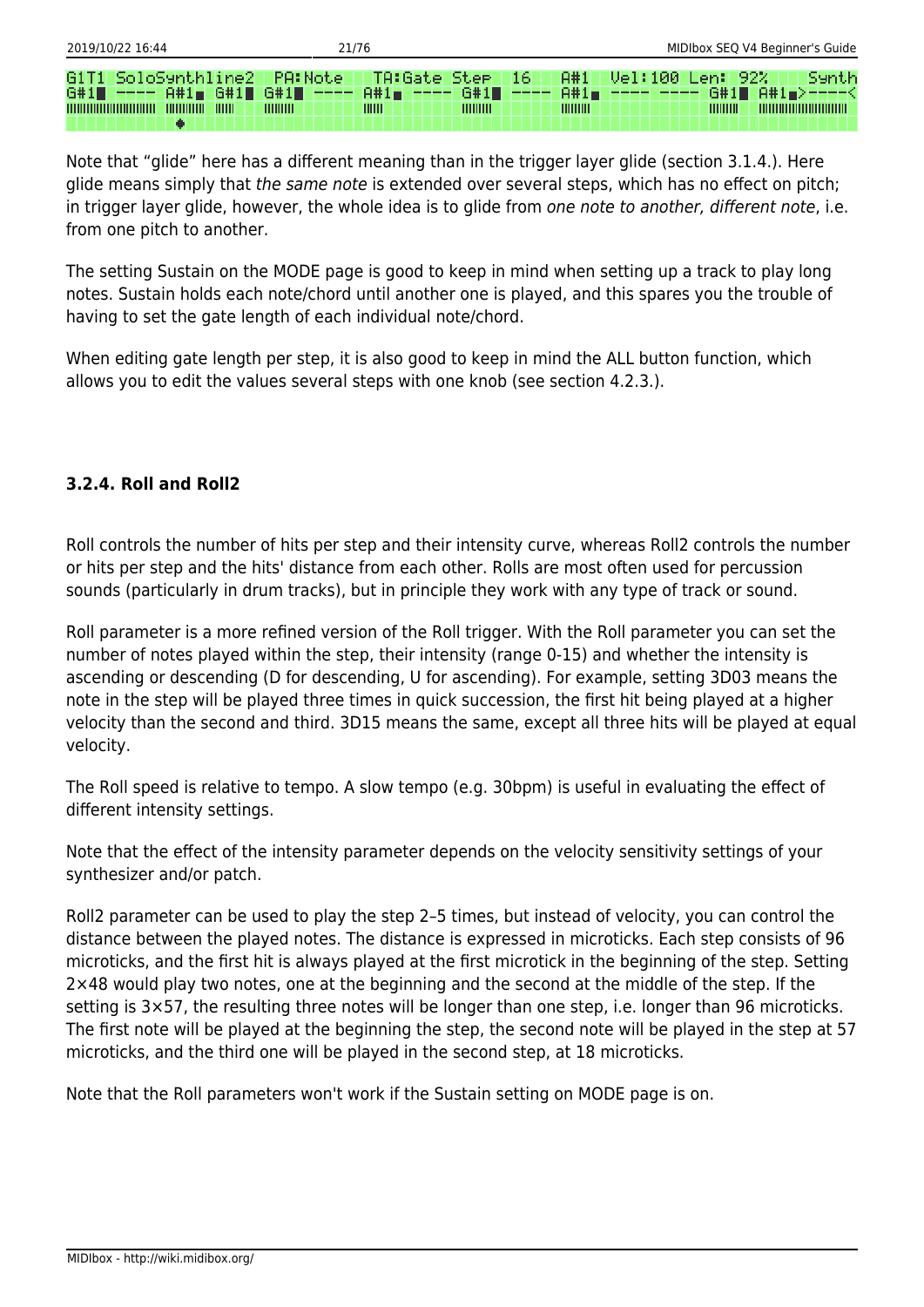```
G1T1 SoloSynthline2  PA:Note   TA:Gate Step  16   A#1  Vel:100 Len: 92%    Synth
G#1  ---- A#1  G#1  G#1  ---- A#1  ---- G#1  ---- A#1  ---- ---- G#1  A#1 >----<
```

Note that "glide" here has a different meaning than in the trigger layer glide (section 3.1.4.). Here glide means simply that *the same note* is extended over several steps, which has no effect on pitch; in trigger layer glide, however, the whole idea is to glide from *one note to another, different note*, i.e. from one pitch to another.

The setting Sustain on the MODE page is good to keep in mind when setting up a track to play long notes. Sustain holds each note/chord until another one is played, and this spares you the trouble of having to set the gate length of each individual note/chord.

When editing gate length per step, it is also good to keep in mind the ALL button function, which allows you to edit the values several steps with one knob (see section 4.2.3.).

### 3.2.4. Roll and Roll2

Roll controls the number of hits per step and their intensity curve, whereas Roll2 controls the number or hits per step and the hits' distance from each other. Rolls are most often used for percussion sounds (particularly in drum tracks), but in principle they work with any type of track or sound.

Roll parameter is a more refined version of the Roll trigger. With the Roll parameter you can set the number of notes played within the step, their intensity (range 0-15) and whether the intensity is ascending or descending (D for descending, U for ascending). For example, setting 3D03 means the note in the step will be played three times in quick succession, the first hit being played at a higher velocity than the second and third. 3D15 means the same, except all three hits will be played at equal velocity.

The Roll speed is relative to tempo. A slow tempo (e.g. 30bpm) is useful in evaluating the effect of different intensity settings.

Note that the effect of the intensity parameter depends on the velocity sensitivity settings of your synthesizer and/or patch.

Roll2 parameter can be used to play the step 2–5 times, but instead of velocity, you can control the distance between the played notes. The distance is expressed in microticks. Each step consists of 96 microticks, and the first hit is always played at the first microtick in the beginning of the step. Setting 2×48 would play two notes, one at the beginning and the second at the middle of the step. If the setting is 3×57, the resulting three notes will be longer than one step, i.e. longer than 96 microticks. The first note will be played at the beginning the step, the second note will be played in the step at 57 microticks, and the third one will be played in the second step, at 18 microticks.

Note that the Roll parameters won't work if the Sustain setting on MODE page is on.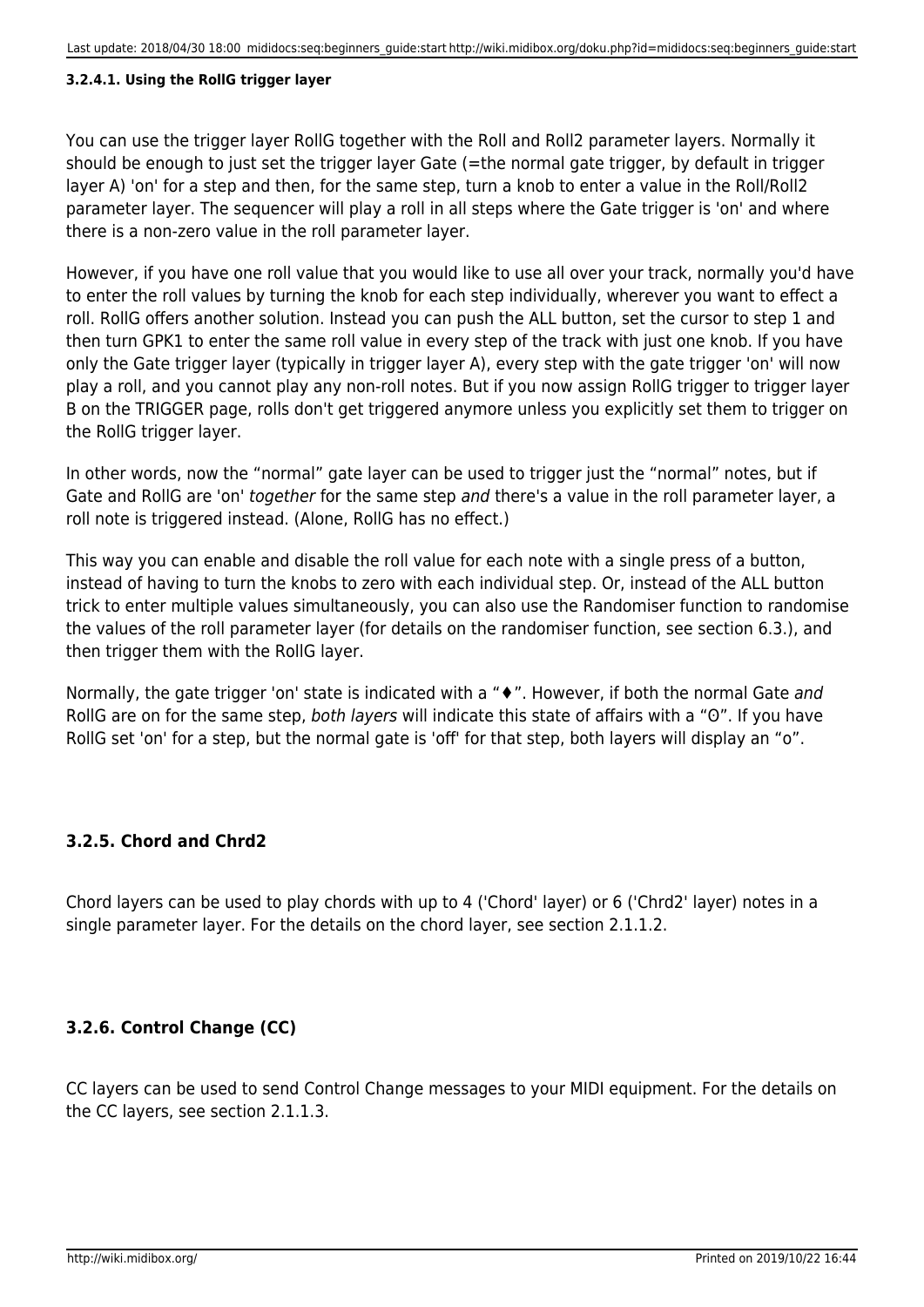#### 3.2.4.1. Using the RollG trigger layer

You can use the trigger layer RollG together with the Roll and Roll2 parameter layers. Normally it should be enough to just set the trigger layer Gate (=the normal gate trigger, by default in trigger layer A) 'on' for a step and then, for the same step, turn a knob to enter a value in the Roll/Roll2 parameter layer. The sequencer will play a roll in all steps where the Gate trigger is 'on' and where there is a non-zero value in the roll parameter layer.

However, if you have one roll value that you would like to use all over your track, normally you'd have to enter the roll values by turning the knob for each step individually, wherever you want to effect a roll. RollG offers another solution. Instead you can push the ALL button, set the cursor to step 1 and then turn GPK1 to enter the same roll value in every step of the track with just one knob. If you have only the Gate trigger layer (typically in trigger layer A), every step with the gate trigger 'on' will now play a roll, and you cannot play any non-roll notes. But if you now assign RollG trigger to trigger layer B on the TRIGGER page, rolls don't get triggered anymore unless you explicitly set them to trigger on the RollG trigger layer.

In other words, now the "normal" gate layer can be used to trigger just the "normal" notes, but if Gate and RollG are 'on' *together* for the same step *and* there's a value in the roll parameter layer, a roll note is triggered instead. (Alone, RollG has no effect.)

This way you can enable and disable the roll value for each note with a single press of a button, instead of having to turn the knobs to zero with each individual step. Or, instead of the ALL button trick to enter multiple values simultaneously, you can also use the Randomiser function to randomise the values of the roll parameter layer (for details on the randomiser function, see section 6.3.), and then trigger them with the RollG layer.

Normally, the gate trigger 'on' state is indicated with a "♦". However, if both the normal Gate *and* RollG are on for the same step, *both layers* will indicate this state of affairs with a "ʘ". If you have RollG set 'on' for a step, but the normal gate is 'off' for that step, both layers will display an "o".

### 3.2.5. Chord and Chrd2

Chord layers can be used to play chords with up to 4 ('Chord' layer) or 6 ('Chrd2' layer) notes in a single parameter layer. For the details on the chord layer, see section 2.1.1.2.

### 3.2.6. Control Change (CC)

CC layers can be used to send Control Change messages to your MIDI equipment. For the details on the CC layers, see section 2.1.1.3.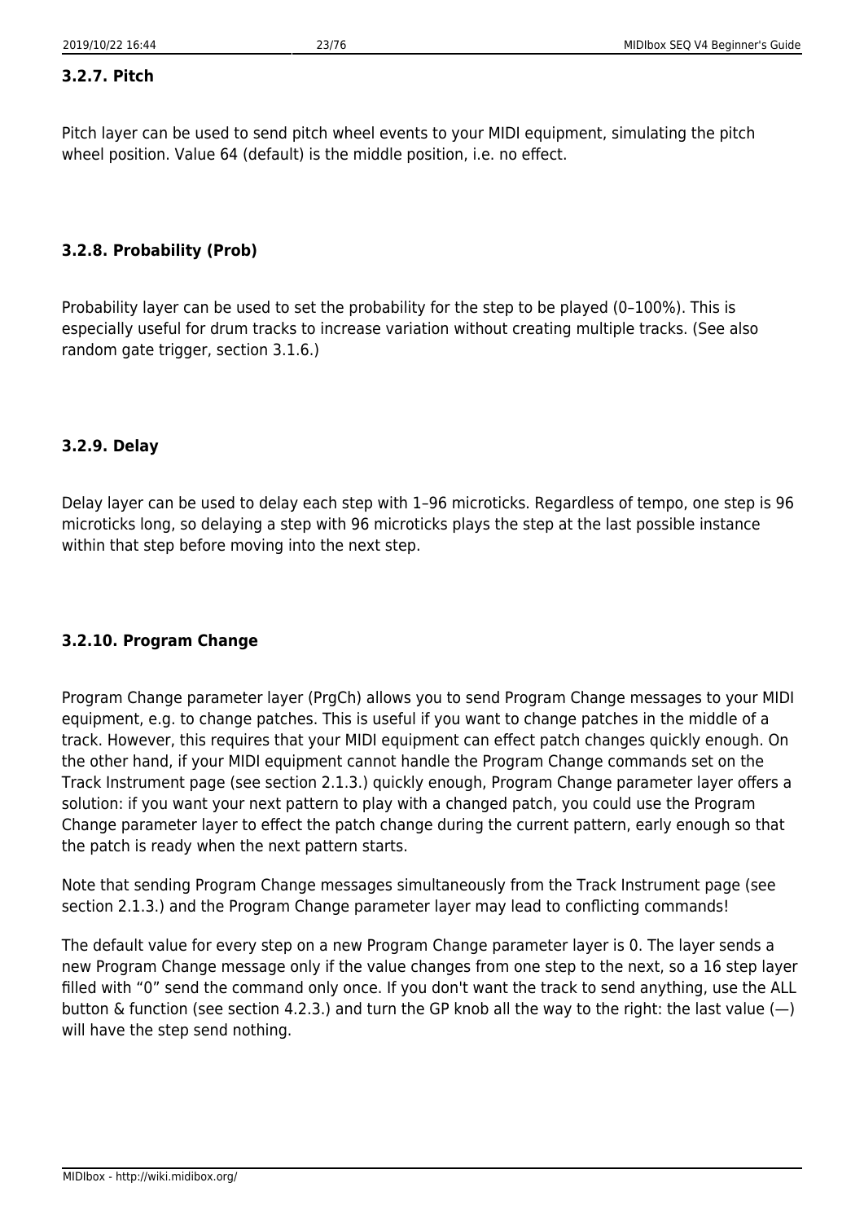### 3.2.7. Pitch

Pitch layer can be used to send pitch wheel events to your MIDI equipment, simulating the pitch wheel position. Value 64 (default) is the middle position, i.e. no effect.

### 3.2.8. Probability (Prob)

Probability layer can be used to set the probability for the step to be played (0–100%). This is especially useful for drum tracks to increase variation without creating multiple tracks. (See also random gate trigger, section 3.1.6.)

### 3.2.9. Delay

Delay layer can be used to delay each step with 1–96 microticks. Regardless of tempo, one step is 96 microticks long, so delaying a step with 96 microticks plays the step at the last possible instance within that step before moving into the next step.

### 3.2.10. Program Change

Program Change parameter layer (PrgCh) allows you to send Program Change messages to your MIDI equipment, e.g. to change patches. This is useful if you want to change patches in the middle of a track. However, this requires that your MIDI equipment can effect patch changes quickly enough. On the other hand, if your MIDI equipment cannot handle the Program Change commands set on the Track Instrument page (see section 2.1.3.) quickly enough, Program Change parameter layer offers a solution: if you want your next pattern to play with a changed patch, you could use the Program Change parameter layer to effect the patch change during the current pattern, early enough so that the patch is ready when the next pattern starts.

Note that sending Program Change messages simultaneously from the Track Instrument page (see section 2.1.3.) and the Program Change parameter layer may lead to conflicting commands!

The default value for every step on a new Program Change parameter layer is 0. The layer sends a new Program Change message only if the value changes from one step to the next, so a 16 step layer filled with “0” send the command only once. If you don't want the track to send anything, use the ALL button & function (see section 4.2.3.) and turn the GP knob all the way to the right: the last value (—) will have the step send nothing.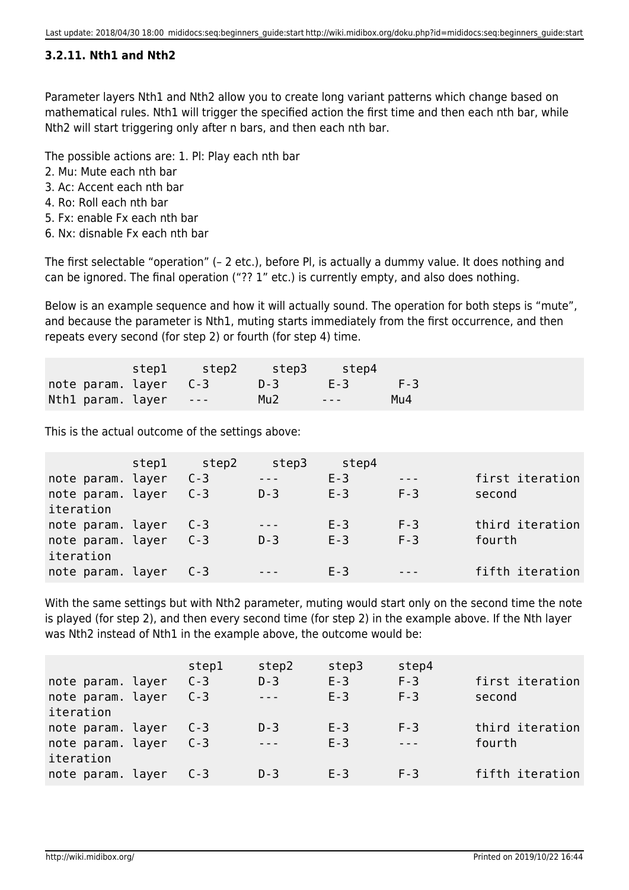### 3.2.11. Nth1 and Nth2

Parameter layers Nth1 and Nth2 allow you to create long variant patterns which change based on mathematical rules. Nth1 will trigger the specified action the first time and then each nth bar, while Nth2 will start triggering only after n bars, and then each nth bar.

The possible actions are: 1. Pl: Play each nth bar
2. Mu: Mute each nth bar
3. Ac: Accent each nth bar
4. Ro: Roll each nth bar
5. Fx: enable Fx each nth bar
6. Nx: disnable Fx each nth bar

The first selectable "operation" (– 2 etc.), before Pl, is actually a dummy value. It does nothing and can be ignored. The final operation ("?? 1" etc.) is currently empty, and also does nothing.

Below is an example sequence and how it will actually sound. The operation for both steps is "mute", and because the parameter is Nth1, muting starts immediately from the first occurrence, and then repeats every second (for step 2) or fourth (for step 4) time.

```
            step1    step2    step3    step4
note param. layer   C-3      D-3      E-3      F-3
Nth1 param. layer   ---      Mu2      ---      Mu4
```

This is the actual outcome of the settings above:

```
            step1    step2    step3    step4
note param. layer   C-3      ---      E-3      ---        first iteration
note param. layer   C-3      D-3      E-3      F-3        second
iteration
note param. layer   C-3      ---      E-3      F-3        third iteration
note param. layer   C-3      D-3      E-3      F-3        fourth
iteration
note param. layer   C-3      ---      E-3      ---        fifth iteration
```

With the same settings but with Nth2 parameter, muting would start only on the second time the note is played (for step 2), and then every second time (for step 2) in the example above. If the Nth layer was Nth2 instead of Nth1 in the example above, the outcome would be:

```
                    step1    step2    step3    step4
note param. layer   C-3      D-3      E-3      F-3        first iteration
note param. layer   C-3      ---      E-3      F-3        second
iteration
note param. layer   C-3      D-3      E-3      F-3        third iteration
note param. layer   C-3      ---      E-3      ---        fourth
iteration
note param. layer   C-3      D-3      E-3      F-3        fifth iteration
```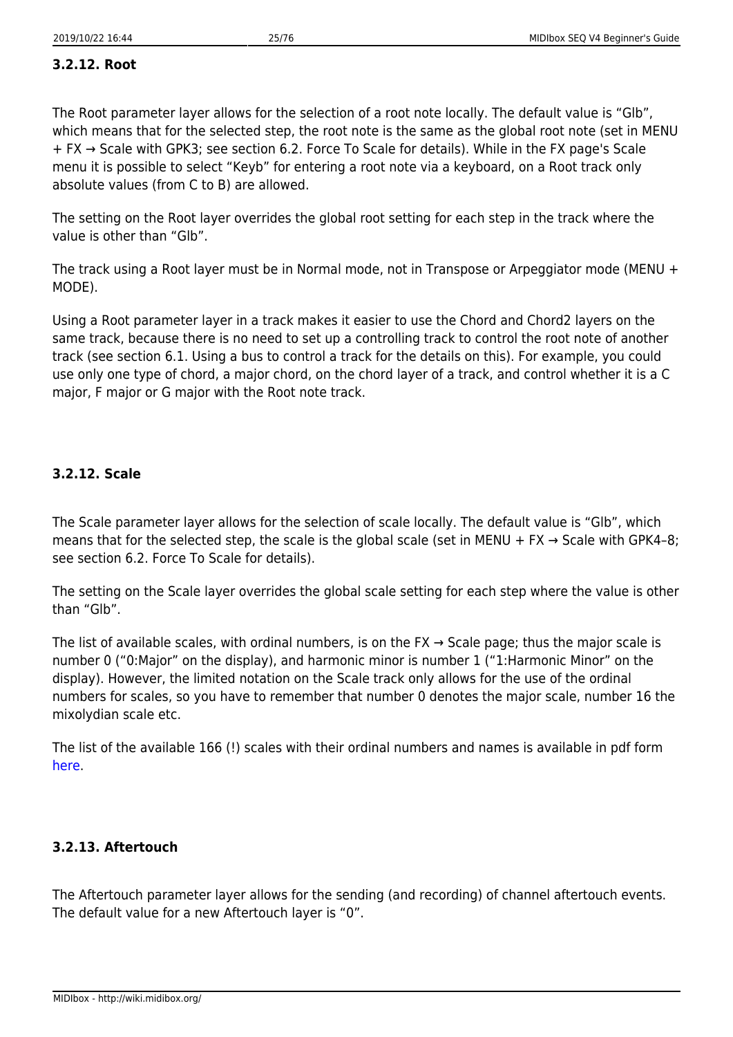### 3.2.12. Root

The Root parameter layer allows for the selection of a root note locally. The default value is "Glb", which means that for the selected step, the root note is the same as the global root note (set in MENU + FX → Scale with GPK3; see section 6.2. Force To Scale for details). While in the FX page's Scale menu it is possible to select "Keyb" for entering a root note via a keyboard, on a Root track only absolute values (from C to B) are allowed.

The setting on the Root layer overrides the global root setting for each step in the track where the value is other than "Glb".

The track using a Root layer must be in Normal mode, not in Transpose or Arpeggiator mode (MENU + MODE).

Using a Root parameter layer in a track makes it easier to use the Chord and Chord2 layers on the same track, because there is no need to set up a controlling track to control the root note of another track (see section 6.1. Using a bus to control a track for the details on this). For example, you could use only one type of chord, a major chord, on the chord layer of a track, and control whether it is a C major, F major or G major with the Root note track.

### 3.2.12. Scale

The Scale parameter layer allows for the selection of scale locally. The default value is "Glb", which means that for the selected step, the scale is the global scale (set in MENU + FX → Scale with GPK4–8; see section 6.2. Force To Scale for details).

The setting on the Scale layer overrides the global scale setting for each step where the value is other than "Glb".

The list of available scales, with ordinal numbers, is on the FX → Scale page; thus the major scale is number 0 ("0:Major" on the display), and harmonic minor is number 1 ("1:Harmonic Minor" on the display). However, the limited notation on the Scale track only allows for the use of the ordinal numbers for scales, so you have to remember that number 0 denotes the major scale, number 16 the mixolydian scale etc.

The list of the available 166 (!) scales with their ordinal numbers and names is available in pdf form here.

### 3.2.13. Aftertouch

The Aftertouch parameter layer allows for the sending (and recording) of channel aftertouch events. The default value for a new Aftertouch layer is "0".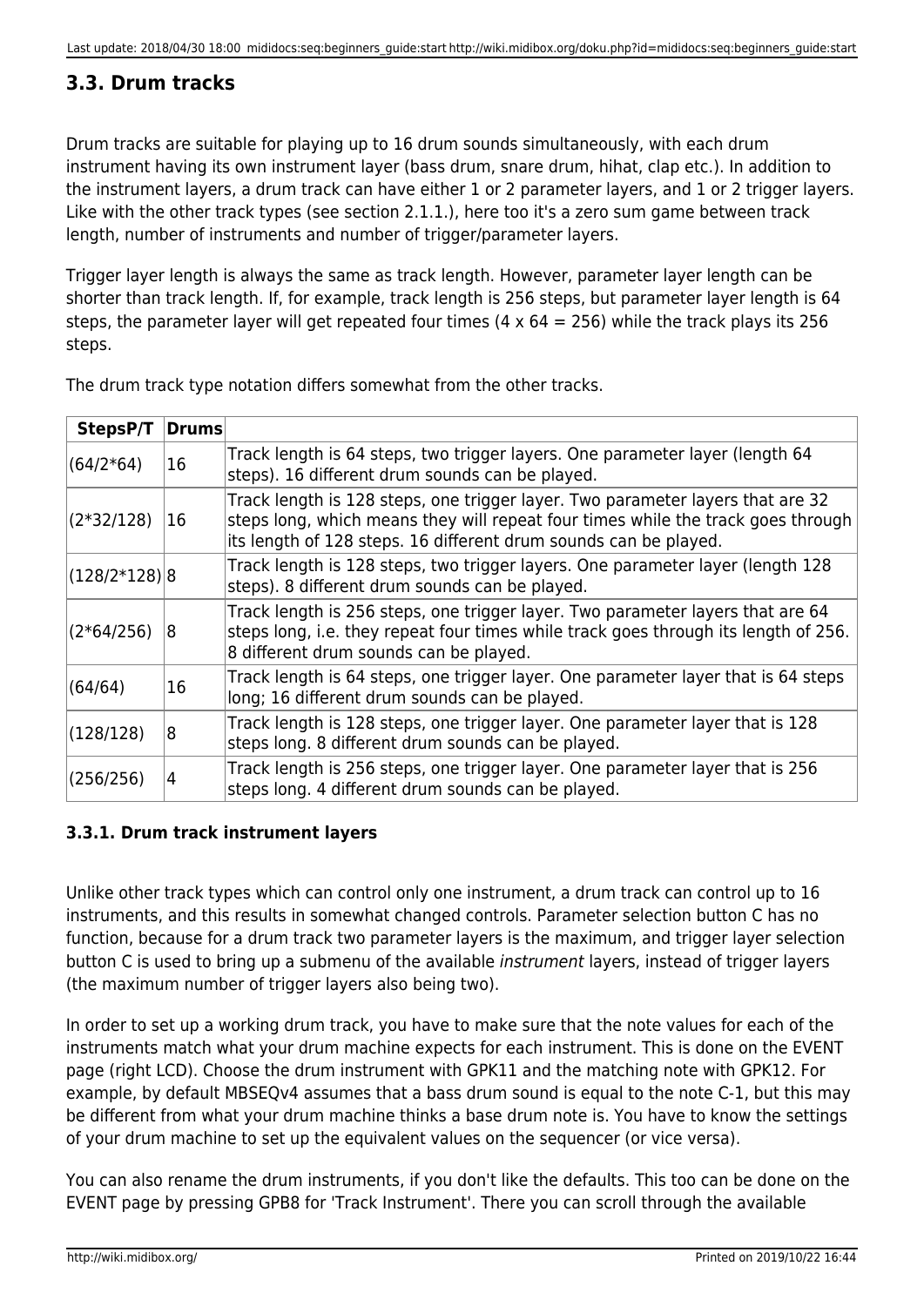## 3.3. Drum tracks

Drum tracks are suitable for playing up to 16 drum sounds simultaneously, with each drum instrument having its own instrument layer (bass drum, snare drum, hihat, clap etc.). In addition to the instrument layers, a drum track can have either 1 or 2 parameter layers, and 1 or 2 trigger layers. Like with the other track types (see section 2.1.1.), here too it's a zero sum game between track length, number of instruments and number of trigger/parameter layers.

Trigger layer length is always the same as track length. However, parameter layer length can be shorter than track length. If, for example, track length is 256 steps, but parameter layer length is 64 steps, the parameter layer will get repeated four times (4 x 64 = 256) while the track plays its 256 steps.

The drum track type notation differs somewhat from the other tracks.

| StepsP/T | Drums | |
|---|---|---|
| (64/2*64) | 16 | Track length is 64 steps, two trigger layers. One parameter layer (length 64 steps). 16 different drum sounds can be played. |
| (2*32/128) | 16 | Track length is 128 steps, one trigger layer. Two parameter layers that are 32 steps long, which means they will repeat four times while the track goes through its length of 128 steps. 16 different drum sounds can be played. |
| (128/2*128) | 8 | Track length is 128 steps, two trigger layers. One parameter layer (length 128 steps). 8 different drum sounds can be played. |
| (2*64/256) | 8 | Track length is 256 steps, one trigger layer. Two parameter layers that are 64 steps long, i.e. they repeat four times while track goes through its length of 256. 8 different drum sounds can be played. |
| (64/64) | 16 | Track length is 64 steps, one trigger layer. One parameter layer that is 64 steps long; 16 different drum sounds can be played. |
| (128/128) | 8 | Track length is 128 steps, one trigger layer. One parameter layer that is 128 steps long. 8 different drum sounds can be played. |
| (256/256) | 4 | Track length is 256 steps, one trigger layer. One parameter layer that is 256 steps long. 4 different drum sounds can be played. |

### 3.3.1. Drum track instrument layers

Unlike other track types which can control only one instrument, a drum track can control up to 16 instruments, and this results in somewhat changed controls. Parameter selection button C has no function, because for a drum track two parameter layers is the maximum, and trigger layer selection button C is used to bring up a submenu of the available *instrument* layers, instead of trigger layers (the maximum number of trigger layers also being two).

In order to set up a working drum track, you have to make sure that the note values for each of the instruments match what your drum machine expects for each instrument. This is done on the EVENT page (right LCD). Choose the drum instrument with GPK11 and the matching note with GPK12. For example, by default MBSEQv4 assumes that a bass drum sound is equal to the note C-1, but this may be different from what your drum machine thinks a base drum note is. You have to know the settings of your drum machine to set up the equivalent values on the sequencer (or vice versa).

You can also rename the drum instruments, if you don't like the defaults. This too can be done on the EVENT page by pressing GPB8 for 'Track Instrument'. There you can scroll through the available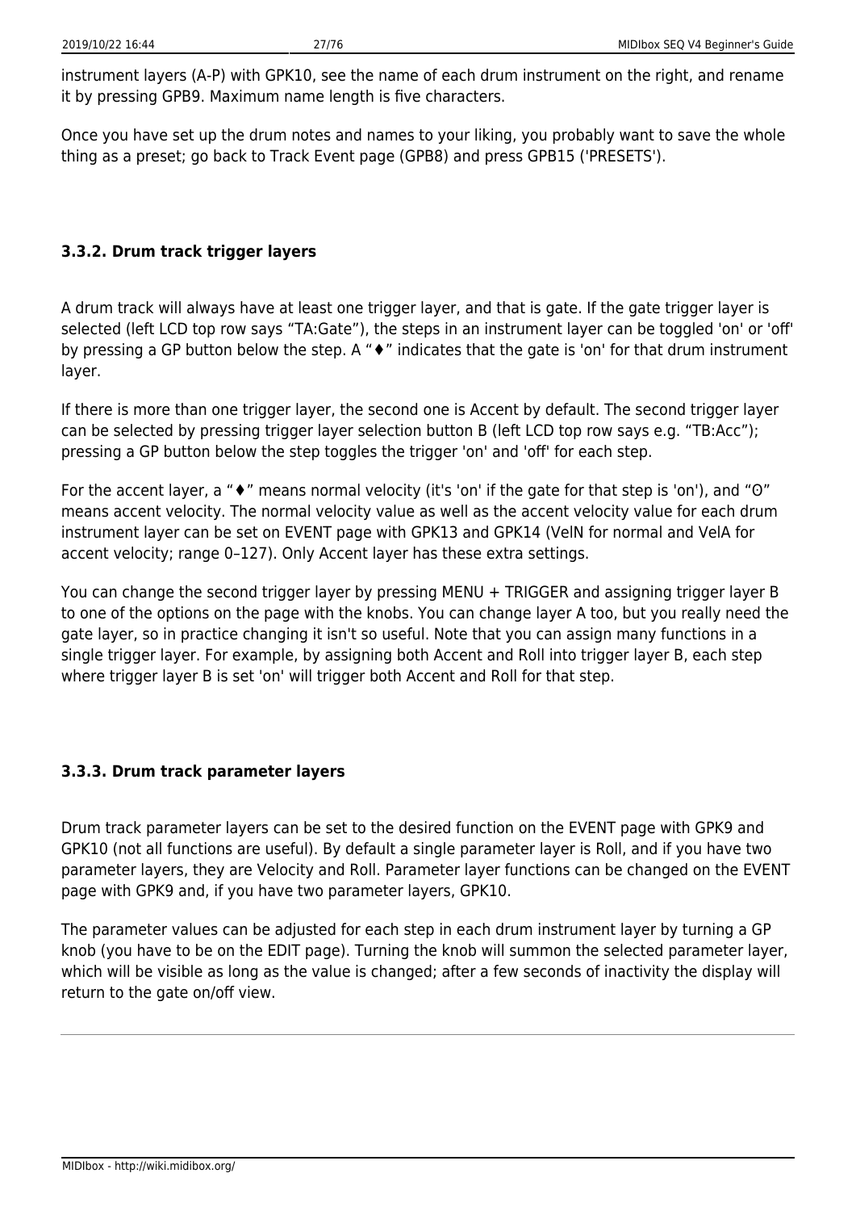instrument layers (A-P) with GPK10, see the name of each drum instrument on the right, and rename it by pressing GPB9. Maximum name length is five characters.

Once you have set up the drum notes and names to your liking, you probably want to save the whole thing as a preset; go back to Track Event page (GPB8) and press GPB15 ('PRESETS').

### 3.3.2. Drum track trigger layers

A drum track will always have at least one trigger layer, and that is gate. If the gate trigger layer is selected (left LCD top row says “TA:Gate”), the steps in an instrument layer can be toggled 'on' or 'off' by pressing a GP button below the step. A “♦” indicates that the gate is 'on' for that drum instrument layer.

If there is more than one trigger layer, the second one is Accent by default. The second trigger layer can be selected by pressing trigger layer selection button B (left LCD top row says e.g. “TB:Acc”); pressing a GP button below the step toggles the trigger 'on' and 'off' for each step.

For the accent layer, a “♦” means normal velocity (it's 'on' if the gate for that step is 'on'), and “O” means accent velocity. The normal velocity value as well as the accent velocity value for each drum instrument layer can be set on EVENT page with GPK13 and GPK14 (VelN for normal and VelA for accent velocity; range 0–127). Only Accent layer has these extra settings.

You can change the second trigger layer by pressing MENU + TRIGGER and assigning trigger layer B to one of the options on the page with the knobs. You can change layer A too, but you really need the gate layer, so in practice changing it isn't so useful. Note that you can assign many functions in a single trigger layer. For example, by assigning both Accent and Roll into trigger layer B, each step where trigger layer B is set 'on' will trigger both Accent and Roll for that step.

### 3.3.3. Drum track parameter layers

Drum track parameter layers can be set to the desired function on the EVENT page with GPK9 and GPK10 (not all functions are useful). By default a single parameter layer is Roll, and if you have two parameter layers, they are Velocity and Roll. Parameter layer functions can be changed on the EVENT page with GPK9 and, if you have two parameter layers, GPK10.

The parameter values can be adjusted for each step in each drum instrument layer by turning a GP knob (you have to be on the EDIT page). Turning the knob will summon the selected parameter layer, which will be visible as long as the value is changed; after a few seconds of inactivity the display will return to the gate on/off view.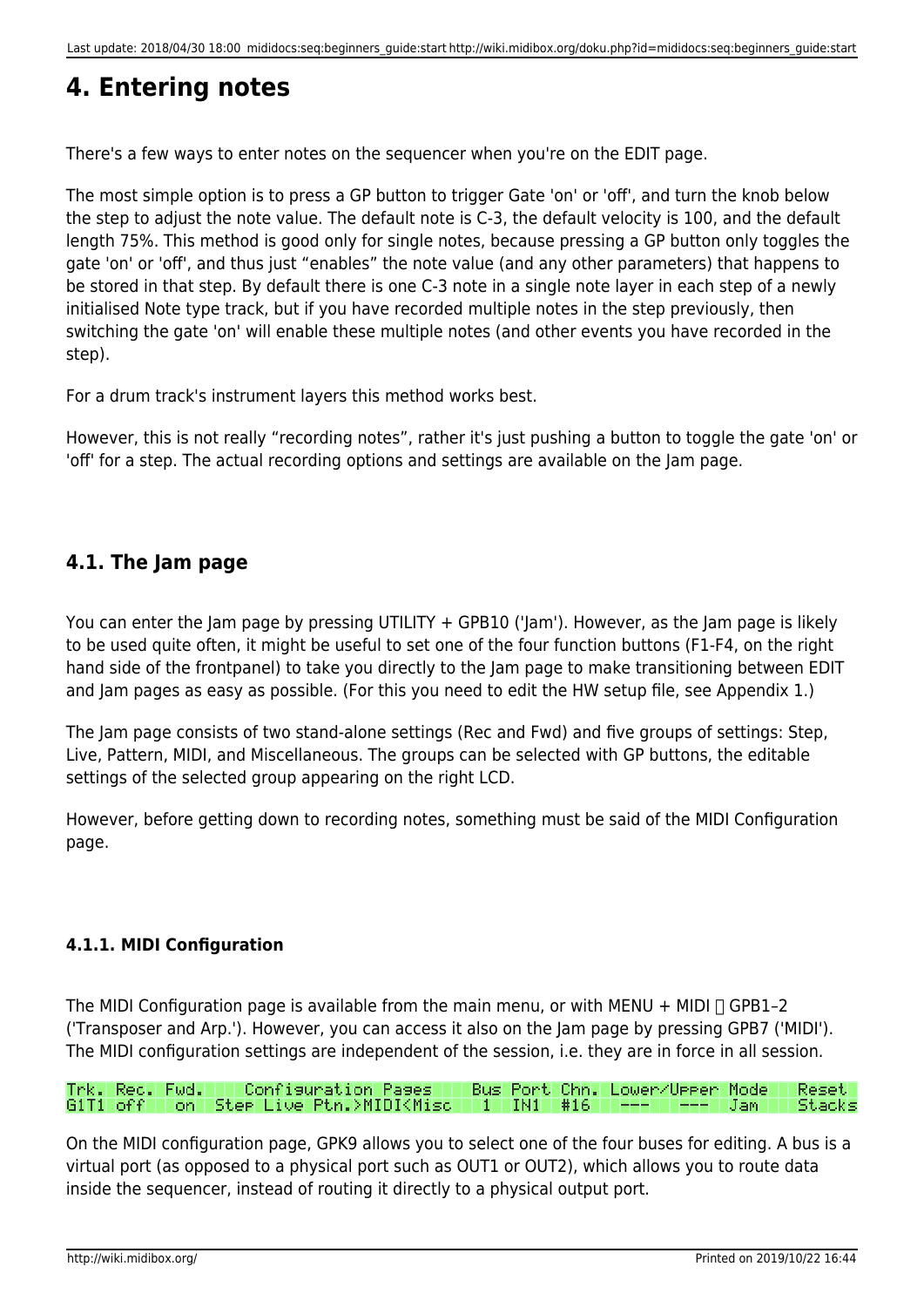# 4. Entering notes

There's a few ways to enter notes on the sequencer when you're on the EDIT page.

The most simple option is to press a GP button to trigger Gate 'on' or 'off', and turn the knob below the step to adjust the note value. The default note is C-3, the default velocity is 100, and the default length 75%. This method is good only for single notes, because pressing a GP button only toggles the gate 'on' or 'off', and thus just “enables” the note value (and any other parameters) that happens to be stored in that step. By default there is one C-3 note in a single note layer in each step of a newly initialised Note type track, but if you have recorded multiple notes in the step previously, then switching the gate 'on' will enable these multiple notes (and other events you have recorded in the step).

For a drum track's instrument layers this method works best.

However, this is not really “recording notes”, rather it's just pushing a button to toggle the gate 'on' or 'off' for a step. The actual recording options and settings are available on the Jam page.

## 4.1. The Jam page

You can enter the Jam page by pressing UTILITY + GPB10 ('Jam'). However, as the Jam page is likely to be used quite often, it might be useful to set one of the four function buttons (F1-F4, on the right hand side of the frontpanel) to take you directly to the Jam page to make transitioning between EDIT and Jam pages as easy as possible. (For this you need to edit the HW setup file, see Appendix 1.)

The Jam page consists of two stand-alone settings (Rec and Fwd) and five groups of settings: Step, Live, Pattern, MIDI, and Miscellaneous. The groups can be selected with GP buttons, the editable settings of the selected group appearing on the right LCD.

However, before getting down to recording notes, something must be said of the MIDI Configuration page.

### 4.1.1. MIDI Configuration

The MIDI Configuration page is available from the main menu, or with MENU + MIDI → GPB1–2 ('Transposer and Arp.'). However, you can access it also on the Jam page by pressing GPB7 ('MIDI'). The MIDI configuration settings are independent of the session, i.e. they are in force in all session.

```
Trk. Rec. Fwd.    Configuration Pages    Bus Port Chn. Lower/Upper Mode   Reset
G1T1 off   on  Step Live Ptn.>MIDI<Misc   1  IN1  #16   ---    ---  Jam   Stacks
```

On the MIDI configuration page, GPK9 allows you to select one of the four buses for editing. A bus is a virtual port (as opposed to a physical port such as OUT1 or OUT2), which allows you to route data inside the sequencer, instead of routing it directly to a physical output port.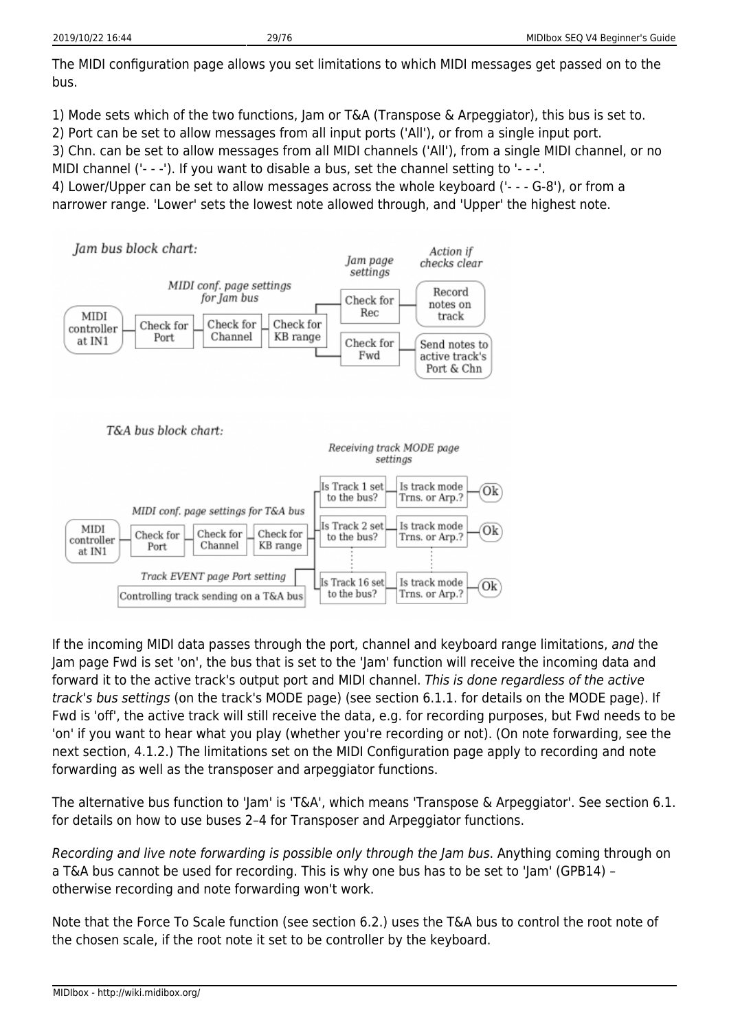The MIDI configuration page allows you set limitations to which MIDI messages get passed on to the bus.

1) Mode sets which of the two functions, Jam or T&A (Transpose & Arpeggiator), this bus is set to.
2) Port can be set to allow messages from all input ports ('All'), or from a single input port.
3) Chn. can be set to allow messages from all MIDI channels ('All'), from a single MIDI channel, or no MIDI channel ('- - -'). If you want to disable a bus, set the channel setting to '- - -'.
4) Lower/Upper can be set to allow messages across the whole keyboard ('- - - G-8'), or from a narrower range. 'Lower' sets the lowest note allowed through, and 'Upper' the highest note.

If the incoming MIDI data passes through the port, channel and keyboard range limitations, *and* the Jam page Fwd is set 'on', the bus that is set to the 'Jam' function will receive the incoming data and forward it to the active track's output port and MIDI channel. *This is done regardless of the active track's bus settings* (on the track's MODE page) (see section 6.1.1. for details on the MODE page). If Fwd is 'off', the active track will still receive the data, e.g. for recording purposes, but Fwd needs to be 'on' if you want to hear what you play (whether you're recording or not). (On note forwarding, see the next section, 4.1.2.) The limitations set on the MIDI Configuration page apply to recording and note forwarding as well as the transposer and arpeggiator functions.

The alternative bus function to 'Jam' is 'T&A', which means 'Transpose & Arpeggiator'. See section 6.1. for details on how to use buses 2–4 for Transposer and Arpeggiator functions.

*Recording and live note forwarding is possible only through the Jam bus*. Anything coming through on a T&A bus cannot be used for recording. This is why one bus has to be set to 'Jam' (GPB14) – otherwise recording and note forwarding won't work.

Note that the Force To Scale function (see section 6.2.) uses the T&A bus to control the root note of the chosen scale, if the root note it set to be controller by the keyboard.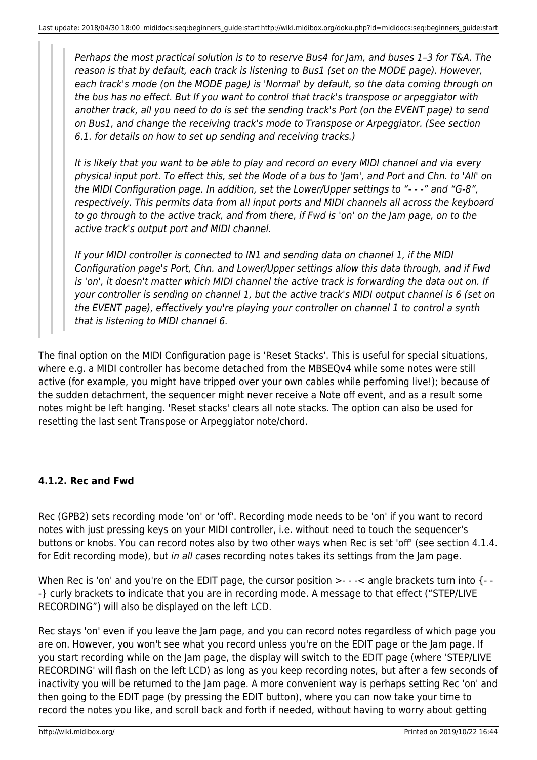> > *Perhaps the most practical solution is to to reserve Bus4 for Jam, and buses 1–3 for T&A. The reason is that by default, each track is listening to Bus1 (set on the MODE page). However, each track's mode (on the MODE page) is 'Normal' by default, so the data coming through on the bus has no effect. But If you want to control that track's transpose or arpeggiator with another track, all you need to do is set the sending track's Port (on the EVENT page) to send on Bus1, and change the receiving track's mode to Transpose or Arpeggiator. (See section 6.1. for details on how to set up sending and receiving tracks.)*
> >
> > *It is likely that you want to be able to play and record on every MIDI channel and via every physical input port. To effect this, set the Mode of a bus to 'Jam', and Port and Chn. to 'All' on the MIDI Configuration page. In addition, set the Lower/Upper settings to "- - -" and "G-8", respectively. This permits data from all input ports and MIDI channels all across the keyboard to go through to the active track, and from there, if Fwd is 'on' on the Jam page, on to the active track's output port and MIDI channel.*
> >
> > *If your MIDI controller is connected to IN1 and sending data on channel 1, if the MIDI Configuration page's Port, Chn. and Lower/Upper settings allow this data through, and if Fwd is 'on', it doesn't matter which MIDI channel the active track is forwarding the data out on. If your controller is sending on channel 1, but the active track's MIDI output channel is 6 (set on the EVENT page), effectively you're playing your controller on channel 1 to control a synth that is listening to MIDI channel 6.*

The final option on the MIDI Configuration page is 'Reset Stacks'. This is useful for special situations, where e.g. a MIDI controller has become detached from the MBSEQv4 while some notes were still active (for example, you might have tripped over your own cables while perfoming live!); because of the sudden detachment, the sequencer might never receive a Note off event, and as a result some notes might be left hanging. 'Reset stacks' clears all note stacks. The option can also be used for resetting the last sent Transpose or Arpeggiator note/chord.

#### 4.1.2. Rec and Fwd

Rec (GPB2) sets recording mode 'on' or 'off'. Recording mode needs to be 'on' if you want to record notes with just pressing keys on your MIDI controller, i.e. without need to touch the sequencer's buttons or knobs. You can record notes also by two other ways when Rec is set 'off' (see section 4.1.4. for Edit recording mode), but *in all cases* recording notes takes its settings from the Jam page.

When Rec is 'on' and you're on the EDIT page, the cursor position >- - -< angle brackets turn into {- - -} curly brackets to indicate that you are in recording mode. A message to that effect ("STEP/LIVE RECORDING") will also be displayed on the left LCD.

Rec stays 'on' even if you leave the Jam page, and you can record notes regardless of which page you are on. However, you won't see what you record unless you're on the EDIT page or the Jam page. If you start recording while on the Jam page, the display will switch to the EDIT page (where 'STEP/LIVE RECORDING' will flash on the left LCD) as long as you keep recording notes, but after a few seconds of inactivity you will be returned to the Jam page. A more convenient way is perhaps setting Rec 'on' and then going to the EDIT page (by pressing the EDIT button), where you can now take your time to record the notes you like, and scroll back and forth if needed, without having to worry about getting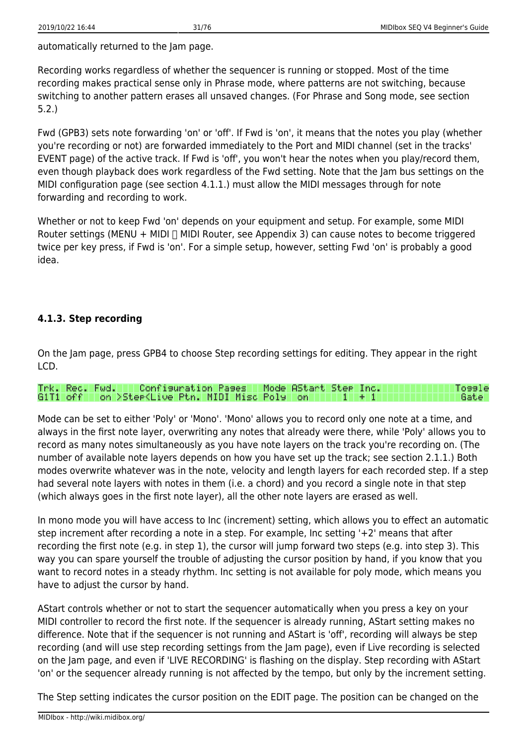automatically returned to the Jam page.

Recording works regardless of whether the sequencer is running or stopped. Most of the time recording makes practical sense only in Phrase mode, where patterns are not switching, because switching to another pattern erases all unsaved changes. (For Phrase and Song mode, see section 5.2.)

Fwd (GPB3) sets note forwarding 'on' or 'off'. If Fwd is 'on', it means that the notes you play (whether you're recording or not) are forwarded immediately to the Port and MIDI channel (set in the tracks' EVENT page) of the active track. If Fwd is 'off', you won't hear the notes when you play/record them, even though playback does work regardless of the Fwd setting. Note that the Jam bus settings on the MIDI configuration page (see section 4.1.1.) must allow the MIDI messages through for note forwarding and recording to work.

Whether or not to keep Fwd 'on' depends on your equipment and setup. For example, some MIDI Router settings (MENU + MIDI  MIDI Router, see Appendix 3) can cause notes to become triggered twice per key press, if Fwd is 'on'. For a simple setup, however, setting Fwd 'on' is probably a good idea.

### 4.1.3. Step recording

On the Jam page, press GPB4 to choose Step recording settings for editing. They appear in the right LCD.

```
Trk. Rec. Fwd.    Configuration Pages   Mode AStart Step Inc.              Toggle
G1T1 off   on >Step<Live Ptn. MIDI Misc Poly  on       1  + 1               Gate
```

Mode can be set to either 'Poly' or 'Mono'. 'Mono' allows you to record only one note at a time, and always in the first note layer, overwriting any notes that already were there, while 'Poly' allows you to record as many notes simultaneously as you have note layers on the track you're recording on. (The number of available note layers depends on how you have set up the track; see section 2.1.1.) Both modes overwrite whatever was in the note, velocity and length layers for each recorded step. If a step had several note layers with notes in them (i.e. a chord) and you record a single note in that step (which always goes in the first note layer), all the other note layers are erased as well.

In mono mode you will have access to Inc (increment) setting, which allows you to effect an automatic step increment after recording a note in a step. For example, Inc setting '+2' means that after recording the first note (e.g. in step 1), the cursor will jump forward two steps (e.g. into step 3). This way you can spare yourself the trouble of adjusting the cursor position by hand, if you know that you want to record notes in a steady rhythm. Inc setting is not available for poly mode, which means you have to adjust the cursor by hand.

AStart controls whether or not to start the sequencer automatically when you press a key on your MIDI controller to record the first note. If the sequencer is already running, AStart setting makes no difference. Note that if the sequencer is not running and AStart is 'off', recording will always be step recording (and will use step recording settings from the Jam page), even if Live recording is selected on the Jam page, and even if 'LIVE RECORDING' is flashing on the display. Step recording with AStart 'on' or the sequencer already running is not affected by the tempo, but only by the increment setting.

The Step setting indicates the cursor position on the EDIT page. The position can be changed on the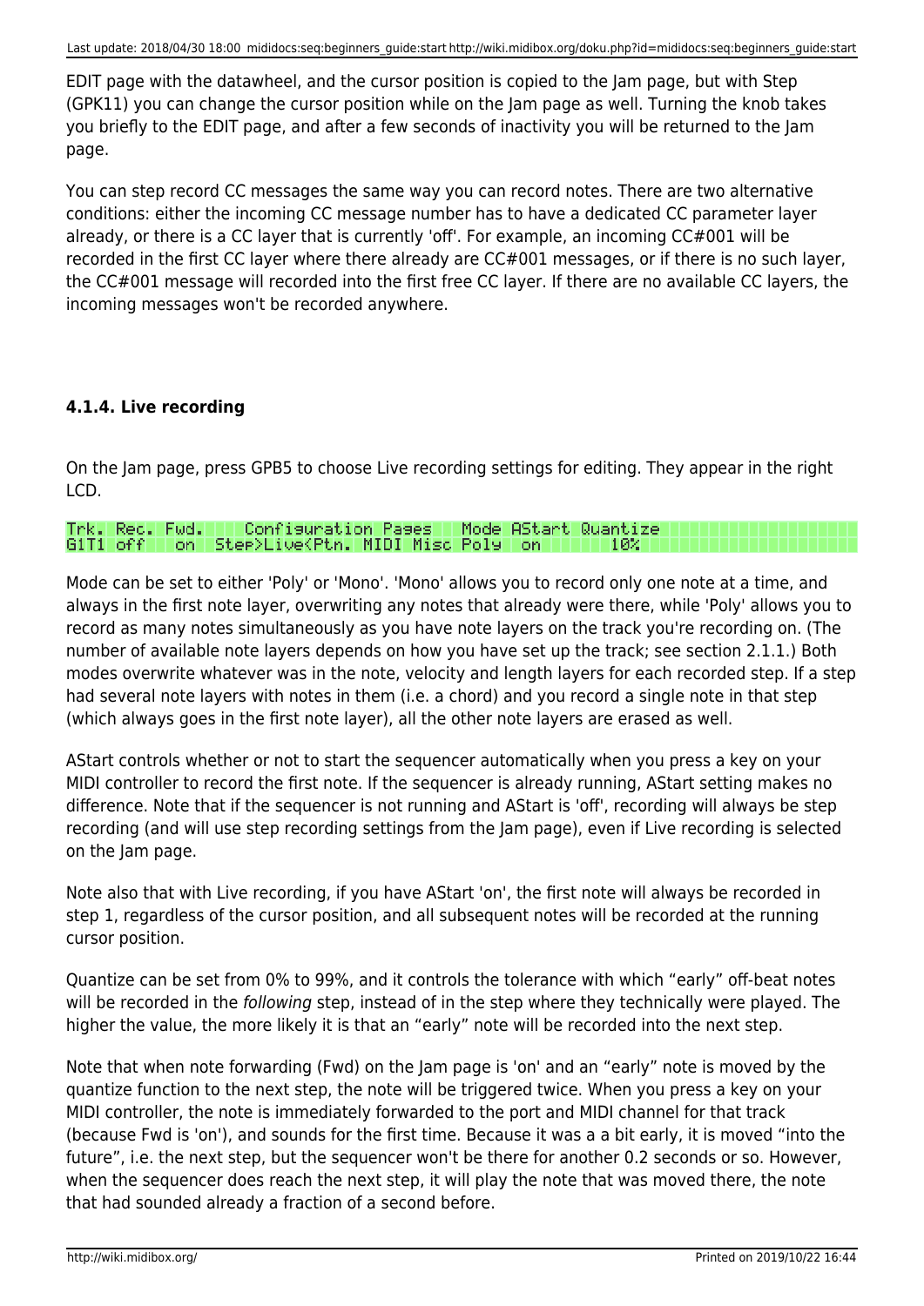EDIT page with the datawheel, and the cursor position is copied to the Jam page, but with Step (GPK11) you can change the cursor position while on the Jam page as well. Turning the knob takes you briefly to the EDIT page, and after a few seconds of inactivity you will be returned to the Jam page.

You can step record CC messages the same way you can record notes. There are two alternative conditions: either the incoming CC message number has to have a dedicated CC parameter layer already, or there is a CC layer that is currently 'off'. For example, an incoming CC#001 will be recorded in the first CC layer where there already are CC#001 messages, or if there is no such layer, the CC#001 message will recorded into the first free CC layer. If there are no available CC layers, the incoming messages won't be recorded anywhere.

#### 4.1.4. Live recording

On the Jam page, press GPB5 to choose Live recording settings for editing. They appear in the right LCD.

```
Trk. Rec. Fwd.   Configuration Pages   Mode AStart Quantize
G1T1 off   on  Step>Live<Ptn. MIDI Misc Poly  on      10%
```

Mode can be set to either 'Poly' or 'Mono'. 'Mono' allows you to record only one note at a time, and always in the first note layer, overwriting any notes that already were there, while 'Poly' allows you to record as many notes simultaneously as you have note layers on the track you're recording on. (The number of available note layers depends on how you have set up the track; see section 2.1.1.) Both modes overwrite whatever was in the note, velocity and length layers for each recorded step. If a step had several note layers with notes in them (i.e. a chord) and you record a single note in that step (which always goes in the first note layer), all the other note layers are erased as well.

AStart controls whether or not to start the sequencer automatically when you press a key on your MIDI controller to record the first note. If the sequencer is already running, AStart setting makes no difference. Note that if the sequencer is not running and AStart is 'off', recording will always be step recording (and will use step recording settings from the Jam page), even if Live recording is selected on the Jam page.

Note also that with Live recording, if you have AStart 'on', the first note will always be recorded in step 1, regardless of the cursor position, and all subsequent notes will be recorded at the running cursor position.

Quantize can be set from 0% to 99%, and it controls the tolerance with which "early" off-beat notes will be recorded in the *following* step, instead of in the step where they technically were played. The higher the value, the more likely it is that an "early" note will be recorded into the next step.

Note that when note forwarding (Fwd) on the Jam page is 'on' and an "early" note is moved by the quantize function to the next step, the note will be triggered twice. When you press a key on your MIDI controller, the note is immediately forwarded to the port and MIDI channel for that track (because Fwd is 'on'), and sounds for the first time. Because it was a a bit early, it is moved "into the future", i.e. the next step, but the sequencer won't be there for another 0.2 seconds or so. However, when the sequencer does reach the next step, it will play the note that was moved there, the note that had sounded already a fraction of a second before.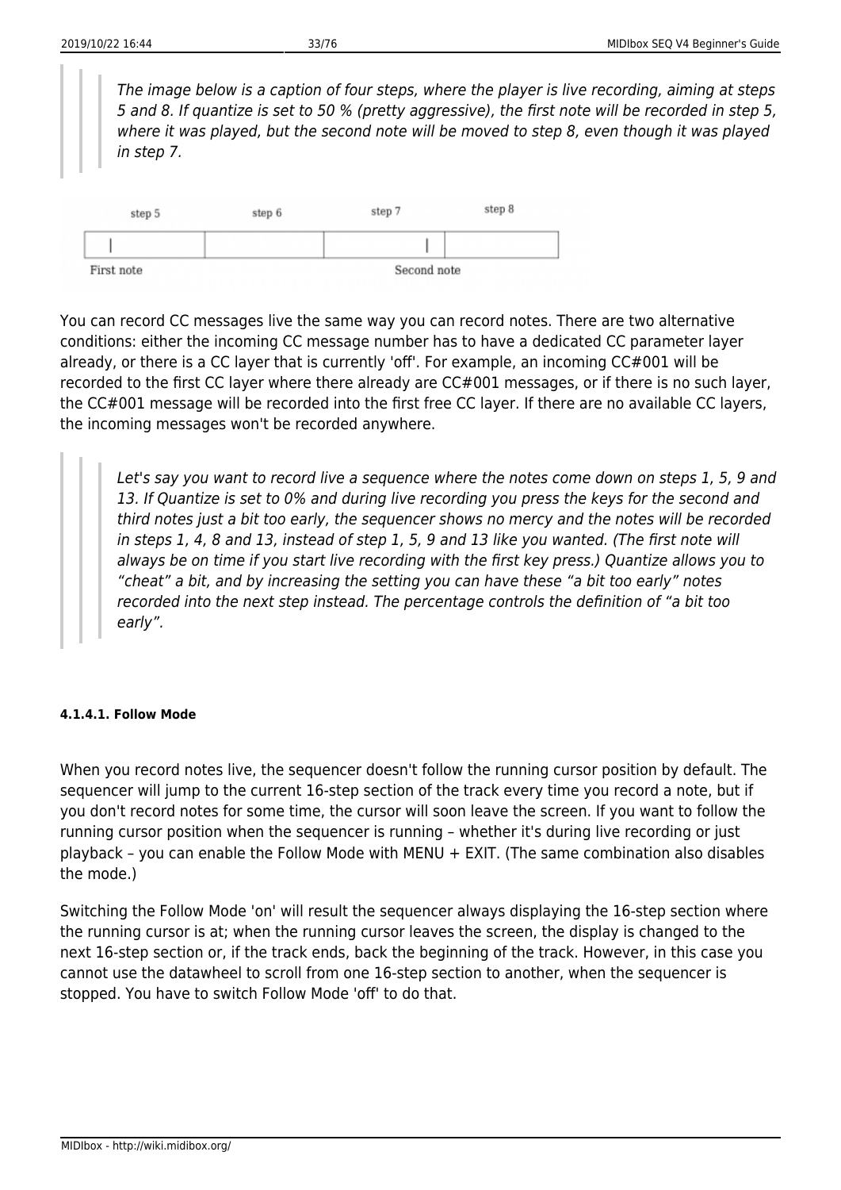> *The image below is a caption of four steps, where the player is live recording, aiming at steps 5 and 8. If quantize is set to 50 % (pretty aggressive), the first note will be recorded in step 5, where it was played, but the second note will be moved to step 8, even though it was played in step 7.*

| step 5 | step 6 | step 7 | step 8 |
|---|---|---|---|
| \| | | \| | |
| First note | | Second note | |

You can record CC messages live the same way you can record notes. There are two alternative conditions: either the incoming CC message number has to have a dedicated CC parameter layer already, or there is a CC layer that is currently 'off'. For example, an incoming CC#001 will be recorded to the first CC layer where there already are CC#001 messages, or if there is no such layer, the CC#001 message will be recorded into the first free CC layer. If there are no available CC layers, the incoming messages won't be recorded anywhere.

> *Let's say you want to record live a sequence where the notes come down on steps 1, 5, 9 and 13. If Quantize is set to 0% and during live recording you press the keys for the second and third notes just a bit too early, the sequencer shows no mercy and the notes will be recorded in steps 1, 4, 8 and 13, instead of step 1, 5, 9 and 13 like you wanted. (The first note will always be on time if you start live recording with the first key press.) Quantize allows you to "cheat" a bit, and by increasing the setting you can have these "a bit too early" notes recorded into the next step instead. The percentage controls the definition of "a bit too early".*

##### 4.1.4.1. Follow Mode

When you record notes live, the sequencer doesn't follow the running cursor position by default. The sequencer will jump to the current 16-step section of the track every time you record a note, but if you don't record notes for some time, the cursor will soon leave the screen. If you want to follow the running cursor position when the sequencer is running – whether it's during live recording or just playback – you can enable the Follow Mode with MENU + EXIT. (The same combination also disables the mode.)

Switching the Follow Mode 'on' will result the sequencer always displaying the 16-step section where the running cursor is at; when the running cursor leaves the screen, the display is changed to the next 16-step section or, if the track ends, back the beginning of the track. However, in this case you cannot use the datawheel to scroll from one 16-step section to another, when the sequencer is stopped. You have to switch Follow Mode 'off' to do that.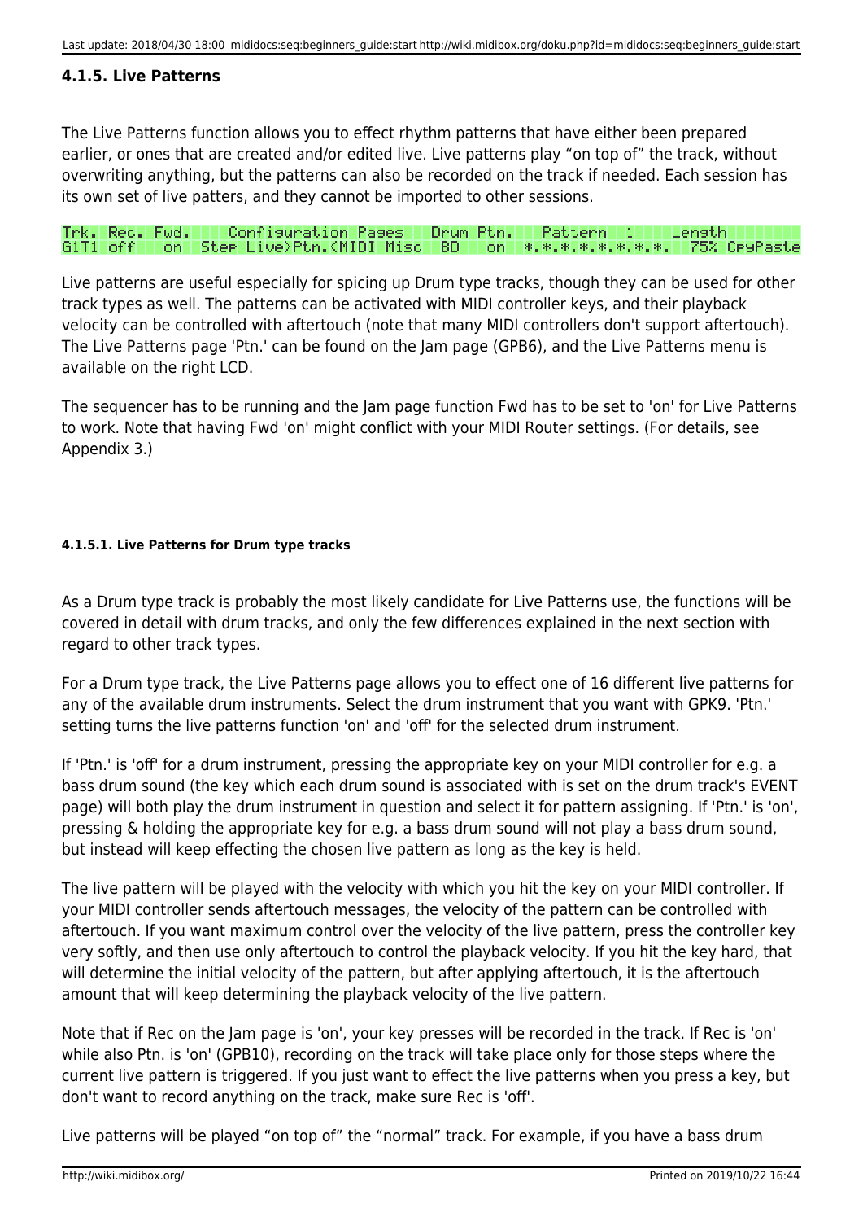### 4.1.5. Live Patterns

The Live Patterns function allows you to effect rhythm patterns that have either been prepared earlier, or ones that are created and/or edited live. Live patterns play "on top of" the track, without overwriting anything, but the patterns can also be recorded on the track if needed. Each session has its own set of live patters, and they cannot be imported to other sessions.

```
Trk. Rec. Fwd.   Configuration Pages   Drum Ptn.   Pattern  1   Length
G1T1 off   on  Step Live>Ptn.<MIDI Misc  BD   on  *.*.*.*.*.*.*.*.  75% CpyPaste
```

Live patterns are useful especially for spicing up Drum type tracks, though they can be used for other track types as well. The patterns can be activated with MIDI controller keys, and their playback velocity can be controlled with aftertouch (note that many MIDI controllers don't support aftertouch). The Live Patterns page 'Ptn.' can be found on the Jam page (GPB6), and the Live Patterns menu is available on the right LCD.

The sequencer has to be running and the Jam page function Fwd has to be set to 'on' for Live Patterns to work. Note that having Fwd 'on' might conflict with your MIDI Router settings. (For details, see Appendix 3.)

#### 4.1.5.1. Live Patterns for Drum type tracks

As a Drum type track is probably the most likely candidate for Live Patterns use, the functions will be covered in detail with drum tracks, and only the few differences explained in the next section with regard to other track types.

For a Drum type track, the Live Patterns page allows you to effect one of 16 different live patterns for any of the available drum instruments. Select the drum instrument that you want with GPK9. 'Ptn.' setting turns the live patterns function 'on' and 'off' for the selected drum instrument.

If 'Ptn.' is 'off' for a drum instrument, pressing the appropriate key on your MIDI controller for e.g. a bass drum sound (the key which each drum sound is associated with is set on the drum track's EVENT page) will both play the drum instrument in question and select it for pattern assigning. If 'Ptn.' is 'on', pressing & holding the appropriate key for e.g. a bass drum sound will not play a bass drum sound, but instead will keep effecting the chosen live pattern as long as the key is held.

The live pattern will be played with the velocity with which you hit the key on your MIDI controller. If your MIDI controller sends aftertouch messages, the velocity of the pattern can be controlled with aftertouch. If you want maximum control over the velocity of the live pattern, press the controller key very softly, and then use only aftertouch to control the playback velocity. If you hit the key hard, that will determine the initial velocity of the pattern, but after applying aftertouch, it is the aftertouch amount that will keep determining the playback velocity of the live pattern.

Note that if Rec on the Jam page is 'on', your key presses will be recorded in the track. If Rec is 'on' while also Ptn. is 'on' (GPB10), recording on the track will take place only for those steps where the current live pattern is triggered. If you just want to effect the live patterns when you press a key, but don't want to record anything on the track, make sure Rec is 'off'.

Live patterns will be played "on top of" the "normal" track. For example, if you have a bass drum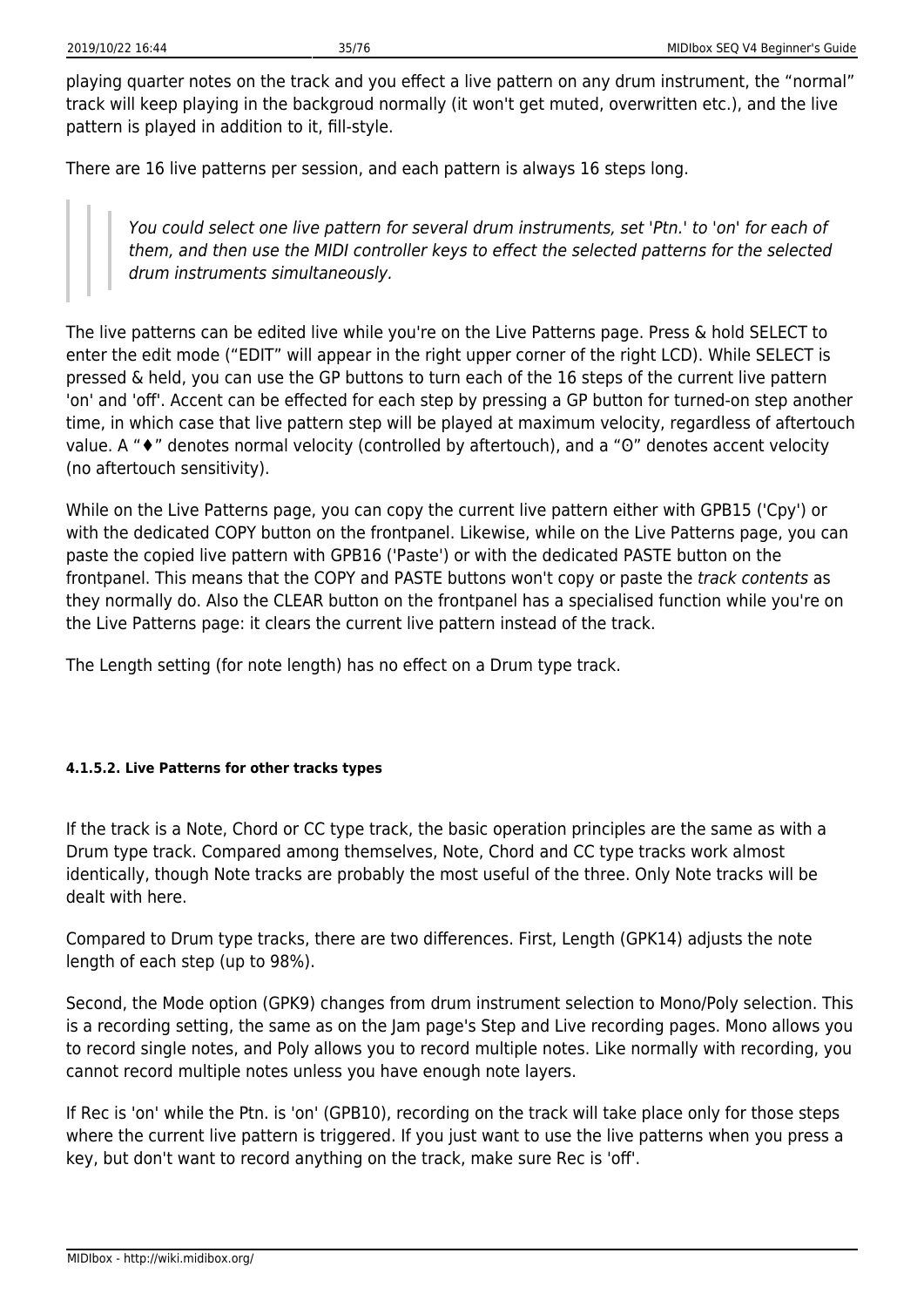playing quarter notes on the track and you effect a live pattern on any drum instrument, the “normal” track will keep playing in the backgroud normally (it won't get muted, overwritten etc.), and the live pattern is played in addition to it, fill-style.

There are 16 live patterns per session, and each pattern is always 16 steps long.

> > *You could select one live pattern for several drum instruments, set 'Ptn.' to 'on' for each of them, and then use the MIDI controller keys to effect the selected patterns for the selected drum instruments simultaneously.*

The live patterns can be edited live while you're on the Live Patterns page. Press & hold SELECT to enter the edit mode (“EDIT” will appear in the right upper corner of the right LCD). While SELECT is pressed & held, you can use the GP buttons to turn each of the 16 steps of the current live pattern 'on' and 'off'. Accent can be effected for each step by pressing a GP button for turned-on step another time, in which case that live pattern step will be played at maximum velocity, regardless of aftertouch value. A “♦” denotes normal velocity (controlled by aftertouch), and a “Ө” denotes accent velocity (no aftertouch sensitivity).

While on the Live Patterns page, you can copy the current live pattern either with GPB15 ('Cpy') or with the dedicated COPY button on the frontpanel. Likewise, while on the Live Patterns page, you can paste the copied live pattern with GPB16 ('Paste') or with the dedicated PASTE button on the frontpanel. This means that the COPY and PASTE buttons won't copy or paste the *track contents* as they normally do. Also the CLEAR button on the frontpanel has a specialised function while you're on the Live Patterns page: it clears the current live pattern instead of the track.

The Length setting (for note length) has no effect on a Drum type track.

#### 4.1.5.2. Live Patterns for other tracks types

If the track is a Note, Chord or CC type track, the basic operation principles are the same as with a Drum type track. Compared among themselves, Note, Chord and CC type tracks work almost identically, though Note tracks are probably the most useful of the three. Only Note tracks will be dealt with here.

Compared to Drum type tracks, there are two differences. First, Length (GPK14) adjusts the note length of each step (up to 98%).

Second, the Mode option (GPK9) changes from drum instrument selection to Mono/Poly selection. This is a recording setting, the same as on the Jam page's Step and Live recording pages. Mono allows you to record single notes, and Poly allows you to record multiple notes. Like normally with recording, you cannot record multiple notes unless you have enough note layers.

If Rec is 'on' while the Ptn. is 'on' (GPB10), recording on the track will take place only for those steps where the current live pattern is triggered. If you just want to use the live patterns when you press a key, but don't want to record anything on the track, make sure Rec is 'off'.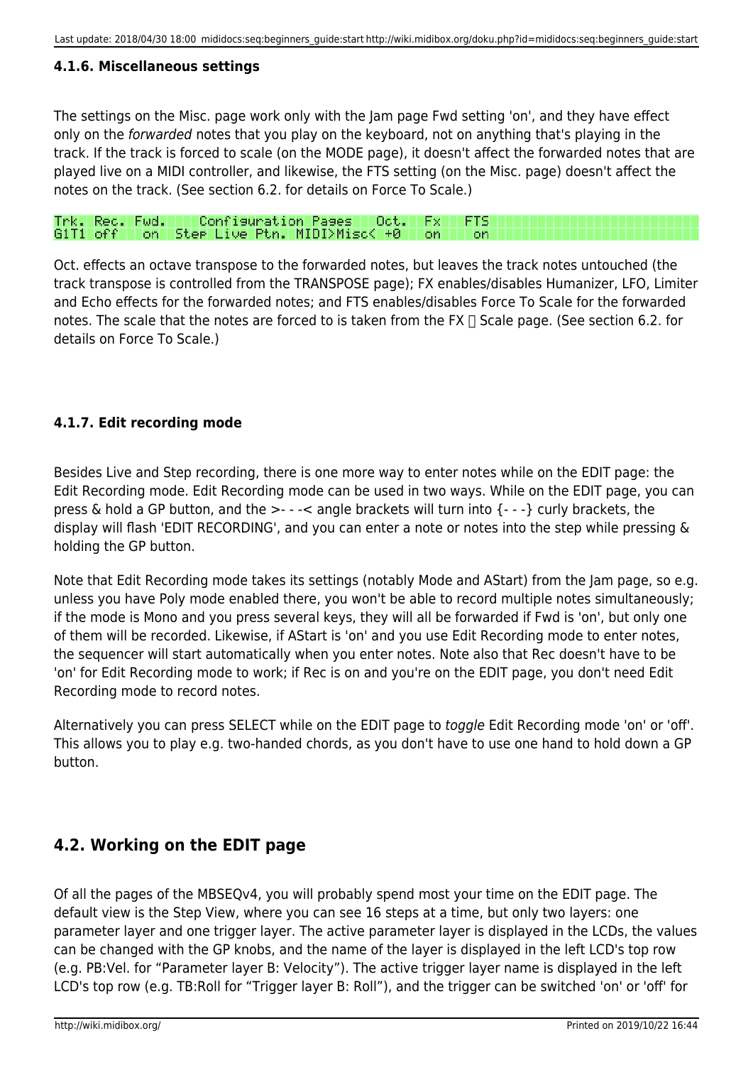#### 4.1.6. Miscellaneous settings

The settings on the Misc. page work only with the Jam page Fwd setting 'on', and they have effect only on the *forwarded* notes that you play on the keyboard, not on anything that's playing in the track. If the track is forced to scale (on the MODE page), it doesn't affect the forwarded notes that are played live on a MIDI controller, and likewise, the FTS setting (on the Misc. page) doesn't affect the notes on the track. (See section 6.2. for details on Force To Scale.)

```
Trk. Rec. Fwd.    Configuration Pages    Oct.  Fx   FTS
G1T1 off   on  Step Live Ptn. MIDI>Misc< +0    on    on
```

Oct. effects an octave transpose to the forwarded notes, but leaves the track notes untouched (the track transpose is controlled from the TRANSPOSE page); FX enables/disables Humanizer, LFO, Limiter and Echo effects for the forwarded notes; and FTS enables/disables Force To Scale for the forwarded notes. The scale that the notes are forced to is taken from the FX  Scale page. (See section 6.2. for details on Force To Scale.)

#### 4.1.7. Edit recording mode

Besides Live and Step recording, there is one more way to enter notes while on the EDIT page: the Edit Recording mode. Edit Recording mode can be used in two ways. While on the EDIT page, you can press & hold a GP button, and the >- - -< angle brackets will turn into {- - -} curly brackets, the display will flash 'EDIT RECORDING', and you can enter a note or notes into the step while pressing & holding the GP button.

Note that Edit Recording mode takes its settings (notably Mode and AStart) from the Jam page, so e.g. unless you have Poly mode enabled there, you won't be able to record multiple notes simultaneously; if the mode is Mono and you press several keys, they will all be forwarded if Fwd is 'on', but only one of them will be recorded. Likewise, if AStart is 'on' and you use Edit Recording mode to enter notes, the sequencer will start automatically when you enter notes. Note also that Rec doesn't have to be 'on' for Edit Recording mode to work; if Rec is on and you're on the EDIT page, you don't need Edit Recording mode to record notes.

Alternatively you can press SELECT while on the EDIT page to *toggle* Edit Recording mode 'on' or 'off'. This allows you to play e.g. two-handed chords, as you don't have to use one hand to hold down a GP button.

### 4.2. Working on the EDIT page

Of all the pages of the MBSEQv4, you will probably spend most your time on the EDIT page. The default view is the Step View, where you can see 16 steps at a time, but only two layers: one parameter layer and one trigger layer. The active parameter layer is displayed in the LCDs, the values can be changed with the GP knobs, and the name of the layer is displayed in the left LCD's top row (e.g. PB:Vel. for "Parameter layer B: Velocity"). The active trigger layer name is displayed in the left LCD's top row (e.g. TB:Roll for "Trigger layer B: Roll"), and the trigger can be switched 'on' or 'off' for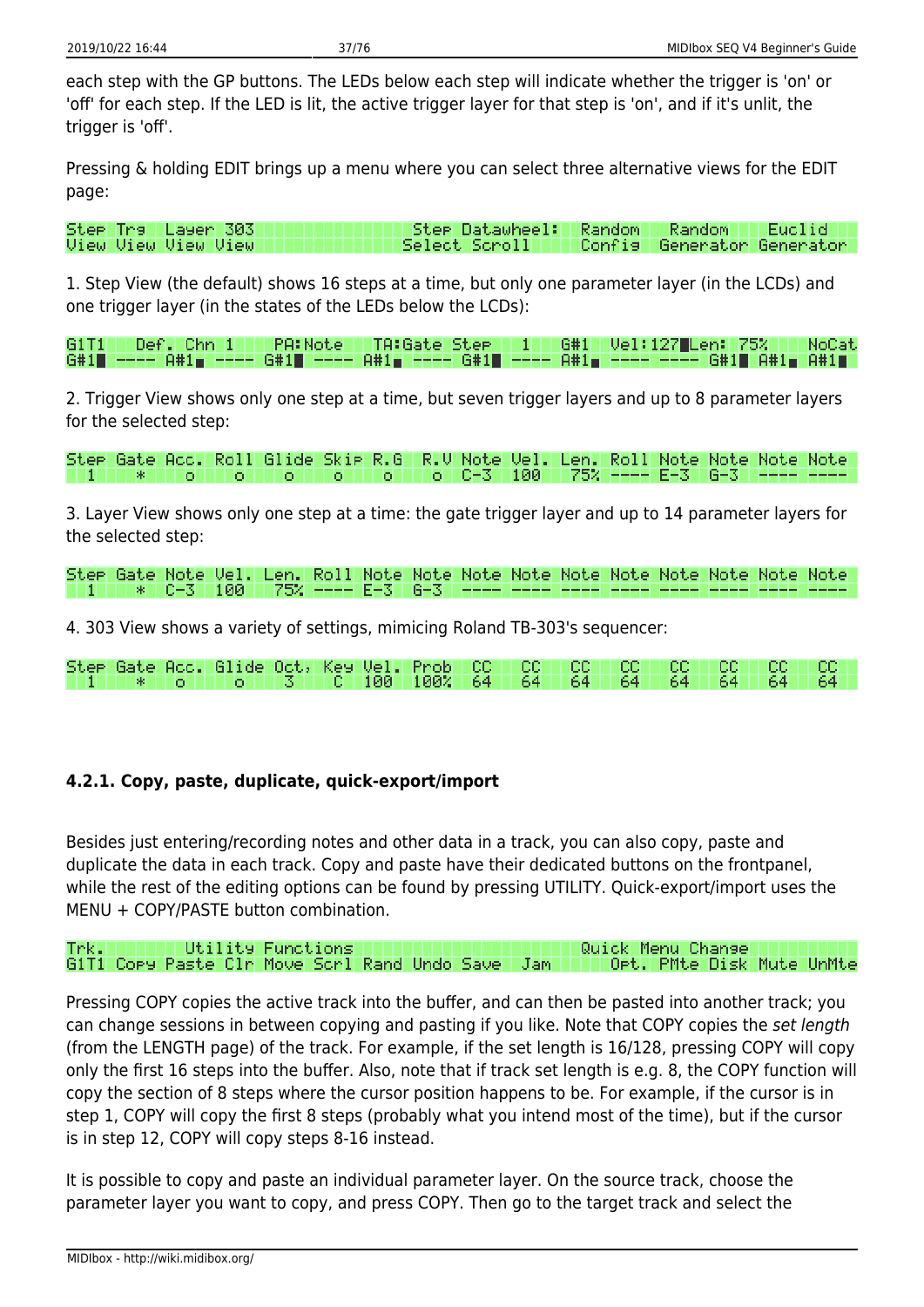each step with the GP buttons. The LEDs below each step will indicate whether the trigger is 'on' or 'off' for each step. If the LED is lit, the active trigger layer for that step is 'on', and if it's unlit, the trigger is 'off'.

Pressing & holding EDIT brings up a menu where you can select three alternative views for the EDIT page:

```
Step Trg  Layer 303                      Step Datawheel:  Random   Random    Euclid
View View View  View                    Select Scroll     Config  Generator Generator
```

1. Step View (the default) shows 16 steps at a time, but only one parameter layer (in the LCDs) and one trigger layer (in the states of the LEDs below the LCDs):

```
G1T1   Def. Chn 1    PA:Note   TA:Gate Step    1   G#1  Vel:127█Len: 75%    NoCat
G#1█ ---- A#1▄ ---- G#1█ ---- A#1▄ ---- G#1█ ---- A#1▄ ---- ---- G#1█ A#1▄ A#1▄
```

2. Trigger View shows only one step at a time, but seven trigger layers and up to 8 parameter layers for the selected step:

```
Step Gate Acc. Roll Glide Skip R.G  R.V Note Vel. Len. Roll Note Note Note Note
  1    *    o    o    o    o    o    o  C-3  100   75% ---- E-3  G-3  ---- ----
```

3. Layer View shows only one step at a time: the gate trigger layer and up to 14 parameter layers for the selected step:

```
Step Gate Note Vel. Len. Roll Note Note Note Note Note Note Note Note Note Note
  1    *  C-3  100   75% ---- E-3  G-3  ---- ---- ---- ---- ---- ---- ---- ----
```

4. 303 View shows a variety of settings, mimicing Roland TB-303's sequencer:

```
Step Gate Acc. Glide Oct. Key Vel. Prob  CC   CC   CC   CC   CC   CC   CC   CC
  1    *   o     o    3    C  100  100%  64   64   64   64   64   64   64   64
```

#### 4.2.1. Copy, paste, duplicate, quick-export/import

Besides just entering/recording notes and other data in a track, you can also copy, paste and duplicate the data in each track. Copy and paste have their dedicated buttons on the frontpanel, while the rest of the editing options can be found by pressing UTILITY. Quick-export/import uses the MENU + COPY/PASTE button combination.

```
Trk.      Utility Functions                           Quick Menu Change
G1T1 Copy Paste Clr Move Scrl Rand Undo Save  Jam       Opt. PMte Disk Mute UnMte
```

Pressing COPY copies the active track into the buffer, and can then be pasted into another track; you can change sessions in between copying and pasting if you like. Note that COPY copies the *set length* (from the LENGTH page) of the track. For example, if the set length is 16/128, pressing COPY will copy only the first 16 steps into the buffer. Also, note that if track set length is e.g. 8, the COPY function will copy the section of 8 steps where the cursor position happens to be. For example, if the cursor is in step 1, COPY will copy the first 8 steps (probably what you intend most of the time), but if the cursor is in step 12, COPY will copy steps 8-16 instead.

It is possible to copy and paste an individual parameter layer. On the source track, choose the parameter layer you want to copy, and press COPY. Then go to the target track and select the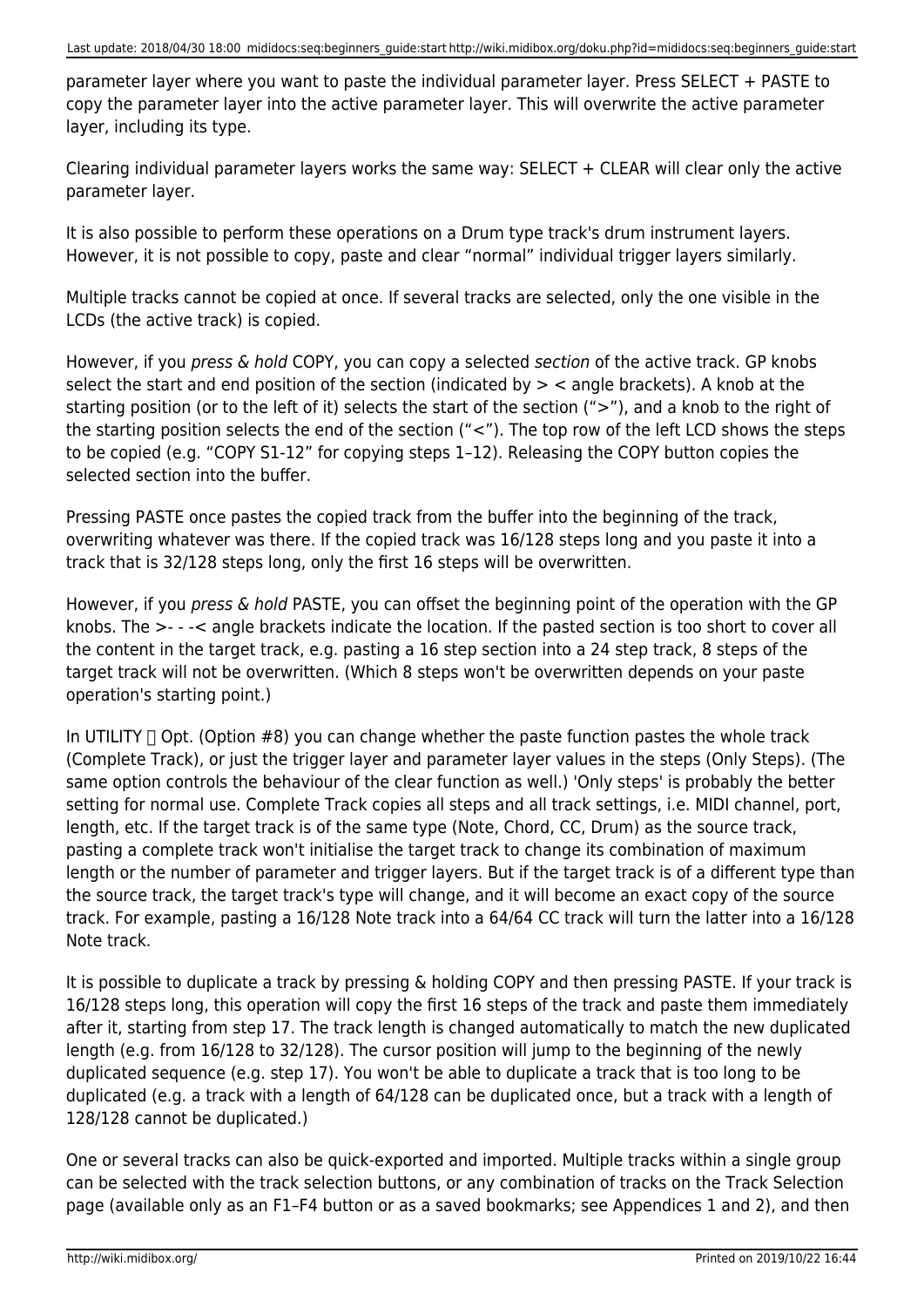parameter layer where you want to paste the individual parameter layer. Press SELECT + PASTE to copy the parameter layer into the active parameter layer. This will overwrite the active parameter layer, including its type.

Clearing individual parameter layers works the same way: SELECT + CLEAR will clear only the active parameter layer.

It is also possible to perform these operations on a Drum type track's drum instrument layers. However, it is not possible to copy, paste and clear “normal” individual trigger layers similarly.

Multiple tracks cannot be copied at once. If several tracks are selected, only the one visible in the LCDs (the active track) is copied.

However, if you *press & hold* COPY, you can copy a selected *section* of the active track. GP knobs select the start and end position of the section (indicated by > < angle brackets). A knob at the starting position (or to the left of it) selects the start of the section (">"), and a knob to the right of the starting position selects the end of the section ("<"). The top row of the left LCD shows the steps to be copied (e.g. “COPY S1-12” for copying steps 1–12). Releasing the COPY button copies the selected section into the buffer.

Pressing PASTE once pastes the copied track from the buffer into the beginning of the track, overwriting whatever was there. If the copied track was 16/128 steps long and you paste it into a track that is 32/128 steps long, only the first 16 steps will be overwritten.

However, if you *press & hold* PASTE, you can offset the beginning point of the operation with the GP knobs. The >- - -< angle brackets indicate the location. If the pasted section is too short to cover all the content in the target track, e.g. pasting a 16 step section into a 24 step track, 8 steps of the target track will not be overwritten. (Which 8 steps won't be overwritten depends on your paste operation's starting point.)

In UTILITY  Opt. (Option #8) you can change whether the paste function pastes the whole track (Complete Track), or just the trigger layer and parameter layer values in the steps (Only Steps). (The same option controls the behaviour of the clear function as well.) 'Only steps' is probably the better setting for normal use. Complete Track copies all steps and all track settings, i.e. MIDI channel, port, length, etc. If the target track is of the same type (Note, Chord, CC, Drum) as the source track, pasting a complete track won't initialise the target track to change its combination of maximum length or the number of parameter and trigger layers. But if the target track is of a different type than the source track, the target track's type will change, and it will become an exact copy of the source track. For example, pasting a 16/128 Note track into a 64/64 CC track will turn the latter into a 16/128 Note track.

It is possible to duplicate a track by pressing & holding COPY and then pressing PASTE. If your track is 16/128 steps long, this operation will copy the first 16 steps of the track and paste them immediately after it, starting from step 17. The track length is changed automatically to match the new duplicated length (e.g. from 16/128 to 32/128). The cursor position will jump to the beginning of the newly duplicated sequence (e.g. step 17). You won't be able to duplicate a track that is too long to be duplicated (e.g. a track with a length of 64/128 can be duplicated once, but a track with a length of 128/128 cannot be duplicated.)

One or several tracks can also be quick-exported and imported. Multiple tracks within a single group can be selected with the track selection buttons, or any combination of tracks on the Track Selection page (available only as an F1–F4 button or as a saved bookmarks; see Appendices 1 and 2), and then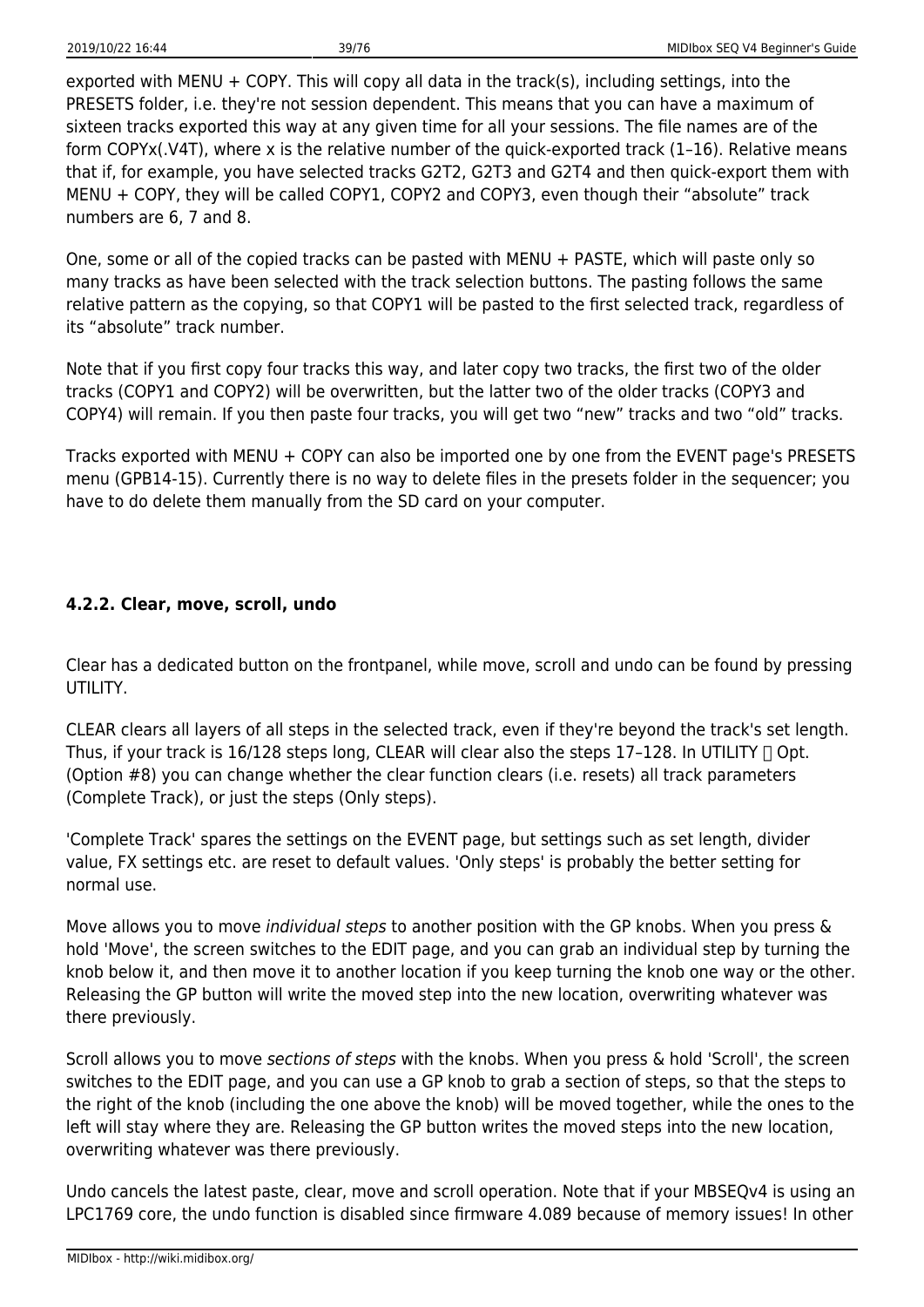exported with MENU + COPY. This will copy all data in the track(s), including settings, into the PRESETS folder, i.e. they're not session dependent. This means that you can have a maximum of sixteen tracks exported this way at any given time for all your sessions. The file names are of the form COPYx(.V4T), where x is the relative number of the quick-exported track (1–16). Relative means that if, for example, you have selected tracks G2T2, G2T3 and G2T4 and then quick-export them with MENU + COPY, they will be called COPY1, COPY2 and COPY3, even though their “absolute” track numbers are 6, 7 and 8.

One, some or all of the copied tracks can be pasted with MENU + PASTE, which will paste only so many tracks as have been selected with the track selection buttons. The pasting follows the same relative pattern as the copying, so that COPY1 will be pasted to the first selected track, regardless of its “absolute” track number.

Note that if you first copy four tracks this way, and later copy two tracks, the first two of the older tracks (COPY1 and COPY2) will be overwritten, but the latter two of the older tracks (COPY3 and COPY4) will remain. If you then paste four tracks, you will get two “new” tracks and two “old” tracks.

Tracks exported with MENU + COPY can also be imported one by one from the EVENT page's PRESETS menu (GPB14-15). Currently there is no way to delete files in the presets folder in the sequencer; you have to do delete them manually from the SD card on your computer.

#### 4.2.2. Clear, move, scroll, undo

Clear has a dedicated button on the frontpanel, while move, scroll and undo can be found by pressing UTILITY.

CLEAR clears all layers of all steps in the selected track, even if they're beyond the track's set length. Thus, if your track is 16/128 steps long, CLEAR will clear also the steps 17–128. In UTILITY → Opt. (Option #8) you can change whether the clear function clears (i.e. resets) all track parameters (Complete Track), or just the steps (Only steps).

'Complete Track' spares the settings on the EVENT page, but settings such as set length, divider value, FX settings etc. are reset to default values. 'Only steps' is probably the better setting for normal use.

Move allows you to move *individual steps* to another position with the GP knobs. When you press & hold 'Move', the screen switches to the EDIT page, and you can grab an individual step by turning the knob below it, and then move it to another location if you keep turning the knob one way or the other. Releasing the GP button will write the moved step into the new location, overwriting whatever was there previously.

Scroll allows you to move *sections of steps* with the knobs. When you press & hold 'Scroll', the screen switches to the EDIT page, and you can use a GP knob to grab a section of steps, so that the steps to the right of the knob (including the one above the knob) will be moved together, while the ones to the left will stay where they are. Releasing the GP button writes the moved steps into the new location, overwriting whatever was there previously.

Undo cancels the latest paste, clear, move and scroll operation. Note that if your MBSEQv4 is using an LPC1769 core, the undo function is disabled since firmware 4.089 because of memory issues! In other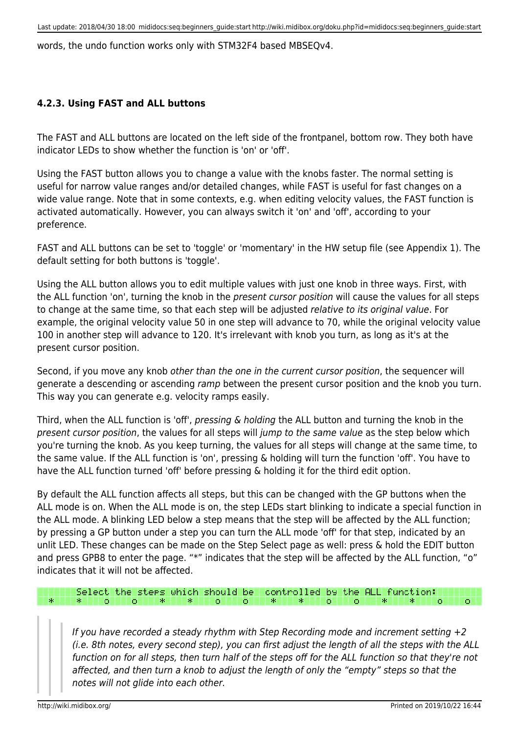words, the undo function works only with STM32F4 based MBSEQv4.

#### 4.2.3. Using FAST and ALL buttons

The FAST and ALL buttons are located on the left side of the frontpanel, bottom row. They both have indicator LEDs to show whether the function is 'on' or 'off'.

Using the FAST button allows you to change a value with the knobs faster. The normal setting is useful for narrow value ranges and/or detailed changes, while FAST is useful for fast changes on a wide value range. Note that in some contexts, e.g. when editing velocity values, the FAST function is activated automatically. However, you can always switch it 'on' and 'off', according to your preference.

FAST and ALL buttons can be set to 'toggle' or 'momentary' in the HW setup file (see Appendix 1). The default setting for both buttons is 'toggle'.

Using the ALL button allows you to edit multiple values with just one knob in three ways. First, with the ALL function 'on', turning the knob in the *present cursor position* will cause the values for all steps to change at the same time, so that each step will be adjusted *relative to its original value*. For example, the original velocity value 50 in one step will advance to 70, while the original velocity value 100 in another step will advance to 120. It's irrelevant with knob you turn, as long as it's at the present cursor position.

Second, if you move any knob *other than the one in the current cursor position*, the sequencer will generate a descending or ascending *ramp* between the present cursor position and the knob you turn. This way you can generate e.g. velocity ramps easily.

Third, when the ALL function is 'off', *pressing & holding* the ALL button and turning the knob in the *present cursor position*, the values for all steps will *jump to the same value* as the step below which you're turning the knob. As you keep turning, the values for all steps will change at the same time, to the same value. If the ALL function is 'on', pressing & holding will turn the function 'off'. You have to have the ALL function turned 'off' before pressing & holding it for the third edit option.

By default the ALL function affects all steps, but this can be changed with the GP buttons when the ALL mode is on. When the ALL mode is on, the step LEDs start blinking to indicate a special function in the ALL mode. A blinking LED below a step means that the step will be affected by the ALL function; by pressing a GP button under a step you can turn the ALL mode 'off' for that step, indicated by an unlit LED. These changes can be made on the Step Select page as well: press & hold the EDIT button and press GPB8 to enter the page. "*" indicates that the step will be affected by the ALL function, "o" indicates that it will not be affected.

```
      Select the steps which should be  controlled by the ALL function:
  *    *    o    o    *    *    o    o    *    *    o    o    *    *    o    o
```

> *If you have recorded a steady rhythm with Step Recording mode and increment setting +2 (i.e. 8th notes, every second step), you can first adjust the length of all the steps with the ALL function on for all steps, then turn half of the steps off for the ALL function so that they're not affected, and then turn a knob to adjust the length of only the "empty" steps so that the notes will not glide into each other.*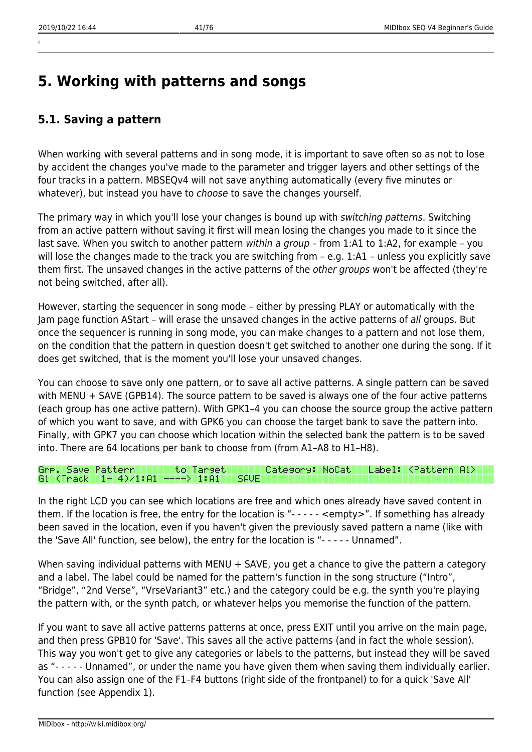# 5. Working with patterns and songs

## 5.1. Saving a pattern

When working with several patterns and in song mode, it is important to save often so as not to lose by accident the changes you've made to the parameter and trigger layers and other settings of the four tracks in a pattern. MBSEQv4 will not save anything automatically (every five minutes or whatever), but instead you have to *choose* to save the changes yourself.

The primary way in which you'll lose your changes is bound up with *switching patterns*. Switching from an active pattern without saving it first will mean losing the changes you made to it since the last save. When you switch to another pattern *within a group* – from 1:A1 to 1:A2, for example – you will lose the changes made to the track you are switching from – e.g. 1:A1 – unless you explicitly save them first. The unsaved changes in the active patterns of the *other groups* won't be affected (they're not being switched, after all).

However, starting the sequencer in song mode – either by pressing PLAY or automatically with the Jam page function AStart – will erase the unsaved changes in the active patterns of *all* groups. But once the sequencer is running in song mode, you can make changes to a pattern and not lose them, on the condition that the pattern in question doesn't get switched to another one during the song. If it does get switched, that is the moment you'll lose your unsaved changes.

You can choose to save only one pattern, or to save all active patterns. A single pattern can be saved with MENU + SAVE (GPB14). The source pattern to be saved is always one of the four active patterns (each group has one active pattern). With GPK1–4 you can choose the source group the active pattern of which you want to save, and with GPK6 you can choose the target bank to save the pattern into. Finally, with GPK7 you can choose which location within the selected bank the pattern is to be saved into. There are 64 locations per bank to choose from (from A1–A8 to H1–H8).

```
Grp. Save Pattern        to Target          Category: NoCat   Label: <Pattern A1>
G1 (Track  1- 4)/1:A1 ----> 1:A1   SAVE
```

In the right LCD you can see which locations are free and which ones already have saved content in them. If the location is free, the entry for the location is "- - - - - <empty>". If something has already been saved in the location, even if you haven't given the previously saved pattern a name (like with the 'Save All' function, see below), the entry for the location is "- - - - - Unnamed".

When saving individual patterns with MENU + SAVE, you get a chance to give the pattern a category and a label. The label could be named for the pattern's function in the song structure ("Intro", "Bridge", "2nd Verse", "VrseVariant3" etc.) and the category could be e.g. the synth you're playing the pattern with, or the synth patch, or whatever helps you memorise the function of the pattern.

If you want to save all active patterns patterns at once, press EXIT until you arrive on the main page, and then press GPB10 for 'Save'. This saves all the active patterns (and in fact the whole session). This way you won't get to give any categories or labels to the patterns, but instead they will be saved as "- - - - - Unnamed", or under the name you have given them when saving them individually earlier. You can also assign one of the F1–F4 buttons (right side of the frontpanel) to for a quick 'Save All' function (see Appendix 1).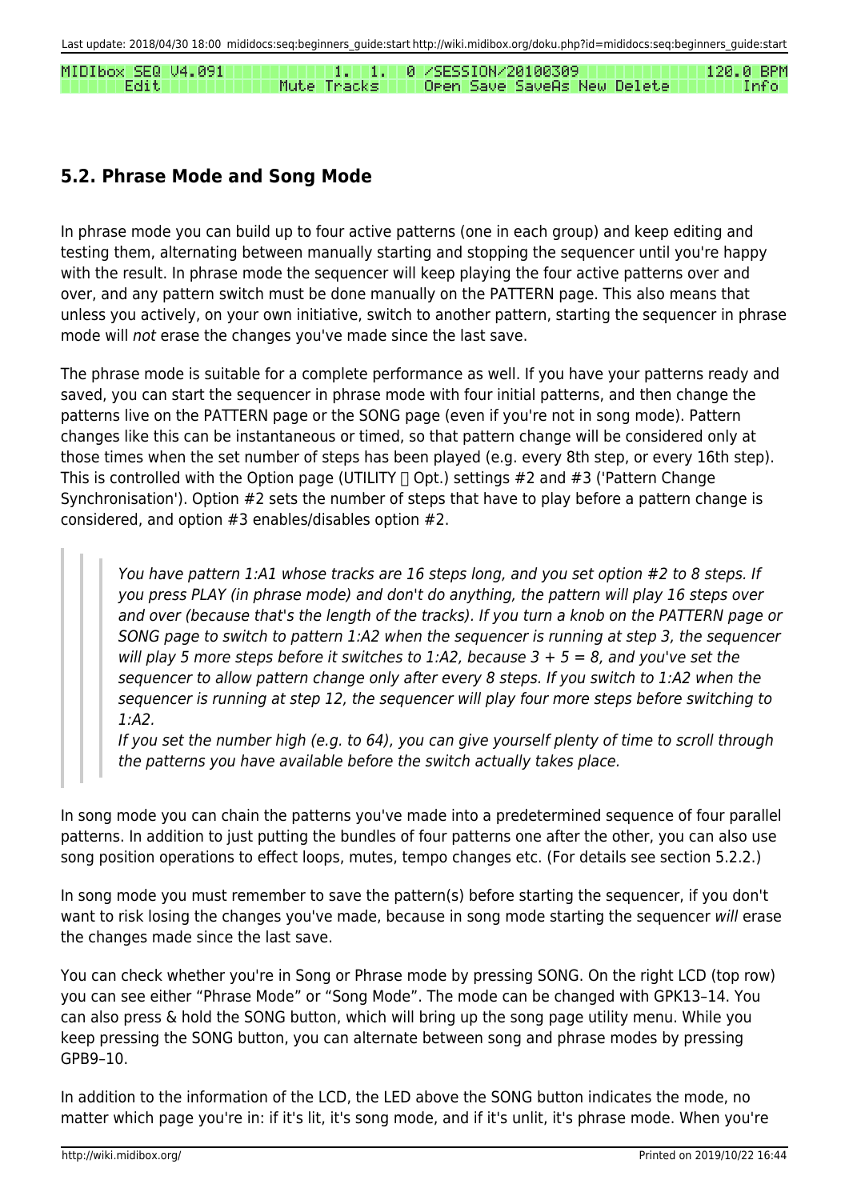```
MIDIbox SEQ V4.091            1.  1.  0 /SESSION/20100309                120.0 BPM
      Edit               Mute Tracks      Open Save SaveAs New Delete          Info
```

## 5.2. Phrase Mode and Song Mode

In phrase mode you can build up to four active patterns (one in each group) and keep editing and testing them, alternating between manually starting and stopping the sequencer until you're happy with the result. In phrase mode the sequencer will keep playing the four active patterns over and over, and any pattern switch must be done manually on the PATTERN page. This also means that unless you actively, on your own initiative, switch to another pattern, starting the sequencer in phrase mode will *not* erase the changes you've made since the last save.

The phrase mode is suitable for a complete performance as well. If you have your patterns ready and saved, you can start the sequencer in phrase mode with four initial patterns, and then change the patterns live on the PATTERN page or the SONG page (even if you're not in song mode). Pattern changes like this can be instantaneous or timed, so that pattern change will be considered only at those times when the set number of steps has been played (e.g. every 8th step, or every 16th step). This is controlled with the Option page (UTILITY  Opt.) settings #2 and #3 ('Pattern Change Synchronisation'). Option #2 sets the number of steps that have to play before a pattern change is considered, and option #3 enables/disables option #2.

> *You have pattern 1:A1 whose tracks are 16 steps long, and you set option #2 to 8 steps. If you press PLAY (in phrase mode) and don't do anything, the pattern will play 16 steps over and over (because that's the length of the tracks). If you turn a knob on the PATTERN page or SONG page to switch to pattern 1:A2 when the sequencer is running at step 3, the sequencer will play 5 more steps before it switches to 1:A2, because 3 + 5 = 8, and you've set the sequencer to allow pattern change only after every 8 steps. If you switch to 1:A2 when the sequencer is running at step 12, the sequencer will play four more steps before switching to 1:A2.*
> *If you set the number high (e.g. to 64), you can give yourself plenty of time to scroll through the patterns you have available before the switch actually takes place.*

In song mode you can chain the patterns you've made into a predetermined sequence of four parallel patterns. In addition to just putting the bundles of four patterns one after the other, you can also use song position operations to effect loops, mutes, tempo changes etc. (For details see section 5.2.2.)

In song mode you must remember to save the pattern(s) before starting the sequencer, if you don't want to risk losing the changes you've made, because in song mode starting the sequencer *will* erase the changes made since the last save.

You can check whether you're in Song or Phrase mode by pressing SONG. On the right LCD (top row) you can see either "Phrase Mode" or "Song Mode". The mode can be changed with GPK13–14. You can also press & hold the SONG button, which will bring up the song page utility menu. While you keep pressing the SONG button, you can alternate between song and phrase modes by pressing GPB9–10.

In addition to the information of the LCD, the LED above the SONG button indicates the mode, no matter which page you're in: if it's lit, it's song mode, and if it's unlit, it's phrase mode. When you're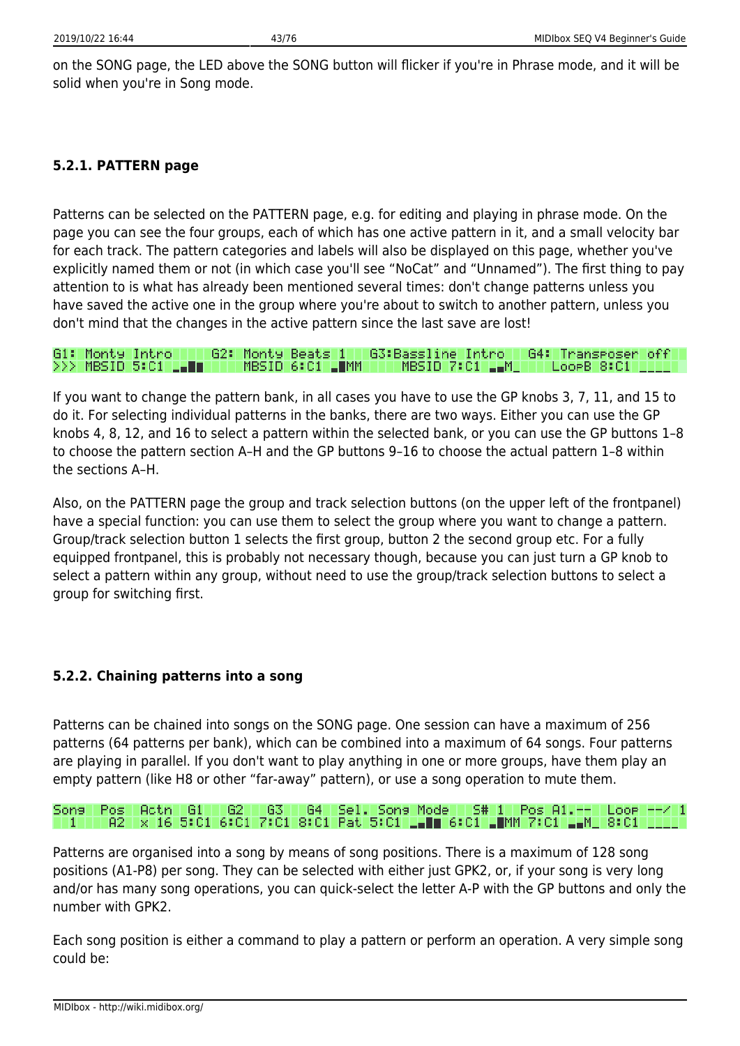on the SONG page, the LED above the SONG button will flicker if you're in Phrase mode, and it will be solid when you're in Song mode.

#### 5.2.1. PATTERN page

Patterns can be selected on the PATTERN page, e.g. for editing and playing in phrase mode. On the page you can see the four groups, each of which has one active pattern in it, and a small velocity bar for each track. The pattern categories and labels will also be displayed on this page, whether you've explicitly named them or not (in which case you'll see "NoCat" and "Unnamed"). The first thing to pay attention to is what has already been mentioned several times: don't change patterns unless you have saved the active one in the group where you're about to switch to another pattern, unless you don't mind that the changes in the active pattern since the last save are lost!

```
G1: Monty Intro     G2: Monty Beats 1   G3:Bassline Intro   G4: Transposer off
>>> MBSID 5:C1 _▄██      MBSID 6:C1 ▄█MM      MBSID 7:C1 _▄M_      LoopB 8:C1 ____
```

If you want to change the pattern bank, in all cases you have to use the GP knobs 3, 7, 11, and 15 to do it. For selecting individual patterns in the banks, there are two ways. Either you can use the GP knobs 4, 8, 12, and 16 to select a pattern within the selected bank, or you can use the GP buttons 1–8 to choose the pattern section A–H and the GP buttons 9–16 to choose the actual pattern 1–8 within the sections A–H.

Also, on the PATTERN page the group and track selection buttons (on the upper left of the frontpanel) have a special function: you can use them to select the group where you want to change a pattern. Group/track selection button 1 selects the first group, button 2 the second group etc. For a fully equipped frontpanel, this is probably not necessary though, because you can just turn a GP knob to select a pattern within any group, without need to use the group/track selection buttons to select a group for switching first.

#### 5.2.2. Chaining patterns into a song

Patterns can be chained into songs on the SONG page. One session can have a maximum of 256 patterns (64 patterns per bank), which can be combined into a maximum of 64 songs. Four patterns are playing in parallel. If you don't want to play anything in one or more groups, have them play an empty pattern (like H8 or other "far-away" pattern), or use a song operation to mute them.

```
Song  Pos  Actn  G1   G2   G3   G4  Sel. Song Mode   S# 1  Pos A1.--  Loop --/ 1
  1    A2  x 16 5:C1 6:C1 7:C1 8:C1 Pat 5:C1 _▄██ 6:C1 ▄█MM 7:C1 _▄M_ 8:C1 ____
```

Patterns are organised into a song by means of song positions. There is a maximum of 128 song positions (A1-P8) per song. They can be selected with either just GPK2, or, if your song is very long and/or has many song operations, you can quick-select the letter A-P with the GP buttons and only the number with GPK2.

Each song position is either a command to play a pattern or perform an operation. A very simple song could be: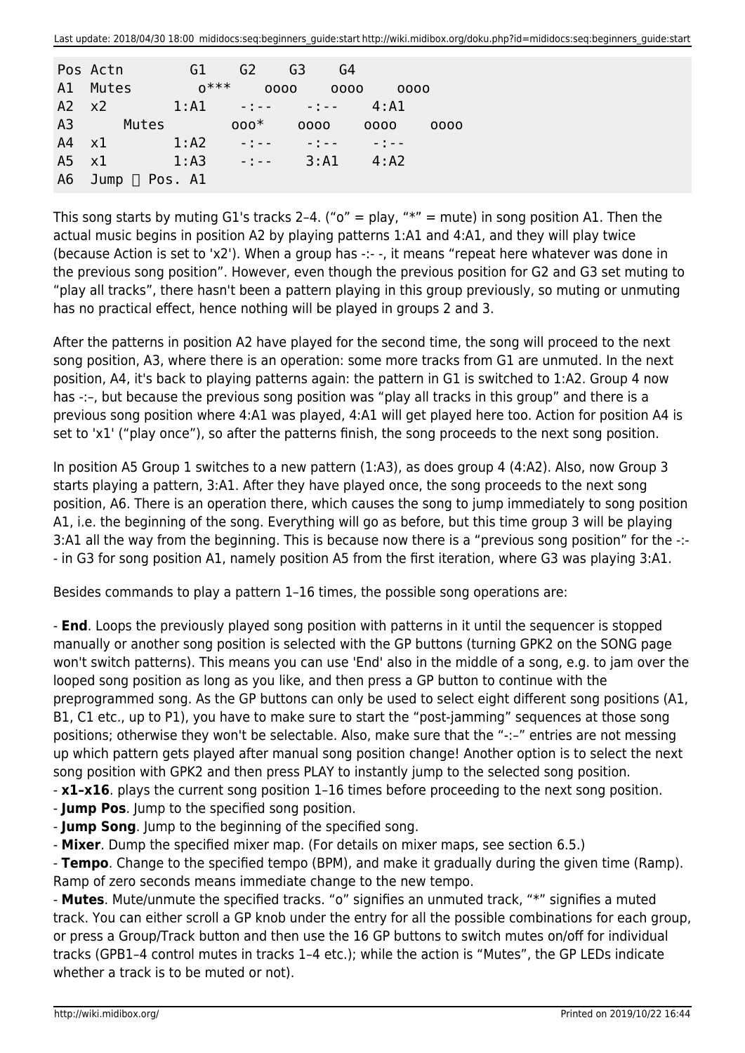```
Pos Actn        G1    G2    G3    G4
A1  Mutes        o***    oooo    oooo    oooo
A2  x2        1:A1    -:--    -:--    4:A1
A3      Mutes        ooo*    oooo    oooo    oooo
A4  x1        1:A2    -:--    -:--    -:--
A5  x1        1:A3    -:--    3:A1    4:A2
A6  Jump  Pos. A1
```

This song starts by muting G1's tracks 2–4. ("o" = play, "*" = mute) in song position A1. Then the actual music begins in position A2 by playing patterns 1:A1 and 4:A1, and they will play twice (because Action is set to 'x2'). When a group has -:- -, it means "repeat here whatever was done in the previous song position". However, even though the previous position for G2 and G3 set muting to "play all tracks", there hasn't been a pattern playing in this group previously, so muting or unmuting has no practical effect, hence nothing will be played in groups 2 and 3.

After the patterns in position A2 have played for the second time, the song will proceed to the next song position, A3, where there is an operation: some more tracks from G1 are unmuted. In the next position, A4, it's back to playing patterns again: the pattern in G1 is switched to 1:A2. Group 4 now has -:–, but because the previous song position was "play all tracks in this group" and there is a previous song position where 4:A1 was played, 4:A1 will get played here too. Action for position A4 is set to 'x1' ("play once"), so after the patterns finish, the song proceeds to the next song position.

In position A5 Group 1 switches to a new pattern (1:A3), as does group 4 (4:A2). Also, now Group 3 starts playing a pattern, 3:A1. After they have played once, the song proceeds to the next song position, A6. There is an operation there, which causes the song to jump immediately to song position A1, i.e. the beginning of the song. Everything will go as before, but this time group 3 will be playing 3:A1 all the way from the beginning. This is because now there is a "previous song position" for the -:- - in G3 for song position A1, namely position A5 from the first iteration, where G3 was playing 3:A1.

Besides commands to play a pattern 1–16 times, the possible song operations are:

- **End**. Loops the previously played song position with patterns in it until the sequencer is stopped manually or another song position is selected with the GP buttons (turning GPK2 on the SONG page won't switch patterns). This means you can use 'End' also in the middle of a song, e.g. to jam over the looped song position as long as you like, and then press a GP button to continue with the preprogrammed song. As the GP buttons can only be used to select eight different song positions (A1, B1, C1 etc., up to P1), you have to make sure to start the "post-jamming" sequences at those song positions; otherwise they won't be selectable. Also, make sure that the "-:–" entries are not messing up which pattern gets played after manual song position change! Another option is to select the next song position with GPK2 and then press PLAY to instantly jump to the selected song position.
- **x1–x16**. plays the current song position 1–16 times before proceeding to the next song position.
- **Jump Pos**. Jump to the specified song position.
- **Jump Song**. Jump to the beginning of the specified song.
- **Mixer**. Dump the specified mixer map. (For details on mixer maps, see section 6.5.)
- **Tempo**. Change to the specified tempo (BPM), and make it gradually during the given time (Ramp). Ramp of zero seconds means immediate change to the new tempo.
- **Mutes**. Mute/unmute the specified tracks. "o" signifies an unmuted track, "*" signifies a muted track. You can either scroll a GP knob under the entry for all the possible combinations for each group, or press a Group/Track button and then use the 16 GP buttons to switch mutes on/off for individual tracks (GPB1–4 control mutes in tracks 1–4 etc.); while the action is "Mutes", the GP LEDs indicate whether a track is to be muted or not).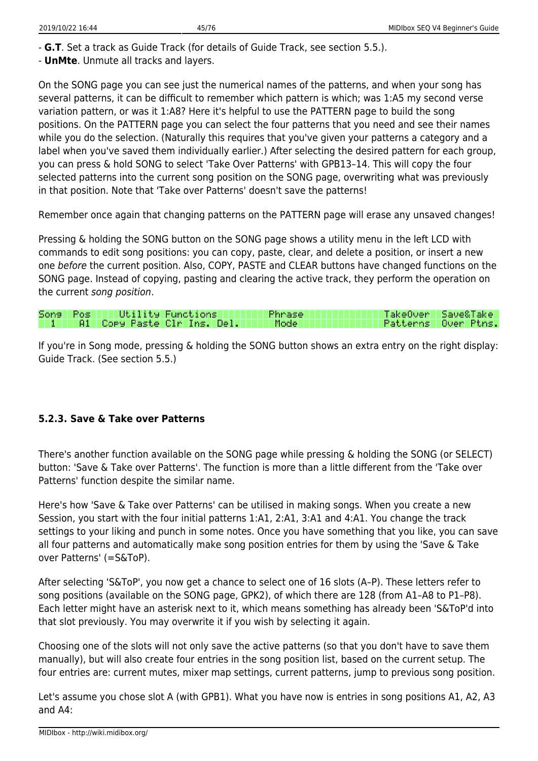- **G.T**. Set a track as Guide Track (for details of Guide Track, see section 5.5.).
- **UnMte**. Unmute all tracks and layers.

On the SONG page you can see just the numerical names of the patterns, and when your song has several patterns, it can be difficult to remember which pattern is which; was 1:A5 my second verse variation pattern, or was it 1:A8? Here it's helpful to use the PATTERN page to build the song positions. On the PATTERN page you can select the four patterns that you need and see their names while you do the selection. (Naturally this requires that you've given your patterns a category and a label when you've saved them individually earlier.) After selecting the desired pattern for each group, you can press & hold SONG to select 'Take Over Patterns' with GPB13–14. This will copy the four selected patterns into the current song position on the SONG page, overwriting what was previously in that position. Note that 'Take over Patterns' doesn't save the patterns!

Remember once again that changing patterns on the PATTERN page will erase any unsaved changes!

Pressing & holding the SONG button on the SONG page shows a utility menu in the left LCD with commands to edit song positions: you can copy, paste, clear, and delete a position, or insert a new one *before* the current position. Also, COPY, PASTE and CLEAR buttons have changed functions on the SONG page. Instead of copying, pasting and clearing the active track, they perform the operation on the current *song position*.

```
Song Pos    Utility Functions        Phrase              TakeOver  Save&Take
  1   A1  Copy Paste Clr Ins. Del.    Mode               Patterns  Over Ptns.
```

If you're in Song mode, pressing & holding the SONG button shows an extra entry on the right display: Guide Track. (See section 5.5.)

### 5.2.3. Save & Take over Patterns

There's another function available on the SONG page while pressing & holding the SONG (or SELECT) button: 'Save & Take over Patterns'. The function is more than a little different from the 'Take over Patterns' function despite the similar name.

Here's how 'Save & Take over Patterns' can be utilised in making songs. When you create a new Session, you start with the four initial patterns 1:A1, 2:A1, 3:A1 and 4:A1. You change the track settings to your liking and punch in some notes. Once you have something that you like, you can save all four patterns and automatically make song position entries for them by using the 'Save & Take over Patterns' (=S&ToP).

After selecting 'S&ToP', you now get a chance to select one of 16 slots (A–P). These letters refer to song positions (available on the SONG page, GPK2), of which there are 128 (from A1–A8 to P1–P8). Each letter might have an asterisk next to it, which means something has already been 'S&ToP'd into that slot previously. You may overwrite it if you wish by selecting it again.

Choosing one of the slots will not only save the active patterns (so that you don't have to save them manually), but will also create four entries in the song position list, based on the current setup. The four entries are: current mutes, mixer map settings, current patterns, jump to previous song position.

Let's assume you chose slot A (with GPB1). What you have now is entries in song positions A1, A2, A3 and A4: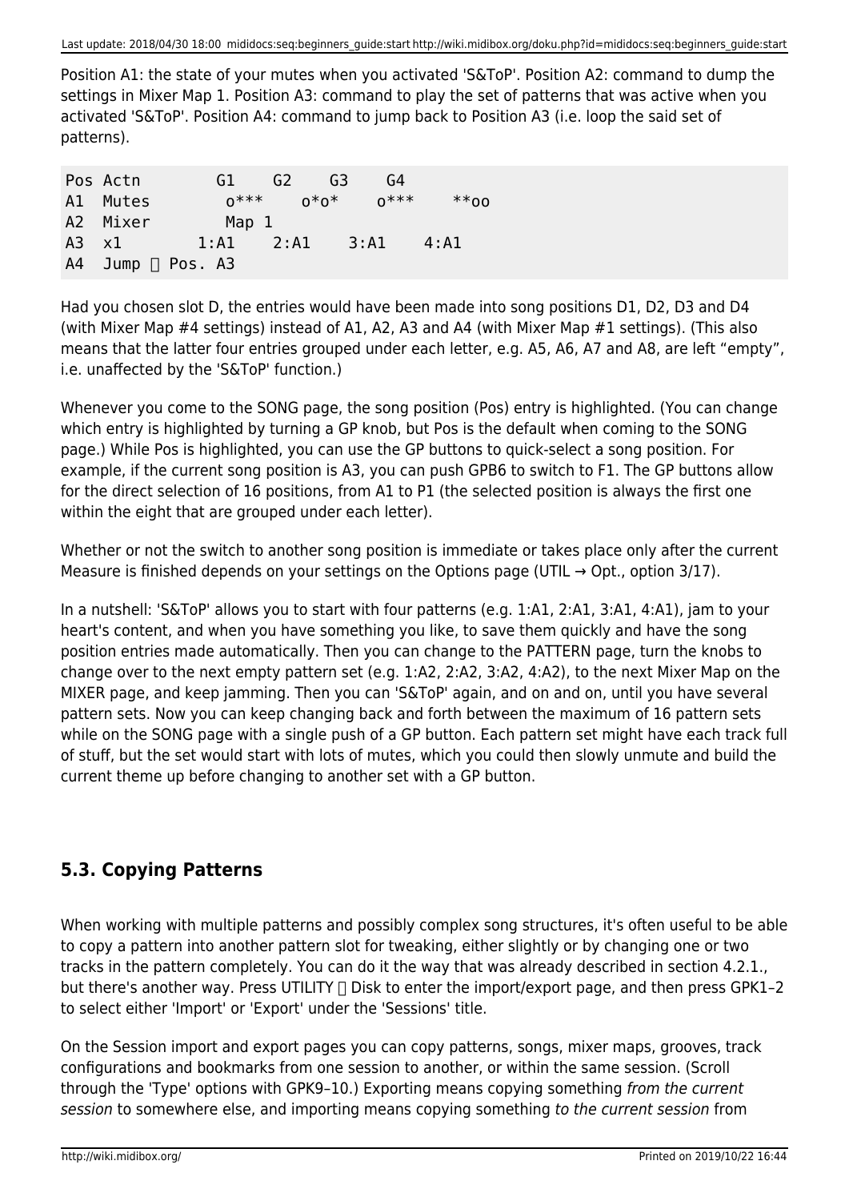Position A1: the state of your mutes when you activated 'S&ToP'. Position A2: command to dump the settings in Mixer Map 1. Position A3: command to play the set of patterns that was active when you activated 'S&ToP'. Position A4: command to jump back to Position A3 (i.e. loop the said set of patterns).

```
Pos Actn       G1    G2    G3    G4
A1  Mutes       o***    o*o*    o***    **oo
A2  Mixer       Map 1
A3  x1       1:A1   2:A1    3:A1    4:A1
A4  Jump  Pos. A3
```

Had you chosen slot D, the entries would have been made into song positions D1, D2, D3 and D4 (with Mixer Map #4 settings) instead of A1, A2, A3 and A4 (with Mixer Map #1 settings). (This also means that the latter four entries grouped under each letter, e.g. A5, A6, A7 and A8, are left “empty”, i.e. unaffected by the 'S&ToP' function.)

Whenever you come to the SONG page, the song position (Pos) entry is highlighted. (You can change which entry is highlighted by turning a GP knob, but Pos is the default when coming to the SONG page.) While Pos is highlighted, you can use the GP buttons to quick-select a song position. For example, if the current song position is A3, you can push GPB6 to switch to F1. The GP buttons allow for the direct selection of 16 positions, from A1 to P1 (the selected position is always the first one within the eight that are grouped under each letter).

Whether or not the switch to another song position is immediate or takes place only after the current Measure is finished depends on your settings on the Options page (UTIL → Opt., option 3/17).

In a nutshell: 'S&ToP' allows you to start with four patterns (e.g. 1:A1, 2:A1, 3:A1, 4:A1), jam to your heart's content, and when you have something you like, to save them quickly and have the song position entries made automatically. Then you can change to the PATTERN page, turn the knobs to change over to the next empty pattern set (e.g. 1:A2, 2:A2, 3:A2, 4:A2), to the next Mixer Map on the MIXER page, and keep jamming. Then you can 'S&ToP' again, and on and on, until you have several pattern sets. Now you can keep changing back and forth between the maximum of 16 pattern sets while on the SONG page with a single push of a GP button. Each pattern set might have each track full of stuff, but the set would start with lots of mutes, which you could then slowly unmute and build the current theme up before changing to another set with a GP button.

## 5.3. Copying Patterns

When working with multiple patterns and possibly complex song structures, it's often useful to be able to copy a pattern into another pattern slot for tweaking, either slightly or by changing one or two tracks in the pattern completely. You can do it the way that was already described in section 4.2.1., but there's another way. Press UTILITY  Disk to enter the import/export page, and then press GPK1–2 to select either 'Import' or 'Export' under the 'Sessions' title.

On the Session import and export pages you can copy patterns, songs, mixer maps, grooves, track configurations and bookmarks from one session to another, or within the same session. (Scroll through the 'Type' options with GPK9–10.) Exporting means copying something *from the current session* to somewhere else, and importing means copying something *to the current session* from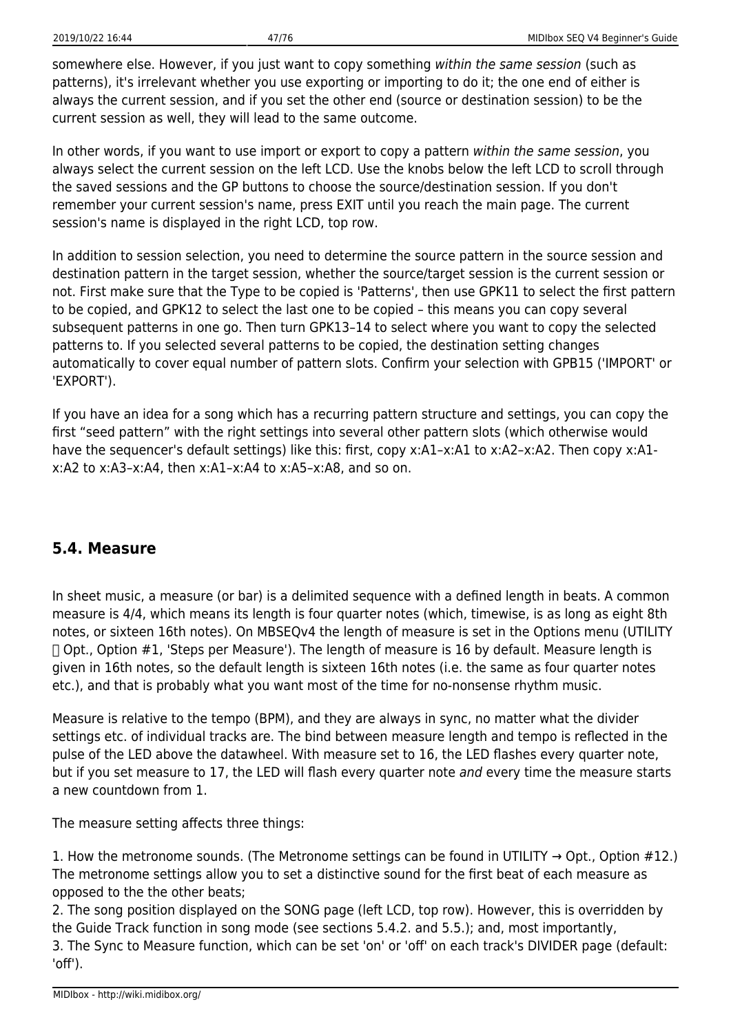somewhere else. However, if you just want to copy something *within the same session* (such as patterns), it's irrelevant whether you use exporting or importing to do it; the one end of either is always the current session, and if you set the other end (source or destination session) to be the current session as well, they will lead to the same outcome.

In other words, if you want to use import or export to copy a pattern *within the same session*, you always select the current session on the left LCD. Use the knobs below the left LCD to scroll through the saved sessions and the GP buttons to choose the source/destination session. If you don't remember your current session's name, press EXIT until you reach the main page. The current session's name is displayed in the right LCD, top row.

In addition to session selection, you need to determine the source pattern in the source session and destination pattern in the target session, whether the source/target session is the current session or not. First make sure that the Type to be copied is 'Patterns', then use GPK11 to select the first pattern to be copied, and GPK12 to select the last one to be copied – this means you can copy several subsequent patterns in one go. Then turn GPK13–14 to select where you want to copy the selected patterns to. If you selected several patterns to be copied, the destination setting changes automatically to cover equal number of pattern slots. Confirm your selection with GPB15 ('IMPORT' or 'EXPORT').

If you have an idea for a song which has a recurring pattern structure and settings, you can copy the first "seed pattern" with the right settings into several other pattern slots (which otherwise would have the sequencer's default settings) like this: first, copy x:A1–x:A1 to x:A2–x:A2. Then copy x:A1-x:A2 to x:A3–x:A4, then x:A1–x:A4 to x:A5–x:A8, and so on.

## 5.4. Measure

In sheet music, a measure (or bar) is a delimited sequence with a defined length in beats. A common measure is 4/4, which means its length is four quarter notes (which, timewise, is as long as eight 8th notes, or sixteen 16th notes). On MBSEQv4 the length of measure is set in the Options menu (UTILITY  Opt., Option #1, 'Steps per Measure'). The length of measure is 16 by default. Measure length is given in 16th notes, so the default length is sixteen 16th notes (i.e. the same as four quarter notes etc.), and that is probably what you want most of the time for no-nonsense rhythm music.

Measure is relative to the tempo (BPM), and they are always in sync, no matter what the divider settings etc. of individual tracks are. The bind between measure length and tempo is reflected in the pulse of the LED above the datawheel. With measure set to 16, the LED flashes every quarter note, but if you set measure to 17, the LED will flash every quarter note *and* every time the measure starts a new countdown from 1.

The measure setting affects three things:

1. How the metronome sounds. (The Metronome settings can be found in UTILITY → Opt., Option #12.) The metronome settings allow you to set a distinctive sound for the first beat of each measure as opposed to the the other beats;
2. The song position displayed on the SONG page (left LCD, top row). However, this is overridden by the Guide Track function in song mode (see sections 5.4.2. and 5.5.); and, most importantly,
3. The Sync to Measure function, which can be set 'on' or 'off' on each track's DIVIDER page (default: 'off').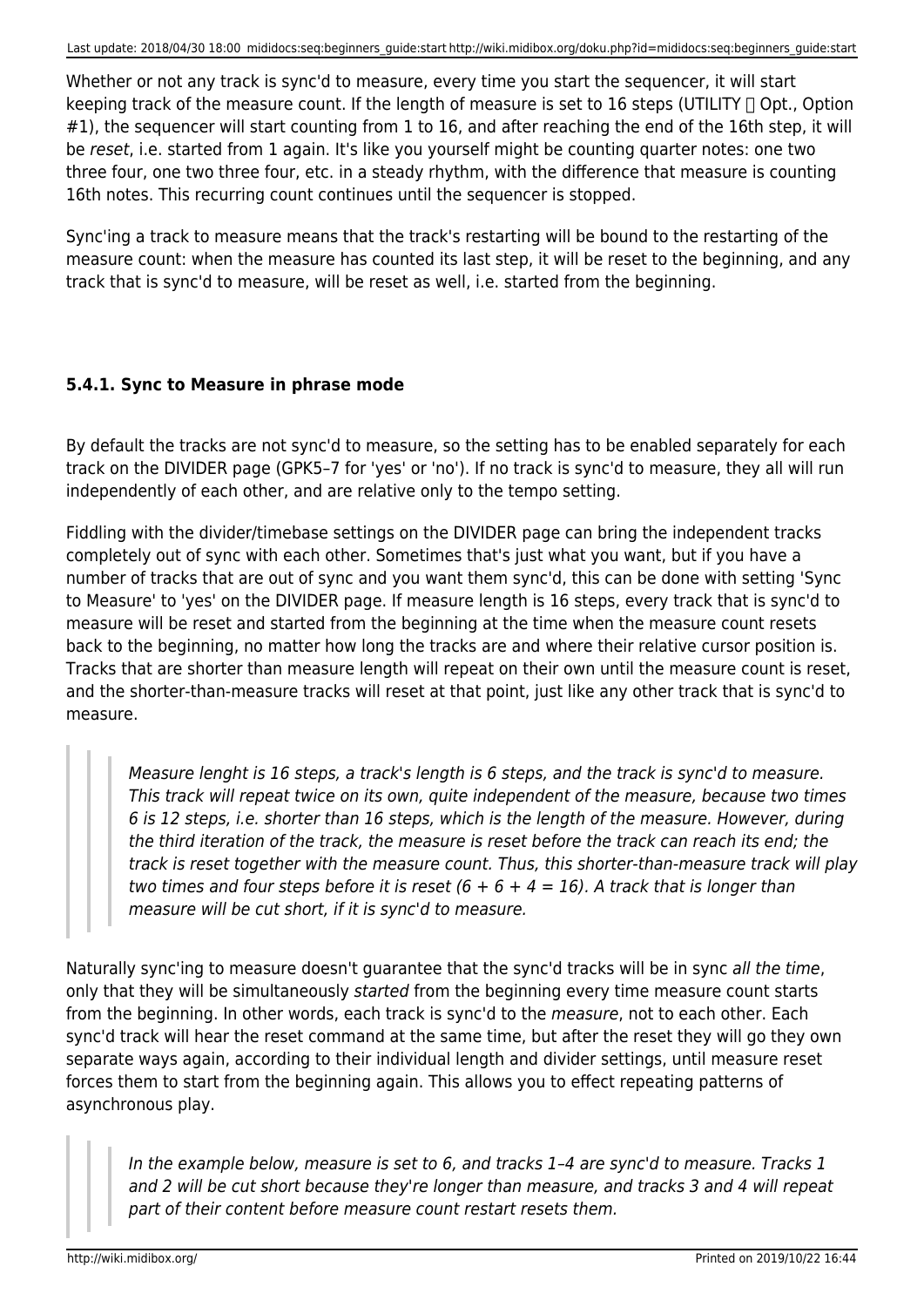Whether or not any track is sync'd to measure, every time you start the sequencer, it will start keeping track of the measure count. If the length of measure is set to 16 steps (UTILITY  Opt., Option #1), the sequencer will start counting from 1 to 16, and after reaching the end of the 16th step, it will be *reset*, i.e. started from 1 again. It's like you yourself might be counting quarter notes: one two three four, one two three four, etc. in a steady rhythm, with the difference that measure is counting 16th notes. This recurring count continues until the sequencer is stopped.

Sync'ing a track to measure means that the track's restarting will be bound to the restarting of the measure count: when the measure has counted its last step, it will be reset to the beginning, and any track that is sync'd to measure, will be reset as well, i.e. started from the beginning.

#### 5.4.1. Sync to Measure in phrase mode

By default the tracks are not sync'd to measure, so the setting has to be enabled separately for each track on the DIVIDER page (GPK5–7 for 'yes' or 'no'). If no track is sync'd to measure, they all will run independently of each other, and are relative only to the tempo setting.

Fiddling with the divider/timebase settings on the DIVIDER page can bring the independent tracks completely out of sync with each other. Sometimes that's just what you want, but if you have a number of tracks that are out of sync and you want them sync'd, this can be done with setting 'Sync to Measure' to 'yes' on the DIVIDER page. If measure length is 16 steps, every track that is sync'd to measure will be reset and started from the beginning at the time when the measure count resets back to the beginning, no matter how long the tracks are and where their relative cursor position is. Tracks that are shorter than measure length will repeat on their own until the measure count is reset, and the shorter-than-measure tracks will reset at that point, just like any other track that is sync'd to measure.

> *Measure lenght is 16 steps, a track's length is 6 steps, and the track is sync'd to measure. This track will repeat twice on its own, quite independent of the measure, because two times 6 is 12 steps, i.e. shorter than 16 steps, which is the length of the measure. However, during the third iteration of the track, the measure is reset before the track can reach its end; the track is reset together with the measure count. Thus, this shorter-than-measure track will play two times and four steps before it is reset (6 + 6 + 4 = 16). A track that is longer than measure will be cut short, if it is sync'd to measure.*

Naturally sync'ing to measure doesn't guarantee that the sync'd tracks will be in sync *all the time*, only that they will be simultaneously *started* from the beginning every time measure count starts from the beginning. In other words, each track is sync'd to the *measure*, not to each other. Each sync'd track will hear the reset command at the same time, but after the reset they will go they own separate ways again, according to their individual length and divider settings, until measure reset forces them to start from the beginning again. This allows you to effect repeating patterns of asynchronous play.

> *In the example below, measure is set to 6, and tracks 1–4 are sync'd to measure. Tracks 1 and 2 will be cut short because they're longer than measure, and tracks 3 and 4 will repeat part of their content before measure count restart resets them.*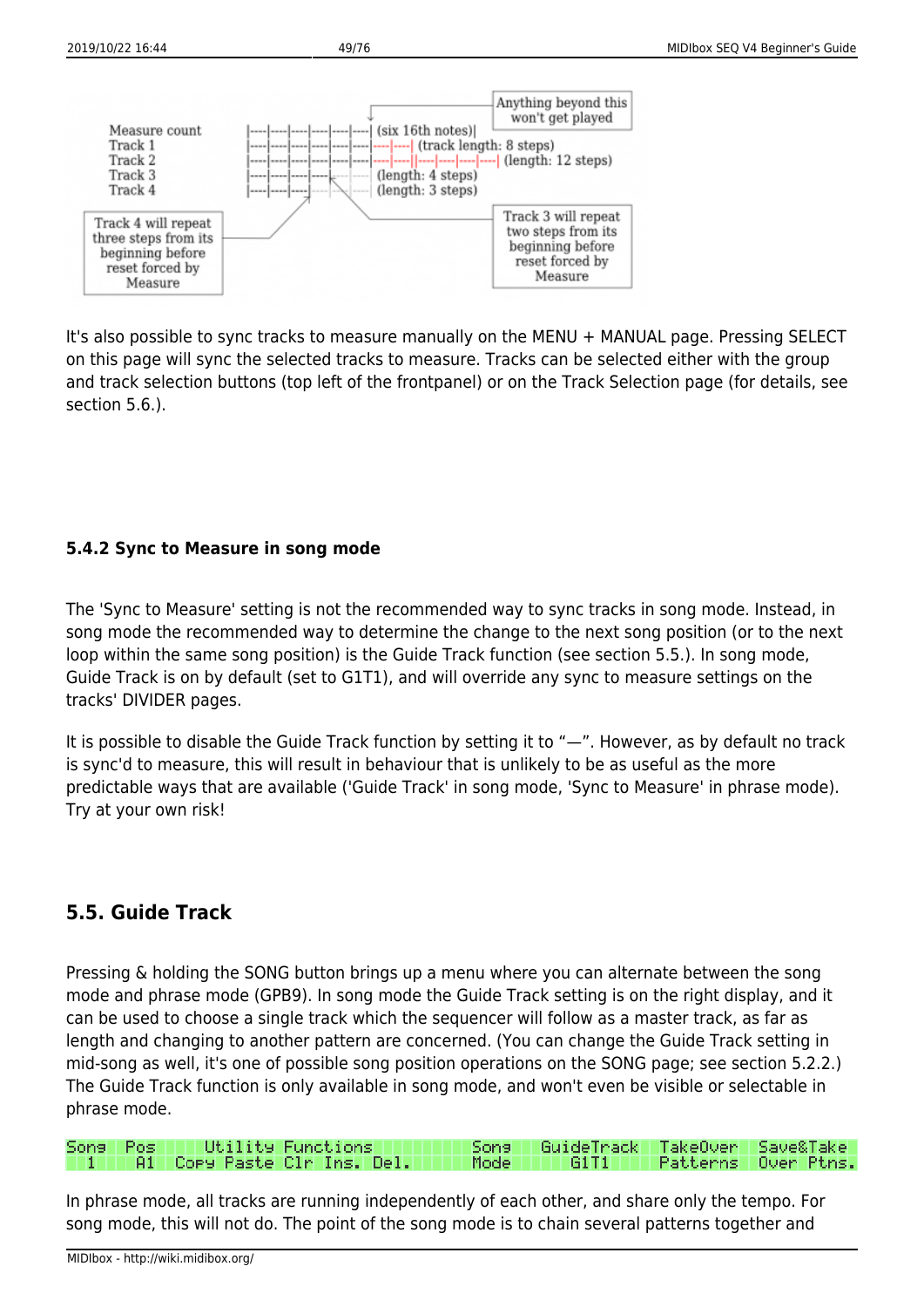```
                                                      Anything beyond this
                                                        won't get played
Measure count   |----|----|----|----|----|----| (six 16th notes)|
Track 1         |----|----|----|----|----|----|----|----| (track length: 8 steps)
Track 2         |----|----|----|----|----|----|----|----||----|----|----|----| (length: 12 steps)
Track 3         |----|----|----|----|----|----| (length: 4 steps)
Track 4         |----|----|----|----|----|----| (length: 3 steps)

Track 4 will repeat                                  Track 3 will repeat
three steps from its                                 two steps from its
beginning before                                     beginning before
reset forced by                                      reset forced by
Measure                                              Measure
```

It's also possible to sync tracks to measure manually on the MENU + MANUAL page. Pressing SELECT on this page will sync the selected tracks to measure. Tracks can be selected either with the group and track selection buttons (top left of the frontpanel) or on the Track Selection page (for details, see section 5.6.).

#### 5.4.2 Sync to Measure in song mode

The 'Sync to Measure' setting is not the recommended way to sync tracks in song mode. Instead, in song mode the recommended way to determine the change to the next song position (or to the next loop within the same song position) is the Guide Track function (see section 5.5.). In song mode, Guide Track is on by default (set to G1T1), and will override any sync to measure settings on the tracks' DIVIDER pages.

It is possible to disable the Guide Track function by setting it to "—". However, as by default no track is sync'd to measure, this will result in behaviour that is unlikely to be as useful as the more predictable ways that are available ('Guide Track' in song mode, 'Sync to Measure' in phrase mode). Try at your own risk!

### 5.5. Guide Track

Pressing & holding the SONG button brings up a menu where you can alternate between the song mode and phrase mode (GPB9). In song mode the Guide Track setting is on the right display, and it can be used to choose a single track which the sequencer will follow as a master track, as far as length and changing to another pattern are concerned. (You can change the Guide Track setting in mid-song as well, it's one of possible song position operations on the SONG page; see section 5.2.2.) The Guide Track function is only available in song mode, and won't even be visible or selectable in phrase mode.

```
Song  Pos    Utility Functions          Song   GuideTrack  TakeOver  Save&Take
  1    A1  Copy Paste Clr Ins. Del.     Mode      G1T1     Patterns  Over Ptns.
```

In phrase mode, all tracks are running independently of each other, and share only the tempo. For song mode, this will not do. The point of the song mode is to chain several patterns together and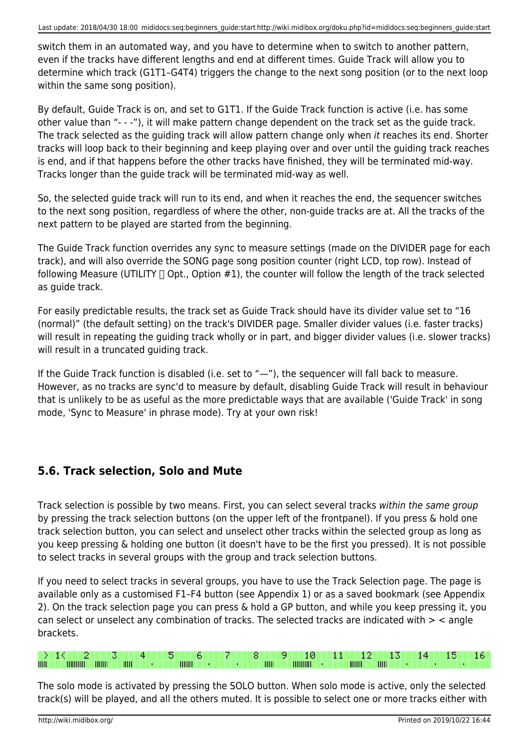switch them in an automated way, and you have to determine when to switch to another pattern, even if the tracks have different lengths and end at different times. Guide Track will allow you to determine which track (G1T1–G4T4) triggers the change to the next song position (or to the next loop within the same song position).

By default, Guide Track is on, and set to G1T1. If the Guide Track function is active (i.e. has some other value than "- - -"), it will make pattern change dependent on the track set as the guide track. The track selected as the guiding track will allow pattern change only when *it* reaches its end. Shorter tracks will loop back to their beginning and keep playing over and over until the guiding track reaches is end, and if that happens before the other tracks have finished, they will be terminated mid-way. Tracks longer than the guide track will be terminated mid-way as well.

So, the selected guide track will run to its end, and when it reaches the end, the sequencer switches to the next song position, regardless of where the other, non-guide tracks are at. All the tracks of the next pattern to be played are started from the beginning.

The Guide Track function overrides any sync to measure settings (made on the DIVIDER page for each track), and will also override the SONG page song position counter (right LCD, top row). Instead of following Measure (UTILITY  Opt., Option #1), the counter will follow the length of the track selected as guide track.

For easily predictable results, the track set as Guide Track should have its divider value set to "16 (normal)" (the default setting) on the track's DIVIDER page. Smaller divider values (i.e. faster tracks) will result in repeating the guiding track wholly or in part, and bigger divider values (i.e. slower tracks) will result in a truncated guiding track.

If the Guide Track function is disabled (i.e. set to "—"), the sequencer will fall back to measure. However, as no tracks are sync'd to measure by default, disabling Guide Track will result in behaviour that is unlikely to be as useful as the more predictable ways that are available ('Guide Track' in song mode, 'Sync to Measure' in phrase mode). Try at your own risk!

## 5.6. Track selection, Solo and Mute

Track selection is possible by two means. First, you can select several tracks *within the same group* by pressing the track selection buttons (on the upper left of the frontpanel). If you press & hold one track selection button, you can select and unselect other tracks within the selected group as long as you keep pressing & holding one button (it doesn't have to be the first you pressed). It is not possible to select tracks in several groups with the group and track selection buttons.

If you need to select tracks in several groups, you have to use the Track Selection page. The page is available only as a customised F1–F4 button (see Appendix 1) or as a saved bookmark (see Appendix 2). On the track selection page you can press & hold a GP button, and while you keep pressing it, you can select or unselect any combination of tracks. The selected tracks are indicated with > < angle brackets.

```
> 1<   2    3    4    5    6    7    8    9   10   11   12   13   14   15   16
```

The solo mode is activated by pressing the SOLO button. When solo mode is active, only the selected track(s) will be played, and all the others muted. It is possible to select one or more tracks either with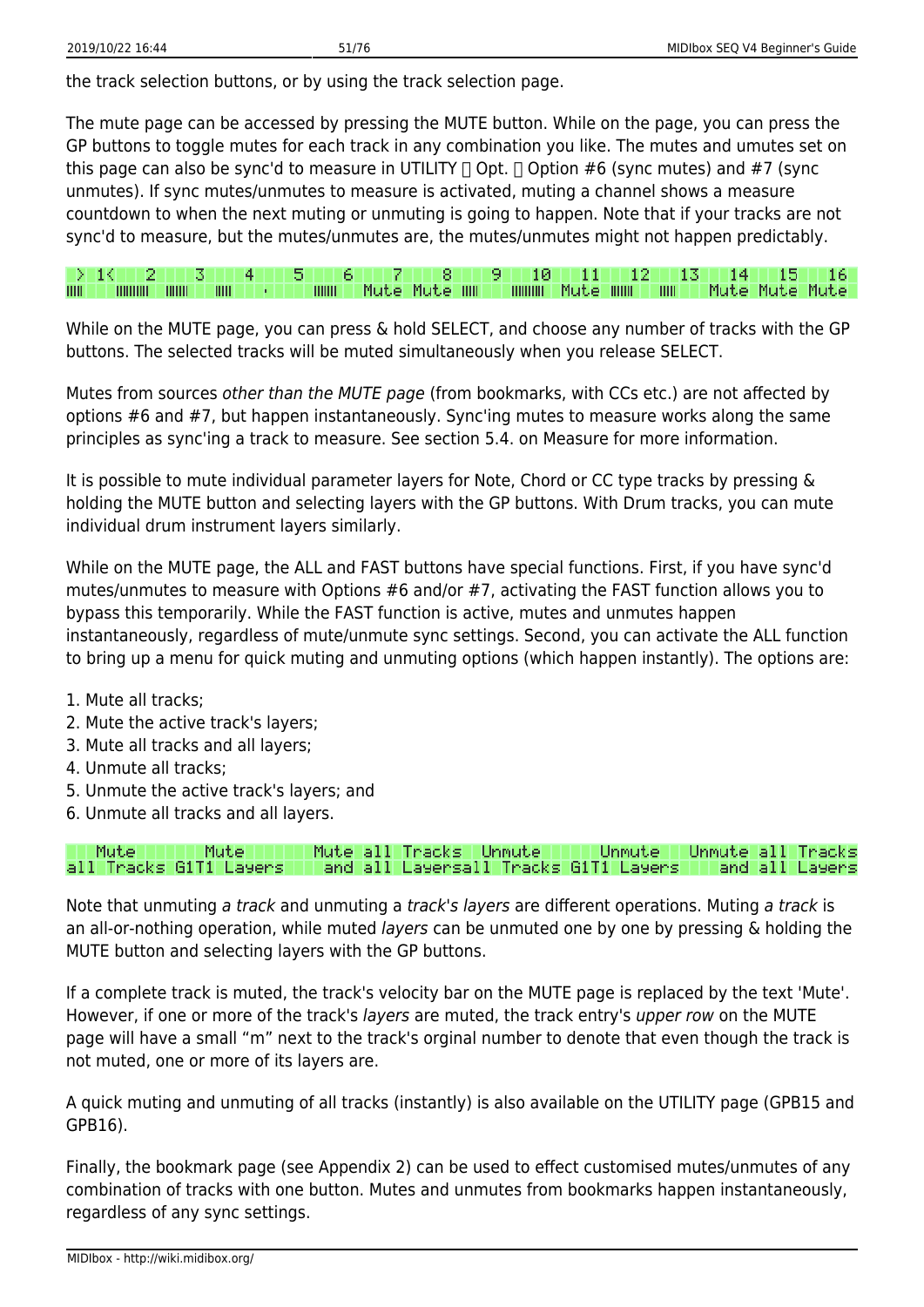the track selection buttons, or by using the track selection page.

The mute page can be accessed by pressing the MUTE button. While on the page, you can press the GP buttons to toggle mutes for each track in any combination you like. The mutes and umutes set on this page can also be sync'd to measure in UTILITY  Opt.  Option #6 (sync mutes) and #7 (sync unmutes). If sync mutes/unmutes to measure is activated, muting a channel shows a measure countdown to when the next muting or unmuting is going to happen. Note that if your tracks are not sync'd to measure, but the mutes/unmutes are, the mutes/unmutes might not happen predictably.

```
 > 1<   2    3    4    5    6    7    8    9   10   11   12   13   14   15   16
||||  ||||||||| |||||| ||||    .       |||||| Mute Mute |||| |||||||| Mute |||||| ||||   Mute Mute Mute
```

While on the MUTE page, you can press & hold SELECT, and choose any number of tracks with the GP buttons. The selected tracks will be muted simultaneously when you release SELECT.

Mutes from sources *other than the MUTE page* (from bookmarks, with CCs etc.) are not affected by options #6 and #7, but happen instantaneously. Sync'ing mutes to measure works along the same principles as sync'ing a track to measure. See section 5.4. on Measure for more information.

It is possible to mute individual parameter layers for Note, Chord or CC type tracks by pressing & holding the MUTE button and selecting layers with the GP buttons. With Drum tracks, you can mute individual drum instrument layers similarly.

While on the MUTE page, the ALL and FAST buttons have special functions. First, if you have sync'd mutes/unmutes to measure with Options #6 and/or #7, activating the FAST function allows you to bypass this temporarily. While the FAST function is active, mutes and unmutes happen instantaneously, regardless of mute/unmute sync settings. Second, you can activate the ALL function to bring up a menu for quick muting and unmuting options (which happen instantly). The options are:

1. Mute all tracks;
2. Mute the active track's layers;
3. Mute all tracks and all layers;
4. Unmute all tracks;
5. Unmute the active track's layers; and
6. Unmute all tracks and all layers.

```
   Mute       Mute       Mute all Tracks  Unmute       Unmute    Unmute all Tracks
all Tracks G1T1 Layers    and all Layersall Tracks G1T1 Layers    and all Layers
```

Note that unmuting *a track* and unmuting a *track's layers* are different operations. Muting *a track* is an all-or-nothing operation, while muted *layers* can be unmuted one by one by pressing & holding the MUTE button and selecting layers with the GP buttons.

If a complete track is muted, the track's velocity bar on the MUTE page is replaced by the text 'Mute'. However, if one or more of the track's *layers* are muted, the track entry's *upper row* on the MUTE page will have a small “m” next to the track's orginal number to denote that even though the track is not muted, one or more of its layers are.

A quick muting and unmuting of all tracks (instantly) is also available on the UTILITY page (GPB15 and GPB16).

Finally, the bookmark page (see Appendix 2) can be used to effect customised mutes/unmutes of any combination of tracks with one button. Mutes and unmutes from bookmarks happen instantaneously, regardless of any sync settings.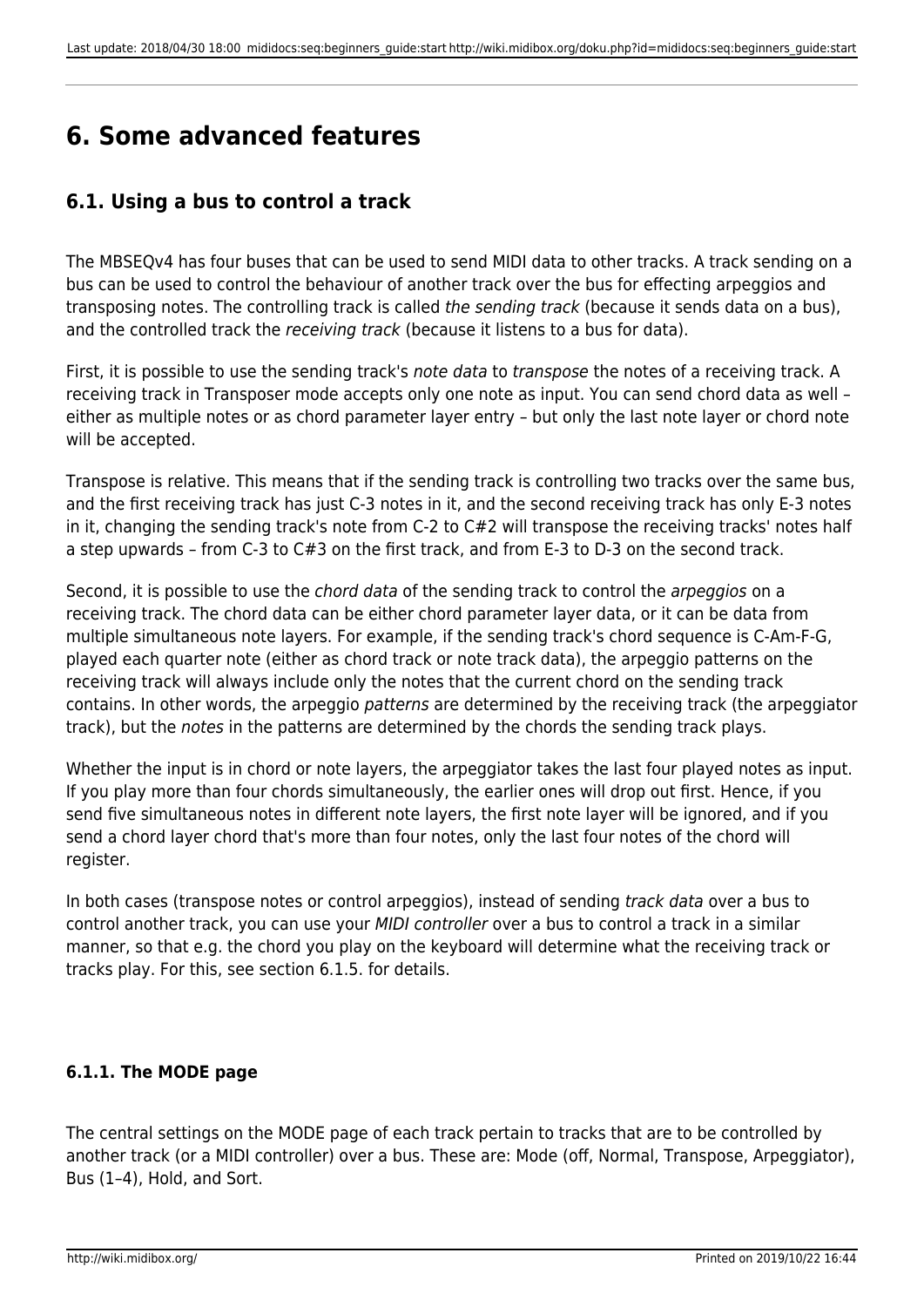# 6. Some advanced features

## 6.1. Using a bus to control a track

The MBSEQv4 has four buses that can be used to send MIDI data to other tracks. A track sending on a bus can be used to control the behaviour of another track over the bus for effecting arpeggios and transposing notes. The controlling track is called *the sending track* (because it sends data on a bus), and the controlled track the *receiving track* (because it listens to a bus for data).

First, it is possible to use the sending track's *note data* to *transpose* the notes of a receiving track. A receiving track in Transposer mode accepts only one note as input. You can send chord data as well – either as multiple notes or as chord parameter layer entry – but only the last note layer or chord note will be accepted.

Transpose is relative. This means that if the sending track is controlling two tracks over the same bus, and the first receiving track has just C-3 notes in it, and the second receiving track has only E-3 notes in it, changing the sending track's note from C-2 to C#2 will transpose the receiving tracks' notes half a step upwards – from C-3 to C#3 on the first track, and from E-3 to D-3 on the second track.

Second, it is possible to use the *chord data* of the sending track to control the *arpeggios* on a receiving track. The chord data can be either chord parameter layer data, or it can be data from multiple simultaneous note layers. For example, if the sending track's chord sequence is C-Am-F-G, played each quarter note (either as chord track or note track data), the arpeggio patterns on the receiving track will always include only the notes that the current chord on the sending track contains. In other words, the arpeggio *patterns* are determined by the receiving track (the arpeggiator track), but the *notes* in the patterns are determined by the chords the sending track plays.

Whether the input is in chord or note layers, the arpeggiator takes the last four played notes as input. If you play more than four chords simultaneously, the earlier ones will drop out first. Hence, if you send five simultaneous notes in different note layers, the first note layer will be ignored, and if you send a chord layer chord that's more than four notes, only the last four notes of the chord will register.

In both cases (transpose notes or control arpeggios), instead of sending *track data* over a bus to control another track, you can use your *MIDI controller* over a bus to control a track in a similar manner, so that e.g. the chord you play on the keyboard will determine what the receiving track or tracks play. For this, see section 6.1.5. for details.

#### 6.1.1. The MODE page

The central settings on the MODE page of each track pertain to tracks that are to be controlled by another track (or a MIDI controller) over a bus. These are: Mode (off, Normal, Transpose, Arpeggiator), Bus (1–4), Hold, and Sort.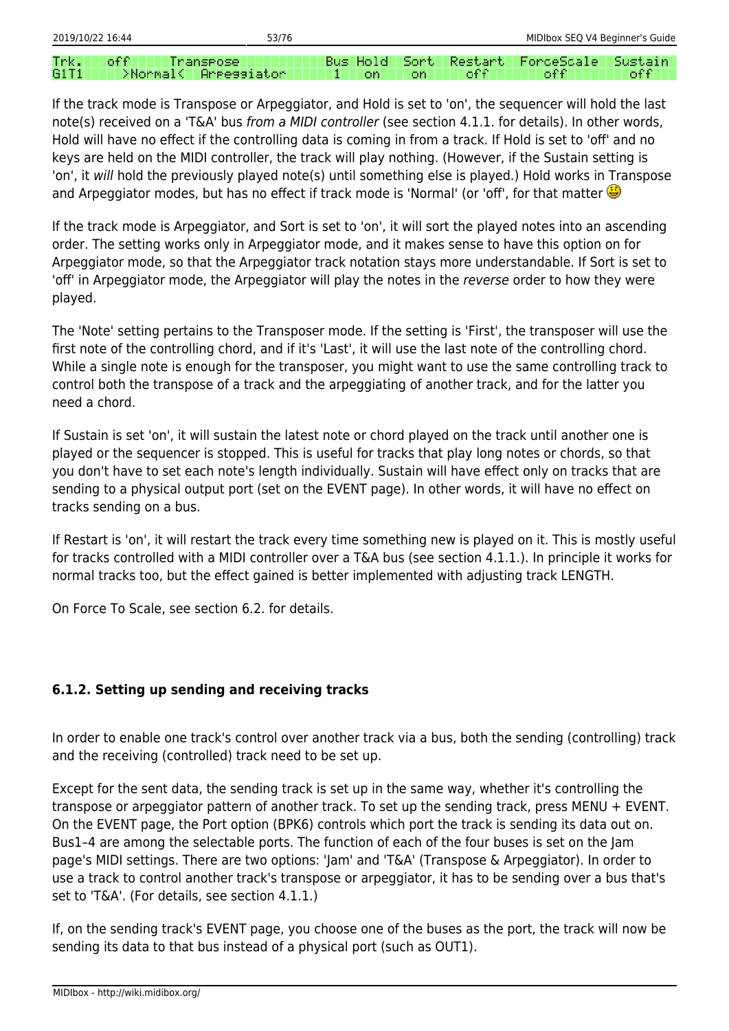| Trk. | off | Transpose | Bus | Hold | Sort | Restart | ForceScale | Sustain |
|---|---|---|---|---|---|---|---|---|
| G1T1 | >Normal< | Arpeggiator | 1 | on | on | off | off | off |

If the track mode is Transpose or Arpeggiator, and Hold is set to 'on', the sequencer will hold the last note(s) received on a 'T&A' bus *from a MIDI controller* (see section 4.1.1. for details). In other words, Hold will have no effect if the controlling data is coming in from a track. If Hold is set to 'off' and no keys are held on the MIDI controller, the track will play nothing. (However, if the Sustain setting is 'on', it *will* hold the previously played note(s) until something else is played.) Hold works in Transpose and Arpeggiator modes, but has no effect if track mode is 'Normal' (or 'off', for that matter 😃

If the track mode is Arpeggiator, and Sort is set to 'on', it will sort the played notes into an ascending order. The setting works only in Arpeggiator mode, and it makes sense to have this option on for Arpeggiator mode, so that the Arpeggiator track notation stays more understandable. If Sort is set to 'off' in Arpeggiator mode, the Arpeggiator will play the notes in the *reverse* order to how they were played.

The 'Note' setting pertains to the Transposer mode. If the setting is 'First', the transposer will use the first note of the controlling chord, and if it's 'Last', it will use the last note of the controlling chord. While a single note is enough for the transposer, you might want to use the same controlling track to control both the transpose of a track and the arpeggiating of another track, and for the latter you need a chord.

If Sustain is set 'on', it will sustain the latest note or chord played on the track until another one is played or the sequencer is stopped. This is useful for tracks that play long notes or chords, so that you don't have to set each note's length individually. Sustain will have effect only on tracks that are sending to a physical output port (set on the EVENT page). In other words, it will have no effect on tracks sending on a bus.

If Restart is 'on', it will restart the track every time something new is played on it. This is mostly useful for tracks controlled with a MIDI controller over a T&A bus (see section 4.1.1.). In principle it works for normal tracks too, but the effect gained is better implemented with adjusting track LENGTH.

On Force To Scale, see section 6.2. for details.

#### 6.1.2. Setting up sending and receiving tracks

In order to enable one track's control over another track via a bus, both the sending (controlling) track and the receiving (controlled) track need to be set up.

Except for the sent data, the sending track is set up in the same way, whether it's controlling the transpose or arpeggiator pattern of another track. To set up the sending track, press MENU + EVENT. On the EVENT page, the Port option (BPK6) controls which port the track is sending its data out on. Bus1–4 are among the selectable ports. The function of each of the four buses is set on the Jam page's MIDI settings. There are two options: 'Jam' and 'T&A' (Transpose & Arpeggiator). In order to use a track to control another track's transpose or arpeggiator, it has to be sending over a bus that's set to 'T&A'. (For details, see section 4.1.1.)

If, on the sending track's EVENT page, you choose one of the buses as the port, the track will now be sending its data to that bus instead of a physical port (such as OUT1).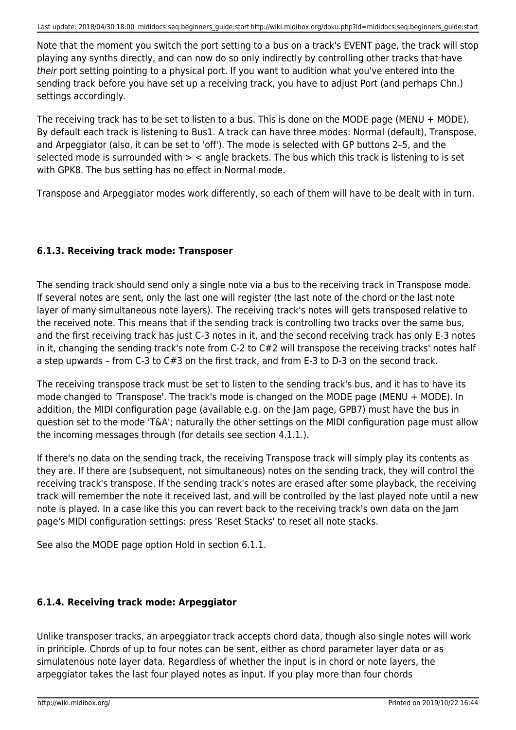Note that the moment you switch the port setting to a bus on a track's EVENT page, the track will stop playing any synths directly, and can now do so only indirectly by controlling other tracks that have *their* port setting pointing to a physical port. If you want to audition what you've entered into the sending track before you have set up a receiving track, you have to adjust Port (and perhaps Chn.) settings accordingly.

The receiving track has to be set to listen to a bus. This is done on the MODE page (MENU + MODE). By default each track is listening to Bus1. A track can have three modes: Normal (default), Transpose, and Arpeggiator (also, it can be set to 'off'). The mode is selected with GP buttons 2–5, and the selected mode is surrounded with > < angle brackets. The bus which this track is listening to is set with GPK8. The bus setting has no effect in Normal mode.

Transpose and Arpeggiator modes work differently, so each of them will have to be dealt with in turn.

### 6.1.3. Receiving track mode: Transposer

The sending track should send only a single note via a bus to the receiving track in Transpose mode. If several notes are sent, only the last one will register (the last note of the chord or the last note layer of many simultaneous note layers). The receiving track's notes will gets transposed relative to the received note. This means that if the sending track is controlling two tracks over the same bus, and the first receiving track has just C-3 notes in it, and the second receiving track has only E-3 notes in it, changing the sending track's note from C-2 to C#2 will transpose the receiving tracks' notes half a step upwards – from C-3 to C#3 on the first track, and from E-3 to D-3 on the second track.

The receiving transpose track must be set to listen to the sending track's bus, and it has to have its mode changed to 'Transpose'. The track's mode is changed on the MODE page (MENU + MODE). In addition, the MIDI configuration page (available e.g. on the Jam page, GPB7) must have the bus in question set to the mode 'T&A'; naturally the other settings on the MIDI configuration page must allow the incoming messages through (for details see section 4.1.1.).

If there's no data on the sending track, the receiving Transpose track will simply play its contents as they are. If there are (subsequent, not simultaneous) notes on the sending track, they will control the receiving track's transpose. If the sending track's notes are erased after some playback, the receiving track will remember the note it received last, and will be controlled by the last played note until a new note is played. In a case like this you can revert back to the receiving track's own data on the Jam page's MIDI configuration settings: press 'Reset Stacks' to reset all note stacks.

See also the MODE page option Hold in section 6.1.1.

### 6.1.4. Receiving track mode: Arpeggiator

Unlike transposer tracks, an arpeggiator track accepts chord data, though also single notes will work in principle. Chords of up to four notes can be sent, either as chord parameter layer data or as simulatenous note layer data. Regardless of whether the input is in chord or note layers, the arpeggiator takes the last four played notes as input. If you play more than four chords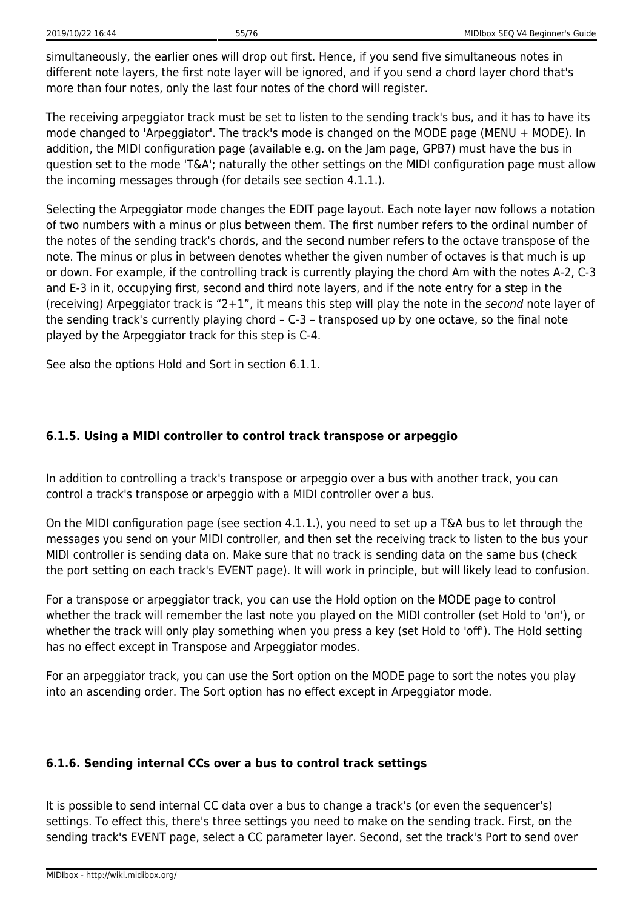simultaneously, the earlier ones will drop out first. Hence, if you send five simultaneous notes in different note layers, the first note layer will be ignored, and if you send a chord layer chord that's more than four notes, only the last four notes of the chord will register.

The receiving arpeggiator track must be set to listen to the sending track's bus, and it has to have its mode changed to 'Arpeggiator'. The track's mode is changed on the MODE page (MENU + MODE). In addition, the MIDI configuration page (available e.g. on the Jam page, GPB7) must have the bus in question set to the mode 'T&A'; naturally the other settings on the MIDI configuration page must allow the incoming messages through (for details see section 4.1.1.).

Selecting the Arpeggiator mode changes the EDIT page layout. Each note layer now follows a notation of two numbers with a minus or plus between them. The first number refers to the ordinal number of the notes of the sending track's chords, and the second number refers to the octave transpose of the note. The minus or plus in between denotes whether the given number of octaves is that much is up or down. For example, if the controlling track is currently playing the chord Am with the notes A-2, C-3 and E-3 in it, occupying first, second and third note layers, and if the note entry for a step in the (receiving) Arpeggiator track is “2+1”, it means this step will play the note in the *second* note layer of the sending track's currently playing chord – C-3 – transposed up by one octave, so the final note played by the Arpeggiator track for this step is C-4.

See also the options Hold and Sort in section 6.1.1.

### 6.1.5. Using a MIDI controller to control track transpose or arpeggio

In addition to controlling a track's transpose or arpeggio over a bus with another track, you can control a track's transpose or arpeggio with a MIDI controller over a bus.

On the MIDI configuration page (see section 4.1.1.), you need to set up a T&A bus to let through the messages you send on your MIDI controller, and then set the receiving track to listen to the bus your MIDI controller is sending data on. Make sure that no track is sending data on the same bus (check the port setting on each track's EVENT page). It will work in principle, but will likely lead to confusion.

For a transpose or arpeggiator track, you can use the Hold option on the MODE page to control whether the track will remember the last note you played on the MIDI controller (set Hold to 'on'), or whether the track will only play something when you press a key (set Hold to 'off'). The Hold setting has no effect except in Transpose and Arpeggiator modes.

For an arpeggiator track, you can use the Sort option on the MODE page to sort the notes you play into an ascending order. The Sort option has no effect except in Arpeggiator mode.

### 6.1.6. Sending internal CCs over a bus to control track settings

It is possible to send internal CC data over a bus to change a track's (or even the sequencer's) settings. To effect this, there's three settings you need to make on the sending track. First, on the sending track's EVENT page, select a CC parameter layer. Second, set the track's Port to send over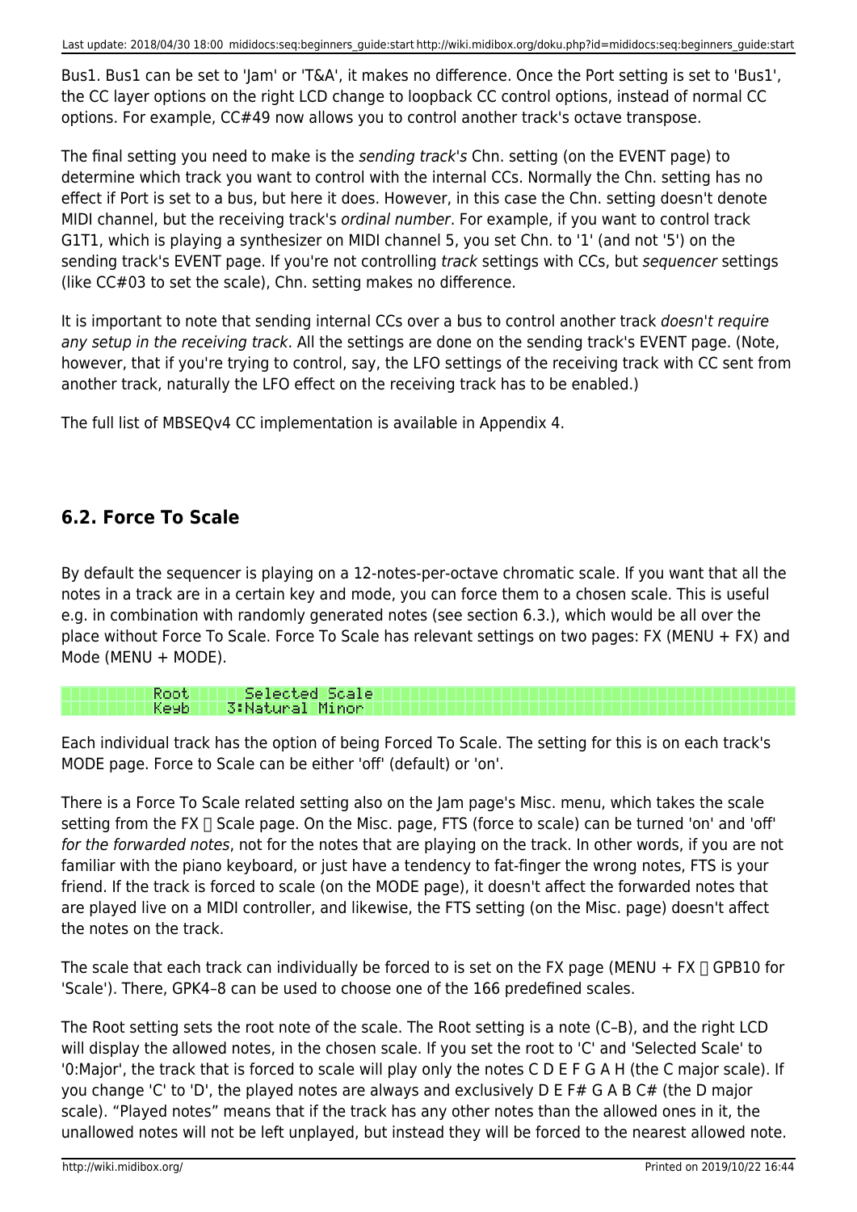Bus1. Bus1 can be set to 'Jam' or 'T&A', it makes no difference. Once the Port setting is set to 'Bus1', the CC layer options on the right LCD change to loopback CC control options, instead of normal CC options. For example, CC#49 now allows you to control another track's octave transpose.

The final setting you need to make is the *sending track's* Chn. setting (on the EVENT page) to determine which track you want to control with the internal CCs. Normally the Chn. setting has no effect if Port is set to a bus, but here it does. However, in this case the Chn. setting doesn't denote MIDI channel, but the receiving track's *ordinal number*. For example, if you want to control track G1T1, which is playing a synthesizer on MIDI channel 5, you set Chn. to '1' (and not '5') on the sending track's EVENT page. If you're not controlling *track* settings with CCs, but *sequencer* settings (like CC#03 to set the scale), Chn. setting makes no difference.

It is important to note that sending internal CCs over a bus to control another track *doesn't require any setup in the receiving track*. All the settings are done on the sending track's EVENT page. (Note, however, that if you're trying to control, say, the LFO settings of the receiving track with CC sent from another track, naturally the LFO effect on the receiving track has to be enabled.)

The full list of MBSEQv4 CC implementation is available in Appendix 4.

## 6.2. Force To Scale

By default the sequencer is playing on a 12-notes-per-octave chromatic scale. If you want that all the notes in a track are in a certain key and mode, you can force them to a chosen scale. This is useful e.g. in combination with randomly generated notes (see section 6.3.), which would be all over the place without Force To Scale. Force To Scale has relevant settings on two pages: FX (MENU + FX) and Mode (MENU + MODE).

```
Root     Selected Scale
Keyb   3:Natural Minor
```

Each individual track has the option of being Forced To Scale. The setting for this is on each track's MODE page. Force to Scale can be either 'off' (default) or 'on'.

There is a Force To Scale related setting also on the Jam page's Misc. menu, which takes the scale setting from the FX  Scale page. On the Misc. page, FTS (force to scale) can be turned 'on' and 'off' *for the forwarded notes*, not for the notes that are playing on the track. In other words, if you are not familiar with the piano keyboard, or just have a tendency to fat-finger the wrong notes, FTS is your friend. If the track is forced to scale (on the MODE page), it doesn't affect the forwarded notes that are played live on a MIDI controller, and likewise, the FTS setting (on the Misc. page) doesn't affect the notes on the track.

The scale that each track can individually be forced to is set on the FX page (MENU + FX  GPB10 for 'Scale'). There, GPK4–8 can be used to choose one of the 166 predefined scales.

The Root setting sets the root note of the scale. The Root setting is a note (C–B), and the right LCD will display the allowed notes, in the chosen scale. If you set the root to 'C' and 'Selected Scale' to '0:Major', the track that is forced to scale will play only the notes C D E F G A H (the C major scale). If you change 'C' to 'D', the played notes are always and exclusively D E F# G A B C# (the D major scale). "Played notes" means that if the track has any other notes than the allowed ones in it, the unallowed notes will not be left unplayed, but instead they will be forced to the nearest allowed note.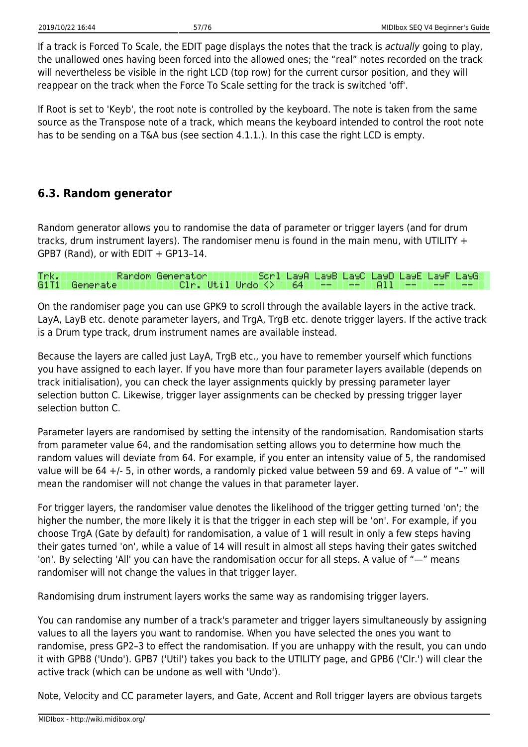If a track is Forced To Scale, the EDIT page displays the notes that the track is *actually* going to play, the unallowed ones having been forced into the allowed ones; the "real" notes recorded on the track will nevertheless be visible in the right LCD (top row) for the current cursor position, and they will reappear on the track when the Force To Scale setting for the track is switched 'off'.

If Root is set to 'Keyb', the root note is controlled by the keyboard. The note is taken from the same source as the Transpose note of a track, which means the keyboard intended to control the root note has to be sending on a T&A bus (see section 4.1.1.). In this case the right LCD is empty.

## 6.3. Random generator

Random generator allows you to randomise the data of parameter or trigger layers (and for drum tracks, drum instrument layers). The randomiser menu is found in the main menu, with UTILITY + GPB7 (Rand), or with EDIT + GP13–14.

```
Trk.        Random Generator          Scrl LayA LayB LayC LayD LayE LayF LayG
G1T1  Generate            Clr. Util Undo <>    64   --   --   All  --   --   --
```

On the randomiser page you can use GPK9 to scroll through the available layers in the active track. LayA, LayB etc. denote parameter layers, and TrgA, TrgB etc. denote trigger layers. If the active track is a Drum type track, drum instrument names are available instead.

Because the layers are called just LayA, TrgB etc., you have to remember yourself which functions you have assigned to each layer. If you have more than four parameter layers available (depends on track initialisation), you can check the layer assignments quickly by pressing parameter layer selection button C. Likewise, trigger layer assignments can be checked by pressing trigger layer selection button C.

Parameter layers are randomised by setting the intensity of the randomisation. Randomisation starts from parameter value 64, and the randomisation setting allows you to determine how much the random values will deviate from 64. For example, if you enter an intensity value of 5, the randomised value will be 64 +/- 5, in other words, a randomly picked value between 59 and 69. A value of "–" will mean the randomiser will not change the values in that parameter layer.

For trigger layers, the randomiser value denotes the likelihood of the trigger getting turned 'on'; the higher the number, the more likely it is that the trigger in each step will be 'on'. For example, if you choose TrgA (Gate by default) for randomisation, a value of 1 will result in only a few steps having their gates turned 'on', while a value of 14 will result in almost all steps having their gates switched 'on'. By selecting 'All' you can have the randomisation occur for all steps. A value of "—" means randomiser will not change the values in that trigger layer.

Randomising drum instrument layers works the same way as randomising trigger layers.

You can randomise any number of a track's parameter and trigger layers simultaneously by assigning values to all the layers you want to randomise. When you have selected the ones you want to randomise, press GP2–3 to effect the randomisation. If you are unhappy with the result, you can undo it with GPB8 ('Undo'). GPB7 ('Util') takes you back to the UTILITY page, and GPB6 ('Clr.') will clear the active track (which can be undone as well with 'Undo').

Note, Velocity and CC parameter layers, and Gate, Accent and Roll trigger layers are obvious targets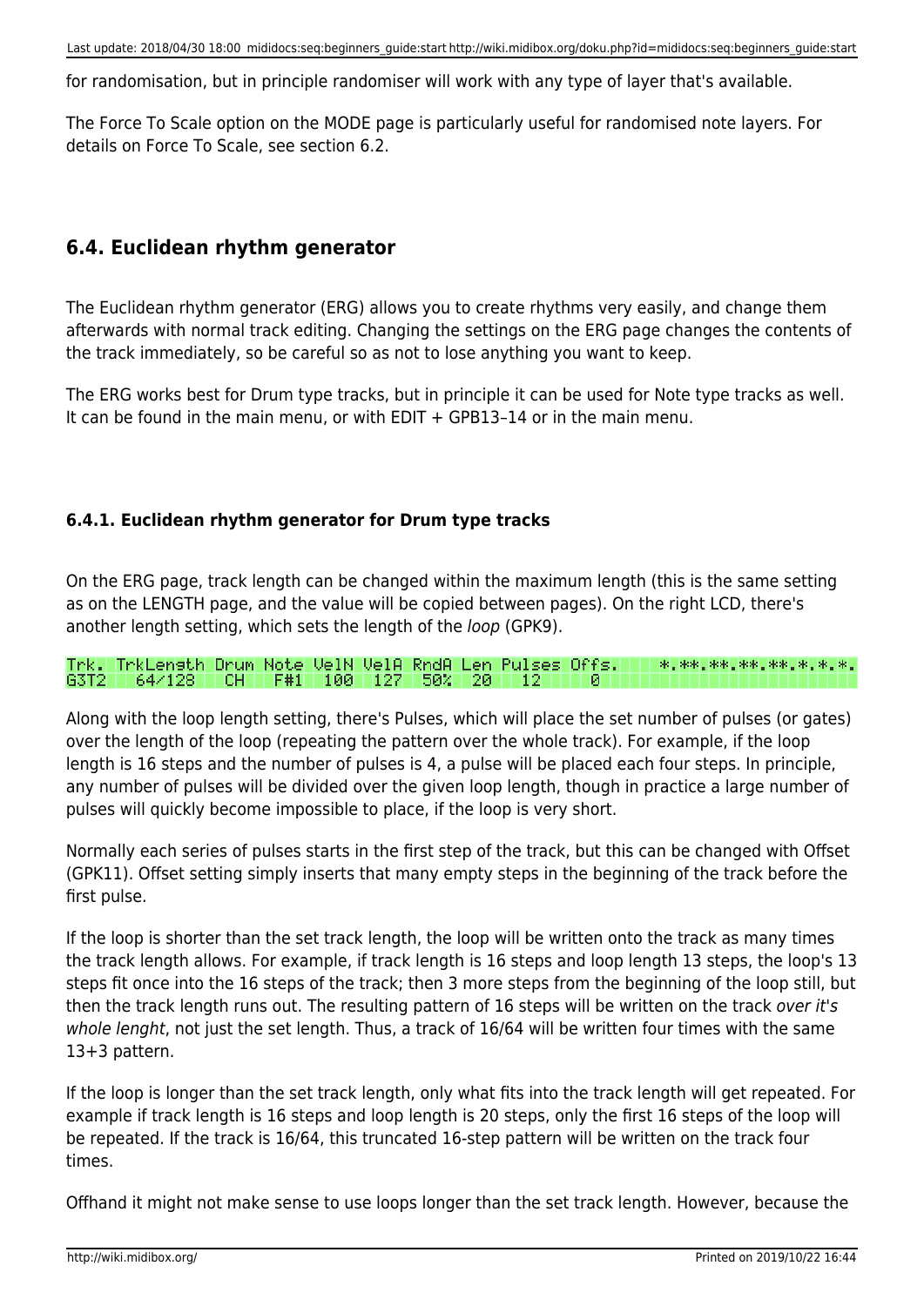for randomisation, but in principle randomiser will work with any type of layer that's available.

The Force To Scale option on the MODE page is particularly useful for randomised note layers. For details on Force To Scale, see section 6.2.

## 6.4. Euclidean rhythm generator

The Euclidean rhythm generator (ERG) allows you to create rhythms very easily, and change them afterwards with normal track editing. Changing the settings on the ERG page changes the contents of the track immediately, so be careful so as not to lose anything you want to keep.

The ERG works best for Drum type tracks, but in principle it can be used for Note type tracks as well. It can be found in the main menu, or with EDIT + GPB13–14 or in the main menu.

### 6.4.1. Euclidean rhythm generator for Drum type tracks

On the ERG page, track length can be changed within the maximum length (this is the same setting as on the LENGTH page, and the value will be copied between pages). On the right LCD, there's another length setting, which sets the length of the *loop* (GPK9).

```
Trk. TrkLength Drum Note VelN VelA RndA Len Pulses Offs.    *.**.**.**.**.*.*.*.
G3T2  64/128    CH   F#1  100  127  50%  20   12     0
```

Along with the loop length setting, there's Pulses, which will place the set number of pulses (or gates) over the length of the loop (repeating the pattern over the whole track). For example, if the loop length is 16 steps and the number of pulses is 4, a pulse will be placed each four steps. In principle, any number of pulses will be divided over the given loop length, though in practice a large number of pulses will quickly become impossible to place, if the loop is very short.

Normally each series of pulses starts in the first step of the track, but this can be changed with Offset (GPK11). Offset setting simply inserts that many empty steps in the beginning of the track before the first pulse.

If the loop is shorter than the set track length, the loop will be written onto the track as many times the track length allows. For example, if track length is 16 steps and loop length 13 steps, the loop's 13 steps fit once into the 16 steps of the track; then 3 more steps from the beginning of the loop still, but then the track length runs out. The resulting pattern of 16 steps will be written on the track *over it's whole lenght*, not just the set length. Thus, a track of 16/64 will be written four times with the same 13+3 pattern.

If the loop is longer than the set track length, only what fits into the track length will get repeated. For example if track length is 16 steps and loop length is 20 steps, only the first 16 steps of the loop will be repeated. If the track is 16/64, this truncated 16-step pattern will be written on the track four times.

Offhand it might not make sense to use loops longer than the set track length. However, because the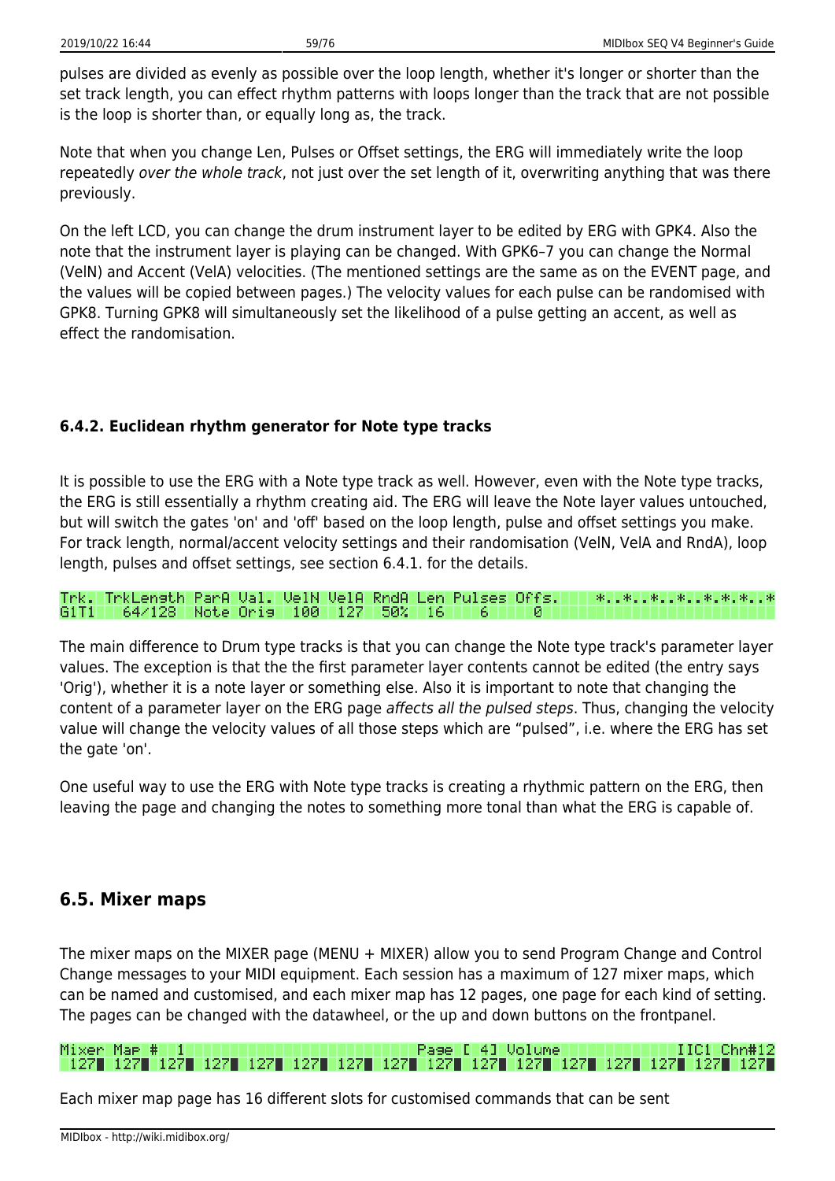pulses are divided as evenly as possible over the loop length, whether it's longer or shorter than the set track length, you can effect rhythm patterns with loops longer than the track that are not possible is the loop is shorter than, or equally long as, the track.

Note that when you change Len, Pulses or Offset settings, the ERG will immediately write the loop repeatedly *over the whole track*, not just over the set length of it, overwriting anything that was there previously.

On the left LCD, you can change the drum instrument layer to be edited by ERG with GPK4. Also the note that the instrument layer is playing can be changed. With GPK6–7 you can change the Normal (VelN) and Accent (VelA) velocities. (The mentioned settings are the same as on the EVENT page, and the values will be copied between pages.) The velocity values for each pulse can be randomised with GPK8. Turning GPK8 will simultaneously set the likelihood of a pulse getting an accent, as well as effect the randomisation.

#### 6.4.2. Euclidean rhythm generator for Note type tracks

It is possible to use the ERG with a Note type track as well. However, even with the Note type tracks, the ERG is still essentially a rhythm creating aid. The ERG will leave the Note layer values untouched, but will switch the gates 'on' and 'off' based on the loop length, pulse and offset settings you make. For track length, normal/accent velocity settings and their randomisation (VelN, VelA and RndA), loop length, pulses and offset settings, see section 6.4.1. for the details.

```
Trk. TrkLength ParA Val. VelN VelA RndA Len Pulses Offs.     *..*..*..*..*.*.*..*
G1T1   64/128  Note Orig  100  127  50%  16    6     0
```

The main difference to Drum type tracks is that you can change the Note type track's parameter layer values. The exception is that the the first parameter layer contents cannot be edited (the entry says 'Orig'), whether it is a note layer or something else. Also it is important to note that changing the content of a parameter layer on the ERG page *affects all the pulsed steps*. Thus, changing the velocity value will change the velocity values of all those steps which are "pulsed", i.e. where the ERG has set the gate 'on'.

One useful way to use the ERG with Note type tracks is creating a rhythmic pattern on the ERG, then leaving the page and changing the notes to something more tonal than what the ERG is capable of.

## 6.5. Mixer maps

The mixer maps on the MIXER page (MENU + MIXER) allow you to send Program Change and Control Change messages to your MIDI equipment. Each session has a maximum of 127 mixer maps, which can be named and customised, and each mixer map has 12 pages, one page for each kind of setting. The pages can be changed with the datawheel, or the up and down buttons on the frontpanel.

```
Mixer Map #  1                          Page [ 4] Volume             IIC1 Chn#12
 127  127  127  127  127  127  127  127  127  127  127  127  127  127  127  127
```

Each mixer map page has 16 different slots for customised commands that can be sent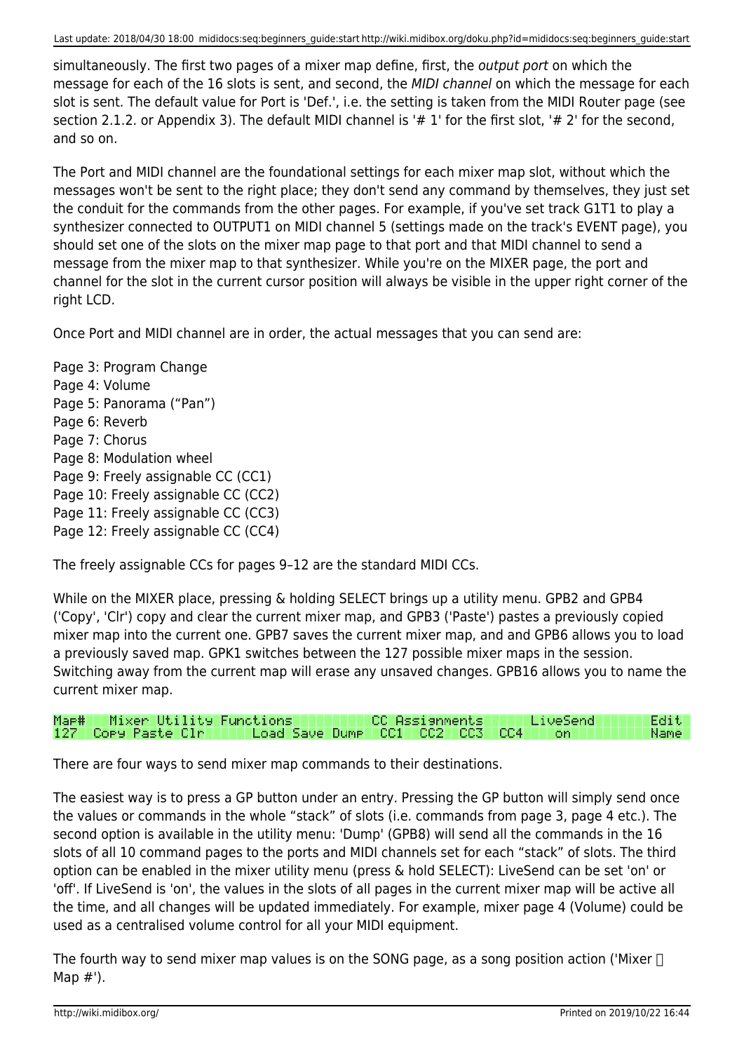simultaneously. The first two pages of a mixer map define, first, the *output port* on which the message for each of the 16 slots is sent, and second, the *MIDI channel* on which the message for each slot is sent. The default value for Port is 'Def.', i.e. the setting is taken from the MIDI Router page (see section 2.1.2. or Appendix 3). The default MIDI channel is '# 1' for the first slot, '# 2' for the second, and so on.

The Port and MIDI channel are the foundational settings for each mixer map slot, without which the messages won't be sent to the right place; they don't send any command by themselves, they just set the conduit for the commands from the other pages. For example, if you've set track G1T1 to play a synthesizer connected to OUTPUT1 on MIDI channel 5 (settings made on the track's EVENT page), you should set one of the slots on the mixer map page to that port and that MIDI channel to send a message from the mixer map to that synthesizer. While you're on the MIXER page, the port and channel for the slot in the current cursor position will always be visible in the upper right corner of the right LCD.

Once Port and MIDI channel are in order, the actual messages that you can send are:

Page 3: Program Change
Page 4: Volume
Page 5: Panorama ("Pan")
Page 6: Reverb
Page 7: Chorus
Page 8: Modulation wheel
Page 9: Freely assignable CC (CC1)
Page 10: Freely assignable CC (CC2)
Page 11: Freely assignable CC (CC3)
Page 12: Freely assignable CC (CC4)

The freely assignable CCs for pages 9–12 are the standard MIDI CCs.

While on the MIXER place, pressing & holding SELECT brings up a utility menu. GPB2 and GPB4 ('Copy', 'Clr') copy and clear the current mixer map, and GPB3 ('Paste') pastes a previously copied mixer map into the current one. GPB7 saves the current mixer map, and and GPB6 allows you to load a previously saved map. GPK1 switches between the 127 possible mixer maps in the session. Switching away from the current map will erase any unsaved changes. GPB16 allows you to name the current mixer map.

```
Map#  Mixer Utility Functions          CC Assignments      LiveSend          Edit
127  Copy Paste Clr      Load Save Dump  CC1  CC2  CC3  CC4    on               Name
```

There are four ways to send mixer map commands to their destinations.

The easiest way is to press a GP button under an entry. Pressing the GP button will simply send once the values or commands in the whole "stack" of slots (i.e. commands from page 3, page 4 etc.). The second option is available in the utility menu: 'Dump' (GPB8) will send all the commands in the 16 slots of all 10 command pages to the ports and MIDI channels set for each "stack" of slots. The third option can be enabled in the mixer utility menu (press & hold SELECT): LiveSend can be set 'on' or 'off'. If LiveSend is 'on', the values in the slots of all pages in the current mixer map will be active all the time, and all changes will be updated immediately. For example, mixer page 4 (Volume) could be used as a centralised volume control for all your MIDI equipment.

The fourth way to send mixer map values is on the SONG page, as a song position action ('Mixer  Map #').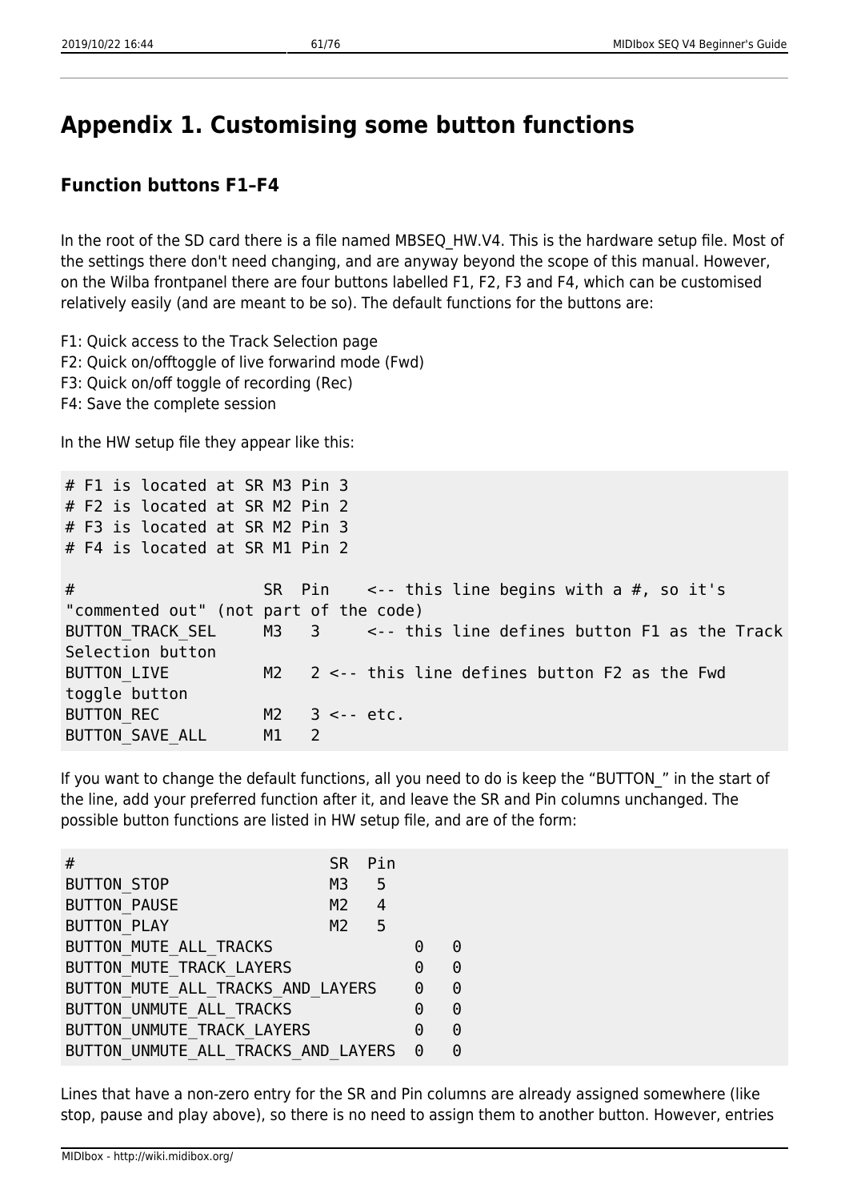# Appendix 1. Customising some button functions

## Function buttons F1–F4

In the root of the SD card there is a file named MBSEQ_HW.V4. This is the hardware setup file. Most of the settings there don't need changing, and are anyway beyond the scope of this manual. However, on the Wilba frontpanel there are four buttons labelled F1, F2, F3 and F4, which can be customised relatively easily (and are meant to be so). The default functions for the buttons are:

F1: Quick access to the Track Selection page
F2: Quick on/offtoggle of live forwarind mode (Fwd)
F3: Quick on/off toggle of recording (Rec)
F4: Save the complete session

In the HW setup file they appear like this:

```
# F1 is located at SR M3 Pin 3
# F2 is located at SR M2 Pin 2
# F3 is located at SR M2 Pin 3
# F4 is located at SR M1 Pin 2

#                    SR  Pin    <-- this line begins with a #, so it's
"commented out" (not part of the code)
BUTTON_TRACK_SEL     M3   3     <-- this line defines button F1 as the Track
Selection button
BUTTON_LIVE          M2   2 <-- this line defines button F2 as the Fwd
toggle button
BUTTON_REC           M2   3 <-- etc.
BUTTON_SAVE_ALL      M1   2
```

If you want to change the default functions, all you need to do is keep the "BUTTON_" in the start of the line, add your preferred function after it, and leave the SR and Pin columns unchanged. The possible button functions are listed in HW setup file, and are of the form:

```
#                              SR  Pin
BUTTON_STOP                    M3   5
BUTTON_PAUSE                   M2   4
BUTTON_PLAY                    M2   5
BUTTON_MUTE_ALL_TRACKS               0   0
BUTTON_MUTE_TRACK_LAYERS             0   0
BUTTON_MUTE_ALL_TRACKS_AND_LAYERS    0   0
BUTTON_UNMUTE_ALL_TRACKS             0   0
BUTTON_UNMUTE_TRACK_LAYERS           0   0
BUTTON_UNMUTE_ALL_TRACKS_AND_LAYERS  0   0
```

Lines that have a non-zero entry for the SR and Pin columns are already assigned somewhere (like stop, pause and play above), so there is no need to assign them to another button. However, entries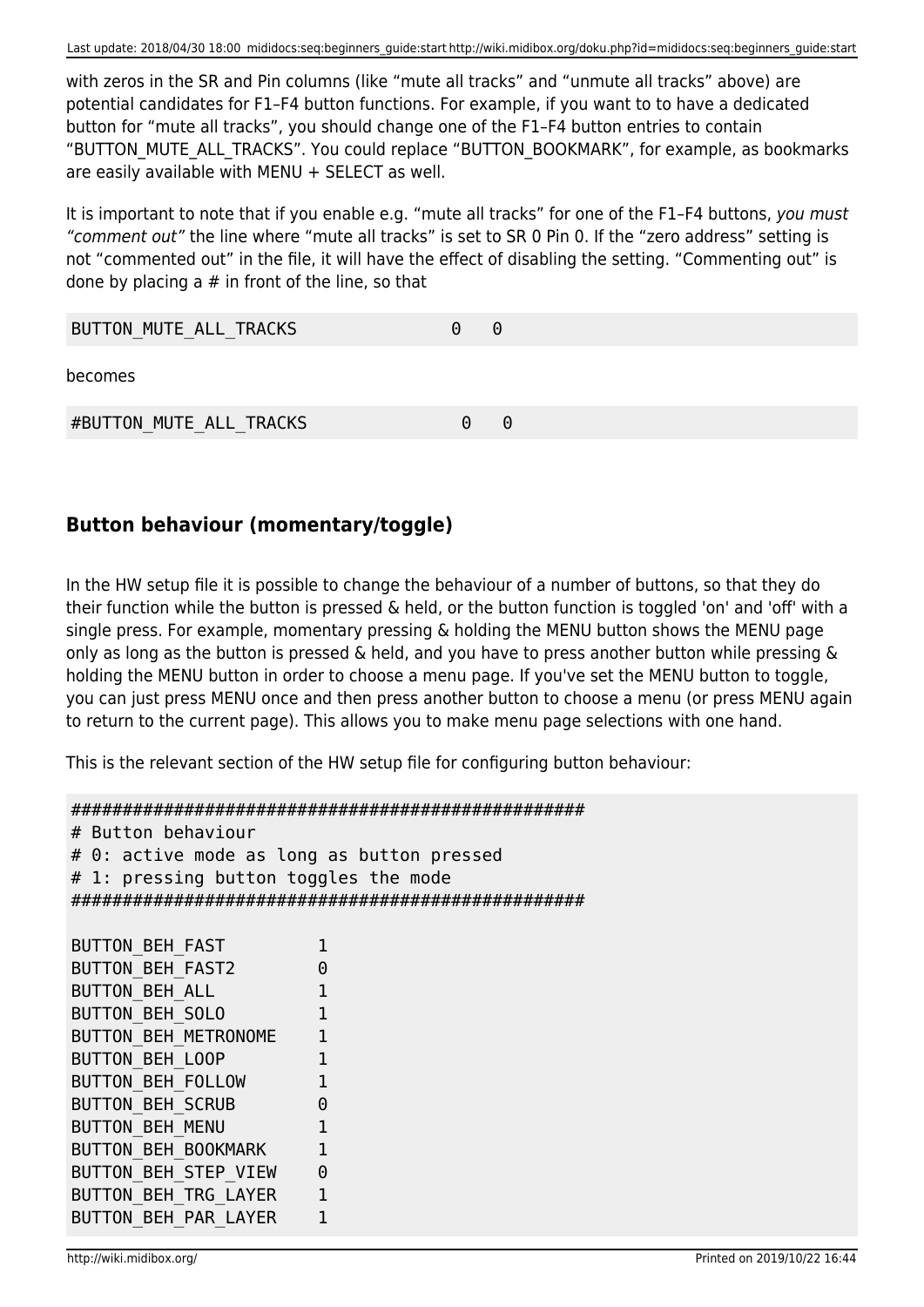with zeros in the SR and Pin columns (like “mute all tracks” and “unmute all tracks” above) are potential candidates for F1–F4 button functions. For example, if you want to to have a dedicated button for “mute all tracks”, you should change one of the F1–F4 button entries to contain “BUTTON_MUTE_ALL_TRACKS”. You could replace “BUTTON_BOOKMARK”, for example, as bookmarks are easily available with MENU + SELECT as well.

It is important to note that if you enable e.g. “mute all tracks” for one of the F1–F4 buttons, *you must “comment out”* the line where “mute all tracks” is set to SR 0 Pin 0. If the “zero address” setting is not “commented out” in the file, it will have the effect of disabling the setting. “Commenting out” is done by placing a # in front of the line, so that

```
BUTTON_MUTE_ALL_TRACKS          0   0
```

becomes

```
#BUTTON_MUTE_ALL_TRACKS          0   0
```

## Button behaviour (momentary/toggle)

In the HW setup file it is possible to change the behaviour of a number of buttons, so that they do their function while the button is pressed & held, or the button function is toggled 'on' and 'off' with a single press. For example, momentary pressing & holding the MENU button shows the MENU page only as long as the button is pressed & held, and you have to press another button while pressing & holding the MENU button in order to choose a menu page. If you've set the MENU button to toggle, you can just press MENU once and then press another button to choose a menu (or press MENU again to return to the current page). This allows you to make menu page selections with one hand.

This is the relevant section of the HW setup file for configuring button behaviour:

```
##################################################
# Button behaviour
# 0: active mode as long as button pressed
# 1: pressing button toggles the mode
##################################################

BUTTON_BEH_FAST         1
BUTTON_BEH_FAST2        0
BUTTON_BEH_ALL          1
BUTTON_BEH_SOLO         1
BUTTON_BEH_METRONOME    1
BUTTON_BEH_LOOP         1
BUTTON_BEH_FOLLOW       1
BUTTON_BEH_SCRUB        0
BUTTON_BEH_MENU         1
BUTTON_BEH_BOOKMARK     1
BUTTON_BEH_STEP_VIEW    0
BUTTON_BEH_TRG_LAYER    1
BUTTON_BEH_PAR_LAYER    1
```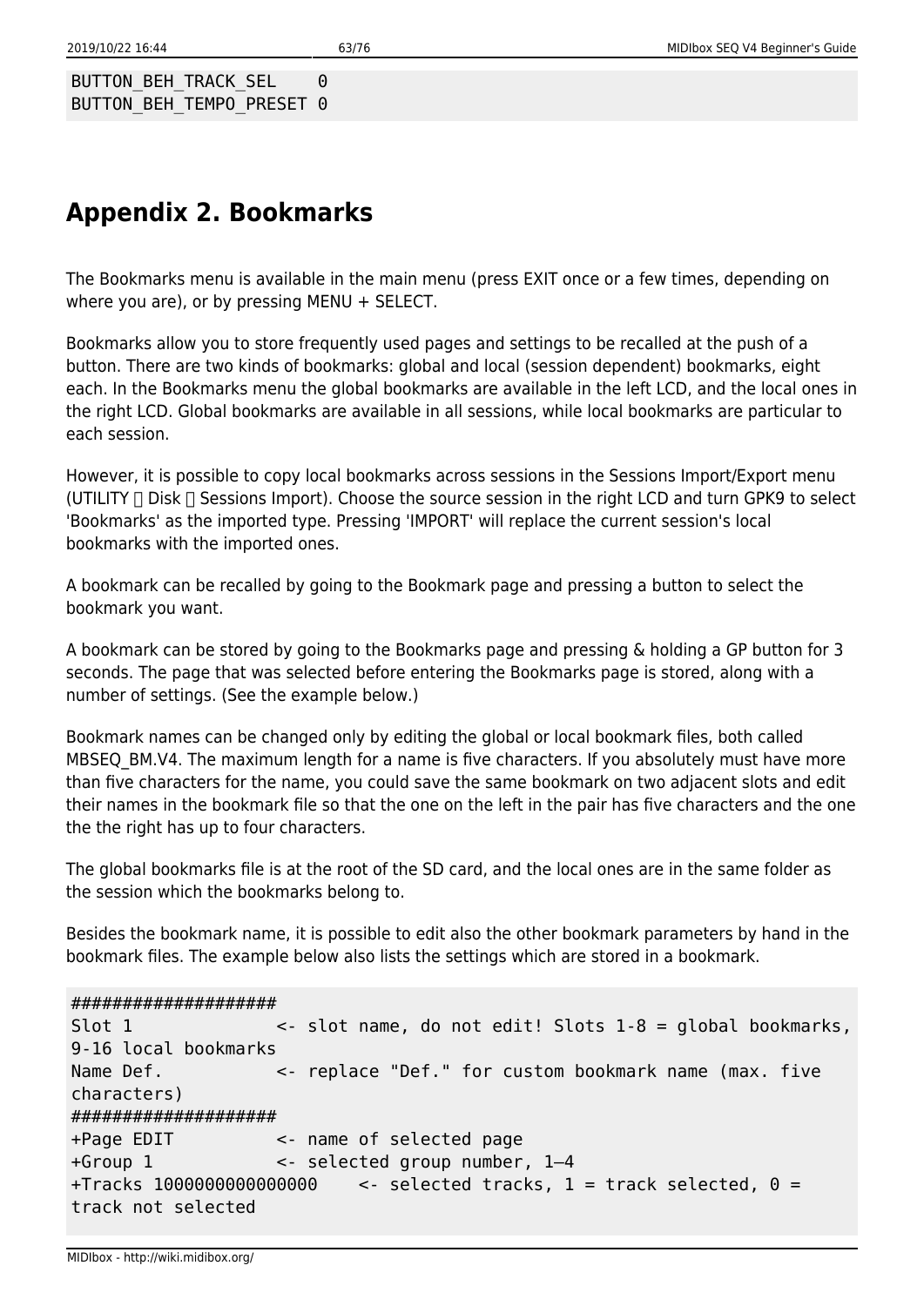```
BUTTON_BEH_TRACK_SEL    0
BUTTON_BEH_TEMPO_PRESET 0
```

## Appendix 2. Bookmarks

The Bookmarks menu is available in the main menu (press EXIT once or a few times, depending on where you are), or by pressing MENU + SELECT.

Bookmarks allow you to store frequently used pages and settings to be recalled at the push of a button. There are two kinds of bookmarks: global and local (session dependent) bookmarks, eight each. In the Bookmarks menu the global bookmarks are available in the left LCD, and the local ones in the right LCD. Global bookmarks are available in all sessions, while local bookmarks are particular to each session.

However, it is possible to copy local bookmarks across sessions in the Sessions Import/Export menu (UTILITY  Disk  Sessions Import). Choose the source session in the right LCD and turn GPK9 to select 'Bookmarks' as the imported type. Pressing 'IMPORT' will replace the current session's local bookmarks with the imported ones.

A bookmark can be recalled by going to the Bookmark page and pressing a button to select the bookmark you want.

A bookmark can be stored by going to the Bookmarks page and pressing & holding a GP button for 3 seconds. The page that was selected before entering the Bookmarks page is stored, along with a number of settings. (See the example below.)

Bookmark names can be changed only by editing the global or local bookmark files, both called MBSEQ_BM.V4. The maximum length for a name is five characters. If you absolutely must have more than five characters for the name, you could save the same bookmark on two adjacent slots and edit their names in the bookmark file so that the one on the left in the pair has five characters and the one the the right has up to four characters.

The global bookmarks file is at the root of the SD card, and the local ones are in the same folder as the session which the bookmarks belong to.

Besides the bookmark name, it is possible to edit also the other bookmark parameters by hand in the bookmark files. The example below also lists the settings which are stored in a bookmark.

```
####################
Slot 1              <- slot name, do not edit! Slots 1-8 = global bookmarks,
9-16 local bookmarks
Name Def.           <- replace "Def." for custom bookmark name (max. five
characters)
####################
+Page EDIT          <- name of selected page
+Group 1            <- selected group number, 1–4
+Tracks 1000000000000000    <- selected tracks, 1 = track selected, 0 =
track not selected
```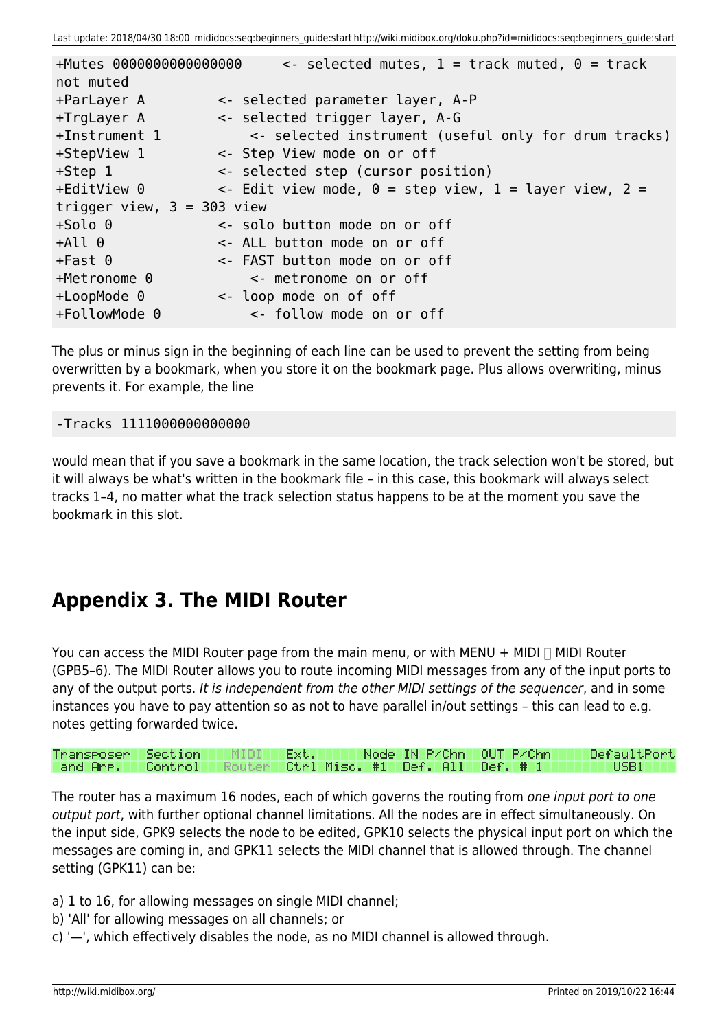```
+Mutes 0000000000000000     <- selected mutes, 1 = track muted, 0 = track
not muted
+ParLayer A         <- selected parameter layer, A-P
+TrgLayer A         <- selected trigger layer, A-G
+Instrument 1           <- selected instrument (useful only for drum tracks)
+StepView 1         <- Step View mode on or off
+Step 1             <- selected step (cursor position)
+EditView 0         <- Edit view mode, 0 = step view, 1 = layer view, 2 =
trigger view, 3 = 303 view
+Solo 0             <- solo button mode on or off
+All 0              <- ALL button mode on or off
+Fast 0             <- FAST button mode on or off
+Metronome 0            <- metronome on or off
+LoopMode 0         <- loop mode on of off
+FollowMode 0           <- follow mode on or off
```

The plus or minus sign in the beginning of each line can be used to prevent the setting from being overwritten by a bookmark, when you store it on the bookmark page. Plus allows overwriting, minus prevents it. For example, the line

```
-Tracks 1111000000000000
```

would mean that if you save a bookmark in the same location, the track selection won't be stored, but it will always be what's written in the bookmark file – in this case, this bookmark will always select tracks 1–4, no matter what the track selection status happens to be at the moment you save the bookmark in this slot.

## Appendix 3. The MIDI Router

You can access the MIDI Router page from the main menu, or with MENU + MIDI  MIDI Router (GPB5–6). The MIDI Router allows you to route incoming MIDI messages from any of the input ports to any of the output ports. *It is independent from the other MIDI settings of the sequencer*, and in some instances you have to pay attention so as not to have parallel in/out settings – this can lead to e.g. notes getting forwarded twice.

```
Transposer  Section    MIDI    Ext.       Node  IN P/Chn   OUT P/Chn      DefaultPort
 and Arp.   Control   Router  Ctrl Misc.  #1   Def. All   Def. # 1            USB1
```

The router has a maximum 16 nodes, each of which governs the routing from *one input port to one output port*, with further optional channel limitations. All the nodes are in effect simultaneously. On the input side, GPK9 selects the node to be edited, GPK10 selects the physical input port on which the messages are coming in, and GPK11 selects the MIDI channel that is allowed through. The channel setting (GPK11) can be:

a) 1 to 16, for allowing messages on single MIDI channel;  
b) 'All' for allowing messages on all channels; or  
c) '—', which effectively disables the node, as no MIDI channel is allowed through.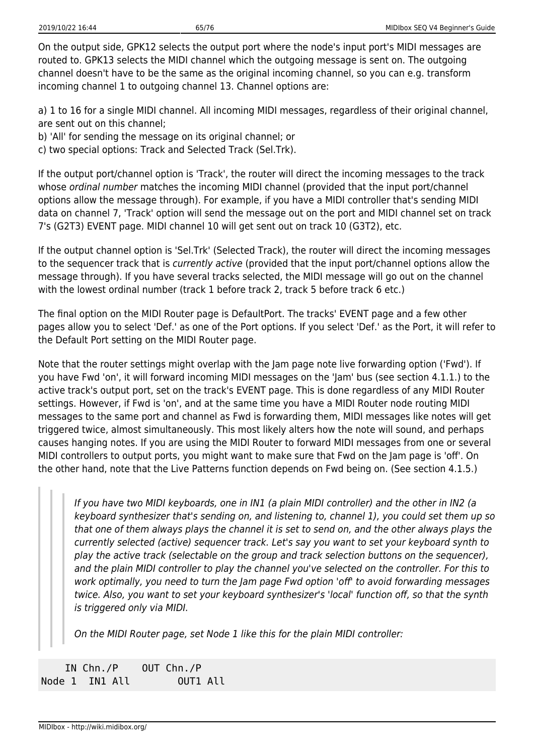On the output side, GPK12 selects the output port where the node's input port's MIDI messages are routed to. GPK13 selects the MIDI channel which the outgoing message is sent on. The outgoing channel doesn't have to be the same as the original incoming channel, so you can e.g. transform incoming channel 1 to outgoing channel 13. Channel options are:

a) 1 to 16 for a single MIDI channel. All incoming MIDI messages, regardless of their original channel, are sent out on this channel;
b) 'All' for sending the message on its original channel; or
c) two special options: Track and Selected Track (Sel.Trk).

If the output port/channel option is 'Track', the router will direct the incoming messages to the track whose *ordinal number* matches the incoming MIDI channel (provided that the input port/channel options allow the message through). For example, if you have a MIDI controller that's sending MIDI data on channel 7, 'Track' option will send the message out on the port and MIDI channel set on track 7's (G2T3) EVENT page. MIDI channel 10 will get sent out on track 10 (G3T2), etc.

If the output channel option is 'Sel.Trk' (Selected Track), the router will direct the incoming messages to the sequencer track that is *currently active* (provided that the input port/channel options allow the message through). If you have several tracks selected, the MIDI message will go out on the channel with the lowest ordinal number (track 1 before track 2, track 5 before track 6 etc.)

The final option on the MIDI Router page is DefaultPort. The tracks' EVENT page and a few other pages allow you to select 'Def.' as one of the Port options. If you select 'Def.' as the Port, it will refer to the Default Port setting on the MIDI Router page.

Note that the router settings might overlap with the Jam page note live forwarding option ('Fwd'). If you have Fwd 'on', it will forward incoming MIDI messages on the 'Jam' bus (see section 4.1.1.) to the active track's output port, set on the track's EVENT page. This is done regardless of any MIDI Router settings. However, if Fwd is 'on', and at the same time you have a MIDI Router node routing MIDI messages to the same port and channel as Fwd is forwarding them, MIDI messages like notes will get triggered twice, almost simultaneously. This most likely alters how the note will sound, and perhaps causes hanging notes. If you are using the MIDI Router to forward MIDI messages from one or several MIDI controllers to output ports, you might want to make sure that Fwd on the Jam page is 'off'. On the other hand, note that the Live Patterns function depends on Fwd being on. (See section 4.1.5.)

> *If you have two MIDI keyboards, one in IN1 (a plain MIDI controller) and the other in IN2 (a keyboard synthesizer that's sending on, and listening to, channel 1), you could set them up so that one of them always plays the channel it is set to send on, and the other always plays the currently selected (active) sequencer track. Let's say you want to set your keyboard synth to play the active track (selectable on the group and track selection buttons on the sequencer), and the plain MIDI controller to play the channel you've selected on the controller. For this to work optimally, you need to turn the Jam page Fwd option 'off' to avoid forwarding messages twice. Also, you want to set your keyboard synthesizer's 'local' function off, so that the synth is triggered only via MIDI.*
>
> *On the MIDI Router page, set Node 1 like this for the plain MIDI controller:*

```
    IN Chn./P    OUT Chn./P
Node 1  IN1 All       OUT1 All
```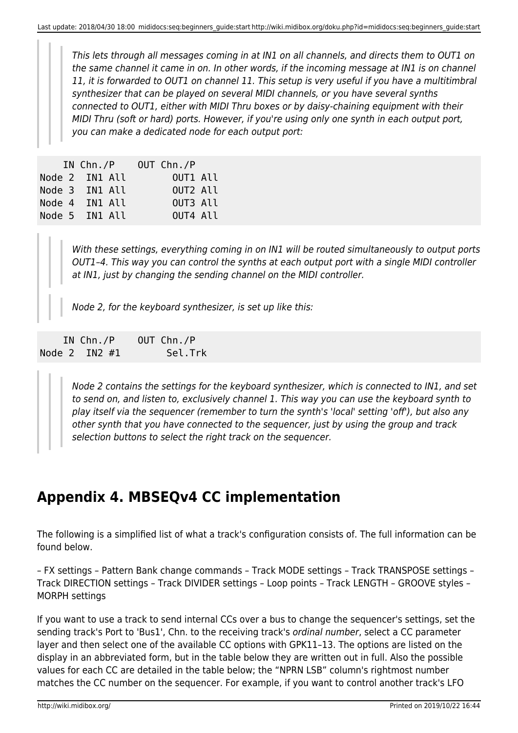> > *This lets through all messages coming in at IN1 on all channels, and directs them to OUT1 on the same channel it came in on. In other words, if the incoming message at IN1 is on channel 11, it is forwarded to OUT1 on channel 11. This setup is very useful if you have a multitimbral synthesizer that can be played on several MIDI channels, or you have several synths connected to OUT1, either with MIDI Thru boxes or by daisy-chaining equipment with their MIDI Thru (soft or hard) ports. However, if you're using only one synth in each output port, you can make a dedicated node for each output port:*

```
    IN Chn./P    OUT Chn./P
Node 2  IN1 All       OUT1 All
Node 3  IN1 All       OUT2 All
Node 4  IN1 All       OUT3 All
Node 5  IN1 All       OUT4 All
```

> > *With these settings, everything coming in on IN1 will be routed simultaneously to output ports OUT1–4. This way you can control the synths at each output port with a single MIDI controller at IN1, just by changing the sending channel on the MIDI controller.*
>
> > *Node 2, for the keyboard synthesizer, is set up like this:*

```
    IN Chn./P    OUT Chn./P
Node 2  IN2 #1       Sel.Trk
```

> > *Node 2 contains the settings for the keyboard synthesizer, which is connected to IN1, and set to send on, and listen to, exclusively channel 1. This way you can use the keyboard synth to play itself via the sequencer (remember to turn the synth's 'local' setting 'off'), but also any other synth that you have connected to the sequencer, just by using the group and track selection buttons to select the right track on the sequencer.*

## Appendix 4. MBSEQv4 CC implementation

The following is a simplified list of what a track's configuration consists of. The full information can be found below.

– FX settings – Pattern Bank change commands – Track MODE settings – Track TRANSPOSE settings – Track DIRECTION settings – Track DIVIDER settings – Loop points – Track LENGTH – GROOVE styles – MORPH settings

If you want to use a track to send internal CCs over a bus to change the sequencer's settings, set the sending track's Port to 'Bus1', Chn. to the receiving track's *ordinal number*, select a CC parameter layer and then select one of the available CC options with GPK11–13. The options are listed on the display in an abbreviated form, but in the table below they are written out in full. Also the possible values for each CC are detailed in the table below; the "NPRN LSB" column's rightmost number matches the CC number on the sequencer. For example, if you want to control another track's LFO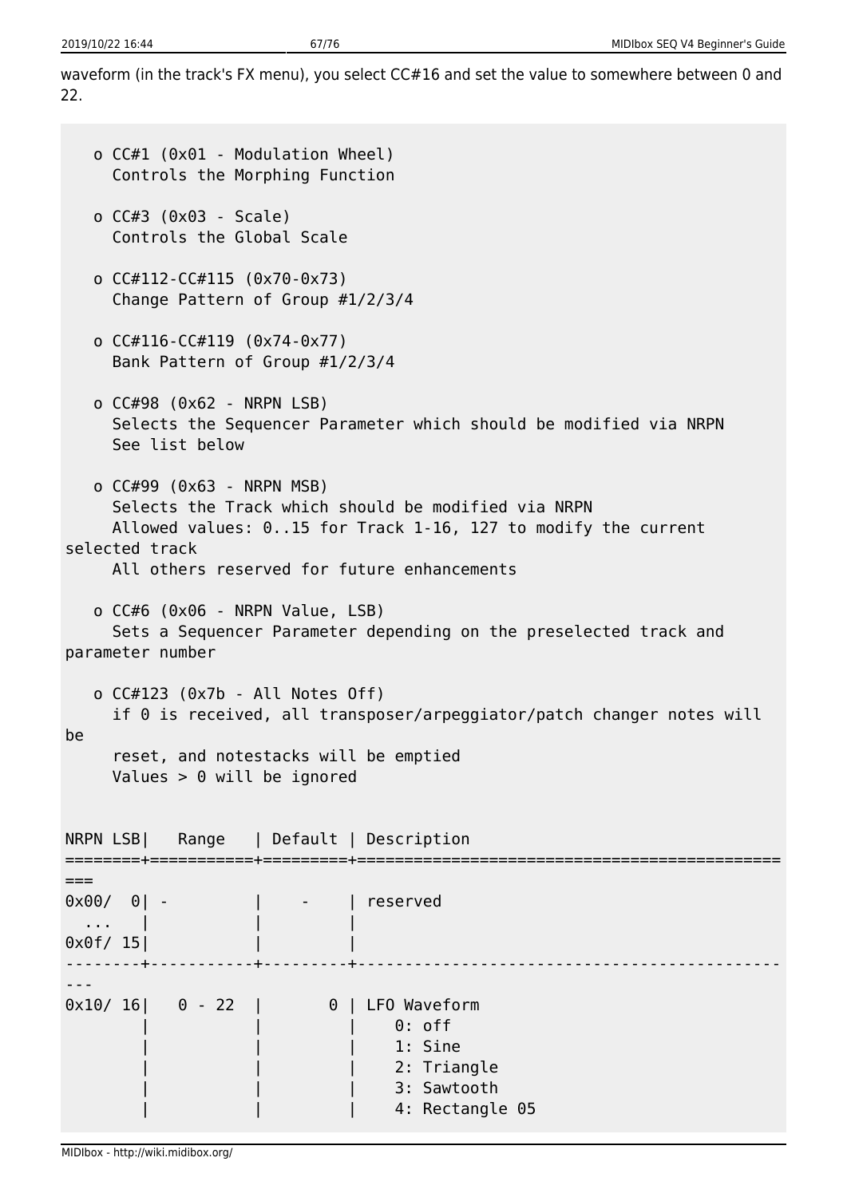waveform (in the track's FX menu), you select CC#16 and set the value to somewhere between 0 and 22.

```
   o CC#1 (0x01 - Modulation Wheel)
     Controls the Morphing Function

   o CC#3 (0x03 - Scale)
     Controls the Global Scale

   o CC#112-CC#115 (0x70-0x73)
     Change Pattern of Group #1/2/3/4

   o CC#116-CC#119 (0x74-0x77)
     Bank Pattern of Group #1/2/3/4

   o CC#98 (0x62 - NRPN LSB)
     Selects the Sequencer Parameter which should be modified via NRPN
     See list below

   o CC#99 (0x63 - NRPN MSB)
     Selects the Track which should be modified via NRPN
     Allowed values: 0..15 for Track 1-16, 127 to modify the current
selected track
     All others reserved for future enhancements

   o CC#6 (0x06 - NRPN Value, LSB)
     Sets a Sequencer Parameter depending on the preselected track and
parameter number

   o CC#123 (0x7b - All Notes Off)
     if 0 is received, all transposer/arpeggiator/patch changer notes will
be
     reset, and notestacks will be emptied
     Values > 0 will be ignored


NRPN LSB|   Range   | Default | Description
========+===========+=========+============================================
===
0x00/  0| -         |    -    | reserved
  ...   |           |         |
0x0f/ 15|           |         |
--------+-----------+---------+--------------------------------------------
---
0x10/ 16|   0 - 22  |       0 | LFO Waveform
        |           |         |    0: off
        |           |         |    1: Sine
        |           |         |    2: Triangle
        |           |         |    3: Sawtooth
        |           |         |    4: Rectangle 05
```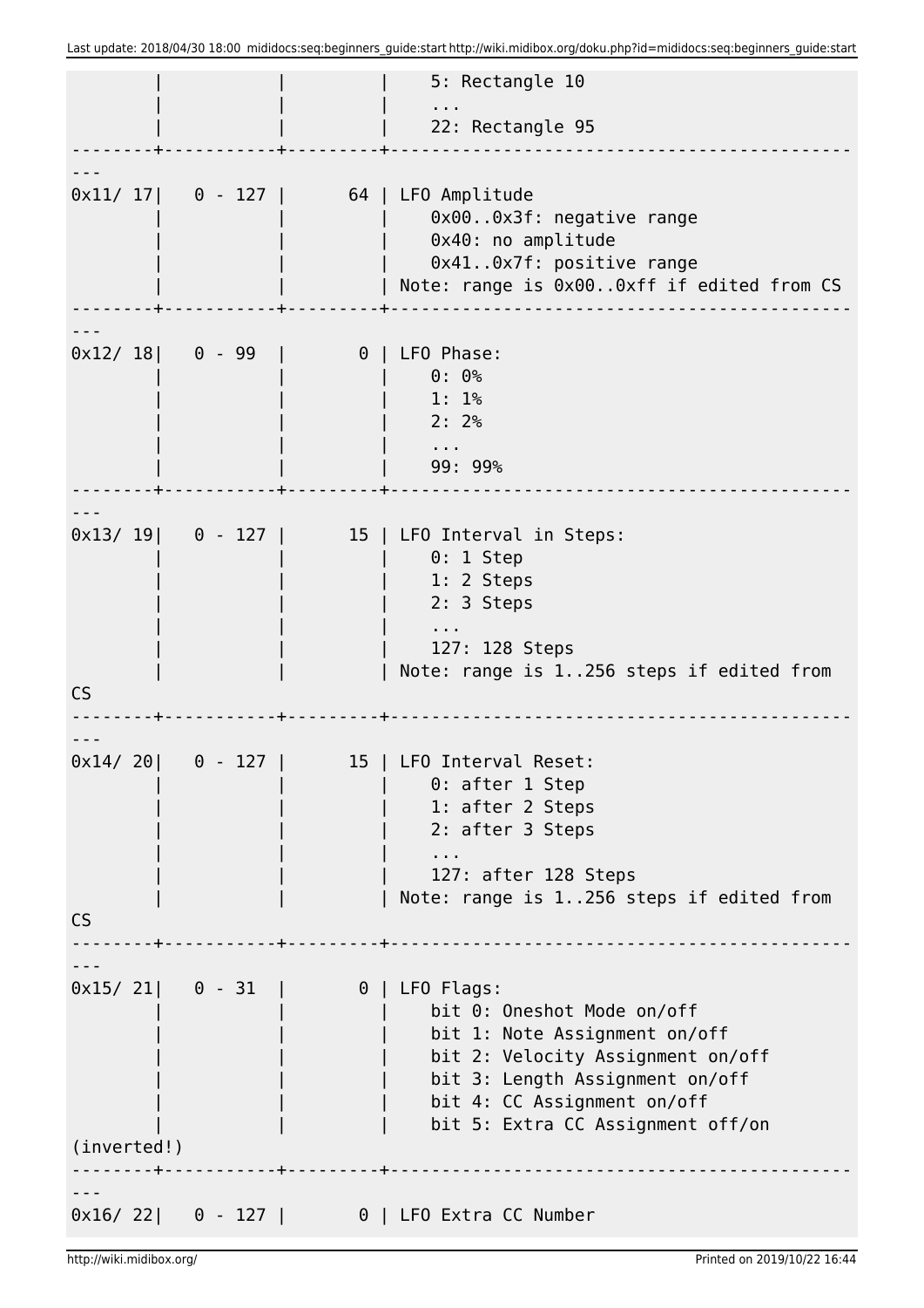```
        |           |         |    5: Rectangle 10
        |           |         |    ...
        |           |         |    22: Rectangle 95
--------+-----------+---------+--------------------------------------------
---
0x11/ 17|   0 - 127 |      64 | LFO Amplitude
        |           |         |    0x00..0x3f: negative range
        |           |         |    0x40: no amplitude
        |           |         |    0x41..0x7f: positive range
        |           |         | Note: range is 0x00..0xff if edited from CS
--------+-----------+---------+--------------------------------------------
---
0x12/ 18|   0 - 99  |       0 | LFO Phase:
        |           |         |    0: 0%
        |           |         |    1: 1%
        |           |         |    2: 2%
        |           |         |    ...
        |           |         |    99: 99%
--------+-----------+---------+--------------------------------------------
---
0x13/ 19|   0 - 127 |      15 | LFO Interval in Steps:
        |           |         |    0: 1 Step
        |           |         |    1: 2 Steps
        |           |         |    2: 3 Steps
        |           |         |    ...
        |           |         |    127: 128 Steps
        |           |         | Note: range is 1..256 steps if edited from
CS
--------+-----------+---------+--------------------------------------------
---
0x14/ 20|   0 - 127 |      15 | LFO Interval Reset:
        |           |         |    0: after 1 Step
        |           |         |    1: after 2 Steps
        |           |         |    2: after 3 Steps
        |           |         |    ...
        |           |         |    127: after 128 Steps
        |           |         | Note: range is 1..256 steps if edited from
CS
--------+-----------+---------+--------------------------------------------
---
0x15/ 21|   0 - 31  |       0 | LFO Flags:
        |           |         |    bit 0: Oneshot Mode on/off
        |           |         |    bit 1: Note Assignment on/off
        |           |         |    bit 2: Velocity Assignment on/off
        |           |         |    bit 3: Length Assignment on/off
        |           |         |    bit 4: CC Assignment on/off
        |           |         |    bit 5: Extra CC Assignment off/on
(inverted!)
--------+-----------+---------+--------------------------------------------
---
0x16/ 22|   0 - 127 |       0 | LFO Extra CC Number
```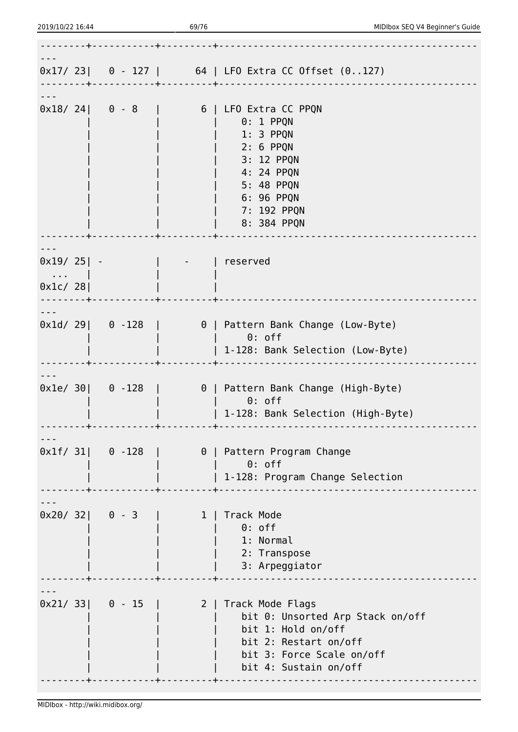```
--------+-----------+---------+--------------------------------------------
---
0x17/ 23|   0 - 127 |      64 | LFO Extra CC Offset (0..127)
--------+-----------+---------+--------------------------------------------
---
0x18/ 24|   0 - 8   |       6 | LFO Extra CC PPQN
        |           |         |    0: 1 PPQN
        |           |         |    1: 3 PPQN
        |           |         |    2: 6 PPQN
        |           |         |    3: 12 PPQN
        |           |         |    4: 24 PPQN
        |           |         |    5: 48 PPQN
        |           |         |    6: 96 PPQN
        |           |         |    7: 192 PPQN
        |           |         |    8: 384 PPQN
--------+-----------+---------+--------------------------------------------
---
0x19/ 25| -         |    -    | reserved
  ...   |           |         |
0x1c/ 28|           |         |
--------+-----------+---------+--------------------------------------------
---
0x1d/ 29|   0 -128  |       0 | Pattern Bank Change (Low-Byte)
        |           |         |     0: off
        |           |         | 1-128: Bank Selection (Low-Byte)
--------+-----------+---------+--------------------------------------------
---
0x1e/ 30|   0 -128  |       0 | Pattern Bank Change (High-Byte)
        |           |         |     0: off
        |           |         | 1-128: Bank Selection (High-Byte)
--------+-----------+---------+--------------------------------------------
---
0x1f/ 31|   0 -128  |       0 | Pattern Program Change
        |           |         |     0: off
        |           |         | 1-128: Program Change Selection
--------+-----------+---------+--------------------------------------------
---
0x20/ 32|   0 - 3   |       1 | Track Mode
        |           |         |    0: off
        |           |         |    1: Normal
        |           |         |    2: Transpose
        |           |         |    3: Arpeggiator
--------+-----------+---------+--------------------------------------------
---
0x21/ 33|   0 - 15  |       2 | Track Mode Flags
        |           |         |    bit 0: Unsorted Arp Stack on/off
        |           |         |    bit 1: Hold on/off
        |           |         |    bit 2: Restart on/off
        |           |         |    bit 3: Force Scale on/off
        |           |         |    bit 4: Sustain on/off
--------+-----------+---------+--------------------------------------------
```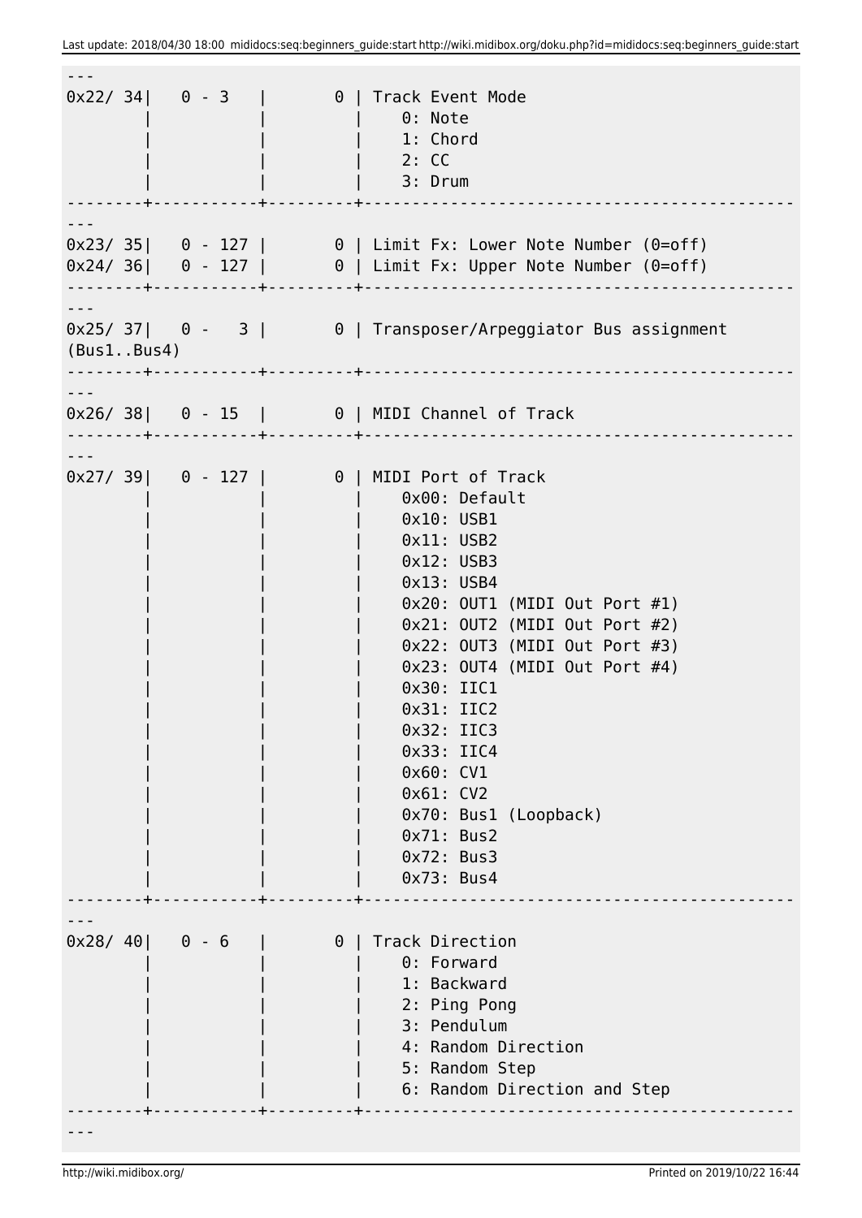```
---
0x22/ 34|   0 - 3   |       0 | Track Event Mode
        |           |         |    0: Note
        |           |         |    1: Chord
        |           |         |    2: CC
        |           |         |    3: Drum
--------+-----------+---------+-------------------------------------------
---
0x23/ 35|   0 - 127 |       0 | Limit Fx: Lower Note Number (0=off)
0x24/ 36|   0 - 127 |       0 | Limit Fx: Upper Note Number (0=off)
--------+-----------+---------+-------------------------------------------
---
0x25/ 37|   0 -   3 |       0 | Transposer/Arpeggiator Bus assignment
(Bus1..Bus4)
--------+-----------+---------+-------------------------------------------
---
0x26/ 38|   0 - 15  |       0 | MIDI Channel of Track
--------+-----------+---------+-------------------------------------------
---
0x27/ 39|   0 - 127 |       0 | MIDI Port of Track
        |           |         |    0x00: Default
        |           |         |    0x10: USB1
        |           |         |    0x11: USB2
        |           |         |    0x12: USB3
        |           |         |    0x13: USB4
        |           |         |    0x20: OUT1 (MIDI Out Port #1)
        |           |         |    0x21: OUT2 (MIDI Out Port #2)
        |           |         |    0x22: OUT3 (MIDI Out Port #3)
        |           |         |    0x23: OUT4 (MIDI Out Port #4)
        |           |         |    0x30: IIC1
        |           |         |    0x31: IIC2
        |           |         |    0x32: IIC3
        |           |         |    0x33: IIC4
        |           |         |    0x60: CV1
        |           |         |    0x61: CV2
        |           |         |    0x70: Bus1 (Loopback)
        |           |         |    0x71: Bus2
        |           |         |    0x72: Bus3
        |           |         |    0x73: Bus4
--------+-----------+---------+-------------------------------------------
---
0x28/ 40|   0 - 6   |       0 | Track Direction
        |           |         |    0: Forward
        |           |         |    1: Backward
        |           |         |    2: Ping Pong
        |           |         |    3: Pendulum
        |           |         |    4: Random Direction
        |           |         |    5: Random Step
        |           |         |    6: Random Direction and Step
--------+-----------+---------+-------------------------------------------
---
```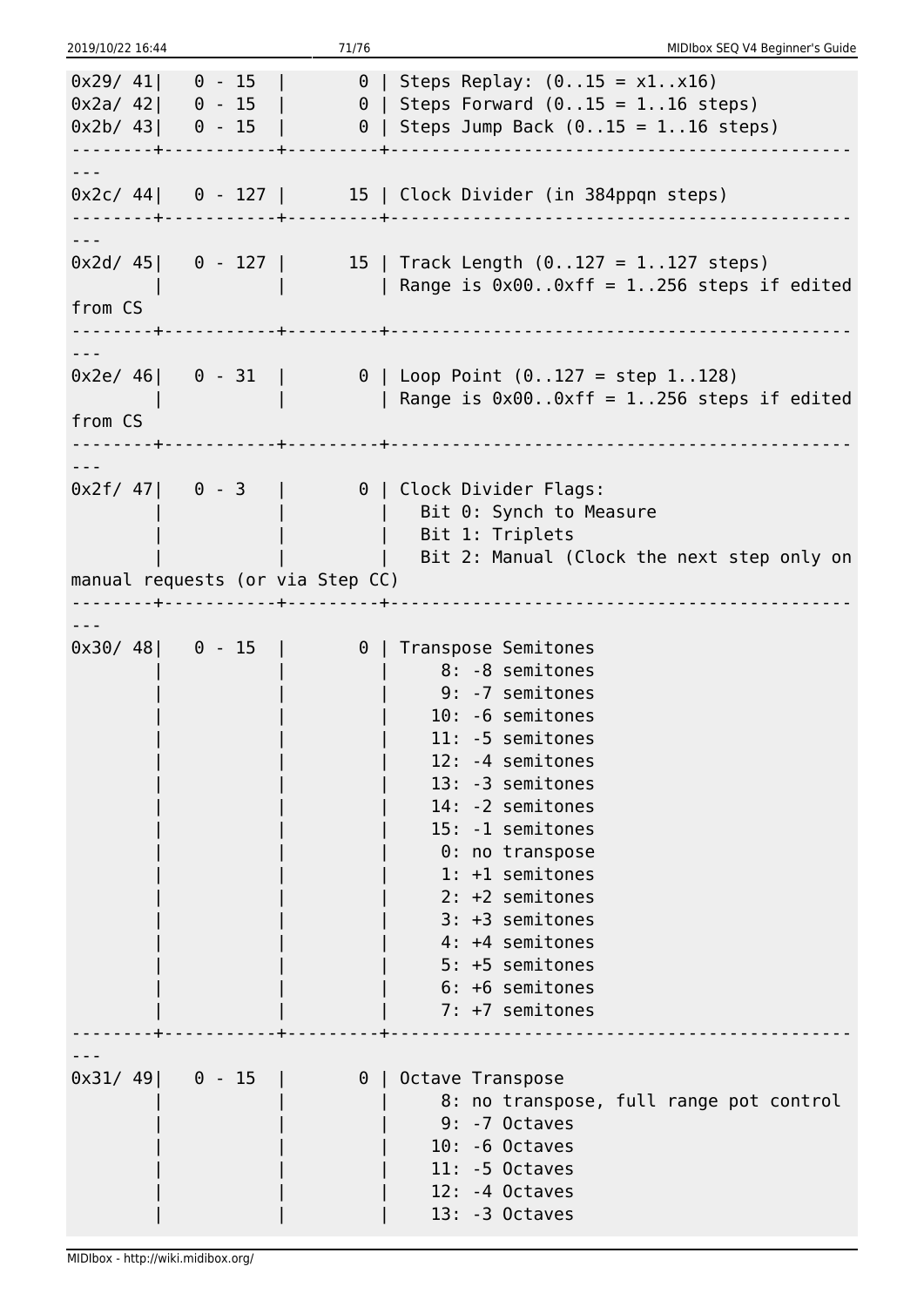```
0x29/ 41|   0 - 15  |       0 | Steps Replay: (0..15 = x1..x16)
0x2a/ 42|   0 - 15  |       0 | Steps Forward (0..15 = 1..16 steps)
0x2b/ 43|   0 - 15  |       0 | Steps Jump Back (0..15 = 1..16 steps)
--------+-----------+---------+-------------------------------------------
---
0x2c/ 44|   0 - 127 |      15 | Clock Divider (in 384ppqn steps)
--------+-----------+---------+-------------------------------------------
---
0x2d/ 45|   0 - 127 |      15 | Track Length (0..127 = 1..127 steps)
        |           |         | Range is 0x00..0xff = 1..256 steps if edited
from CS
--------+-----------+---------+-------------------------------------------
---
0x2e/ 46|   0 - 31  |       0 | Loop Point (0..127 = step 1..128)
        |           |         | Range is 0x00..0xff = 1..256 steps if edited
from CS
--------+-----------+---------+-------------------------------------------
---
0x2f/ 47|   0 - 3   |       0 | Clock Divider Flags:
        |           |         |   Bit 0: Synch to Measure
        |           |         |   Bit 1: Triplets
        |           |         |   Bit 2: Manual (Clock the next step only on
manual requests (or via Step CC)
--------+-----------+---------+-------------------------------------------
---
0x30/ 48|   0 - 15  |       0 | Transpose Semitones
        |           |         |     8: -8 semitones
        |           |         |     9: -7 semitones
        |           |         |    10: -6 semitones
        |           |         |    11: -5 semitones
        |           |         |    12: -4 semitones
        |           |         |    13: -3 semitones
        |           |         |    14: -2 semitones
        |           |         |    15: -1 semitones
        |           |         |     0: no transpose
        |           |         |     1: +1 semitones
        |           |         |     2: +2 semitones
        |           |         |     3: +3 semitones
        |           |         |     4: +4 semitones
        |           |         |     5: +5 semitones
        |           |         |     6: +6 semitones
        |           |         |     7: +7 semitones
--------+-----------+---------+-------------------------------------------
---
0x31/ 49|   0 - 15  |       0 | Octave Transpose
        |           |         |     8: no transpose, full range pot control
        |           |         |     9: -7 Octaves
        |           |         |    10: -6 Octaves
        |           |         |    11: -5 Octaves
        |           |         |    12: -4 Octaves
        |           |         |    13: -3 Octaves
```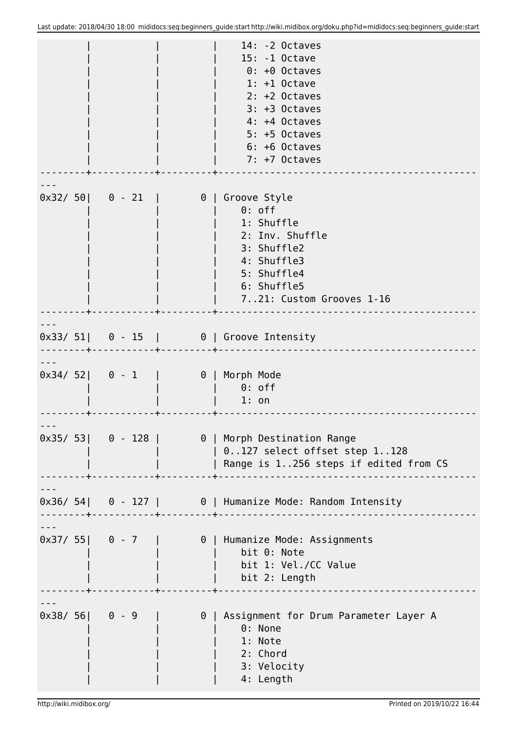```
        |           |         |    14: -2 Octaves
        |           |         |    15: -1 Octave
        |           |         |     0: +0 Octaves
        |           |         |     1: +1 Octave
        |           |         |     2: +2 Octaves
        |           |         |     3: +3 Octaves
        |           |         |     4: +4 Octaves
        |           |         |     5: +5 Octaves
        |           |         |     6: +6 Octaves
        |           |         |     7: +7 Octaves
--------+-----------+---------+---------------------------------------------
---
0x32/ 50|   0 - 21  |       0 | Groove Style
        |           |         |    0: off
        |           |         |    1: Shuffle
        |           |         |    2: Inv. Shuffle
        |           |         |    3: Shuffle2
        |           |         |    4: Shuffle3
        |           |         |    5: Shuffle4
        |           |         |    6: Shuffle5
        |           |         |    7..21: Custom Grooves 1-16
--------+-----------+---------+---------------------------------------------
---
0x33/ 51|   0 - 15  |       0 | Groove Intensity
--------+-----------+---------+---------------------------------------------
---
0x34/ 52|   0 - 1   |       0 | Morph Mode
        |           |         |    0: off
        |           |         |    1: on
--------+-----------+---------+---------------------------------------------
---
0x35/ 53|   0 - 128 |       0 | Morph Destination Range
        |           |         | 0..127 select offset step 1..128
        |           |         | Range is 1..256 steps if edited from CS
--------+-----------+---------+---------------------------------------------
---
0x36/ 54|   0 - 127 |       0 | Humanize Mode: Random Intensity
--------+-----------+---------+---------------------------------------------
---
0x37/ 55|   0 - 7   |       0 | Humanize Mode: Assignments
        |           |         |    bit 0: Note
        |           |         |    bit 1: Vel./CC Value
        |           |         |    bit 2: Length
--------+-----------+---------+---------------------------------------------
---
0x38/ 56|   0 - 9   |       0 | Assignment for Drum Parameter Layer A
        |           |         |    0: None
        |           |         |    1: Note
        |           |         |    2: Chord
        |           |         |    3: Velocity
        |           |         |    4: Length
```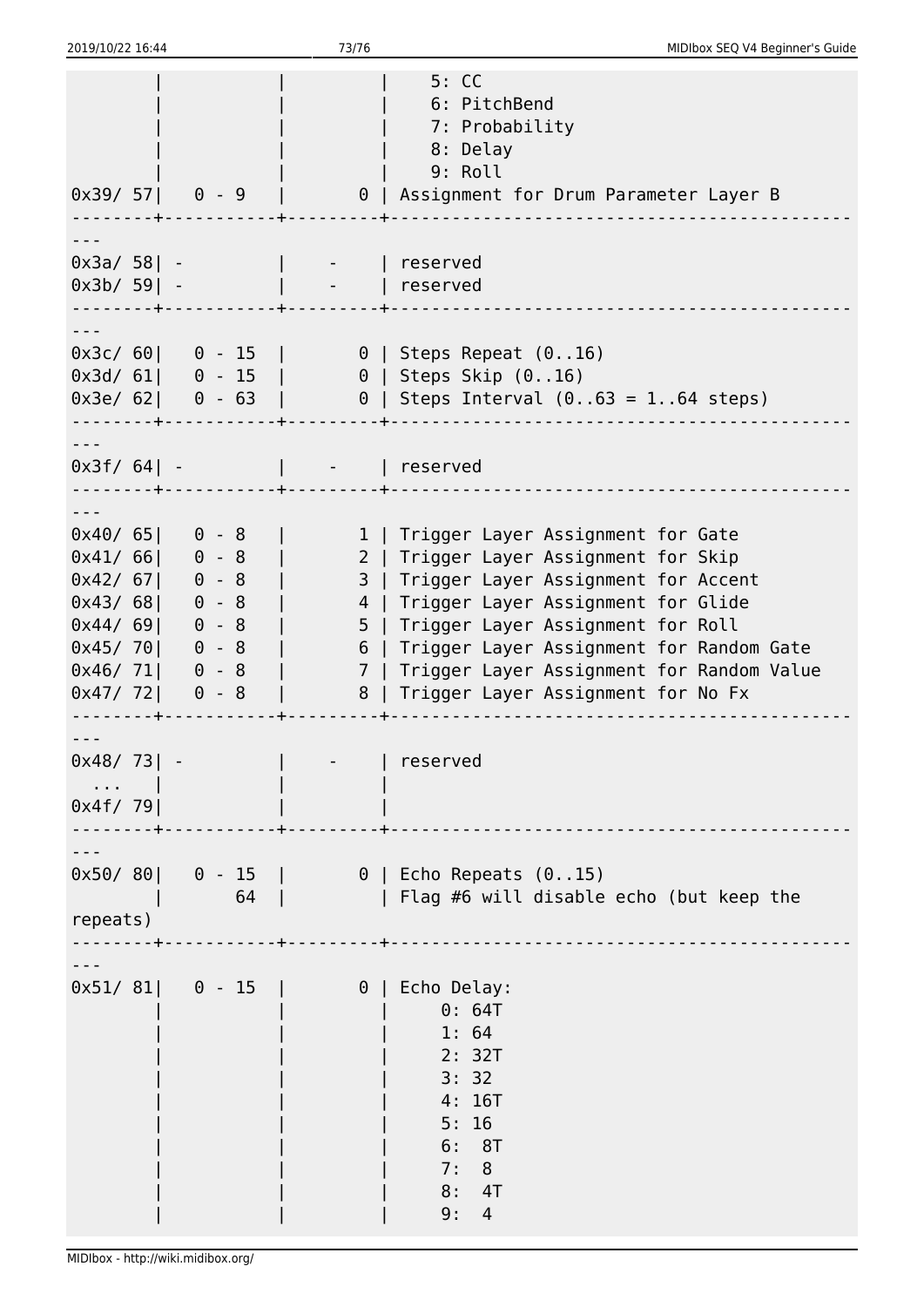```
        |           |         |     5: CC
        |           |         |     6: PitchBend
        |           |         |     7: Probability
        |           |         |     8: Delay
        |           |         |     9: Roll
0x39/ 57|   0 - 9   |       0 | Assignment for Drum Parameter Layer B
--------+-----------+---------+-------------------------------------------
---
0x3a/ 58| -         |    -    | reserved
0x3b/ 59| -         |    -    | reserved
--------+-----------+---------+-------------------------------------------
---
0x3c/ 60|   0 - 15  |       0 | Steps Repeat (0..16)
0x3d/ 61|   0 - 15  |       0 | Steps Skip (0..16)
0x3e/ 62|   0 - 63  |       0 | Steps Interval (0..63 = 1..64 steps)
--------+-----------+---------+-------------------------------------------
---
0x3f/ 64| -         |    -    | reserved
--------+-----------+---------+-------------------------------------------
---
0x40/ 65|   0 - 8   |       1 | Trigger Layer Assignment for Gate
0x41/ 66|   0 - 8   |       2 | Trigger Layer Assignment for Skip
0x42/ 67|   0 - 8   |       3 | Trigger Layer Assignment for Accent
0x43/ 68|   0 - 8   |       4 | Trigger Layer Assignment for Glide
0x44/ 69|   0 - 8   |       5 | Trigger Layer Assignment for Roll
0x45/ 70|   0 - 8   |       6 | Trigger Layer Assignment for Random Gate
0x46/ 71|   0 - 8   |       7 | Trigger Layer Assignment for Random Value
0x47/ 72|   0 - 8   |       8 | Trigger Layer Assignment for No Fx
--------+-----------+---------+-------------------------------------------
---
0x48/ 73| -         |    -    | reserved
  ...   |           |         |
0x4f/ 79|           |         |
--------+-----------+---------+-------------------------------------------
---
0x50/ 80|   0 - 15  |       0 | Echo Repeats (0..15)
        |       64  |         | Flag #6 will disable echo (but keep the
repeats)
--------+-----------+---------+-------------------------------------------
---
0x51/ 81|   0 - 15  |       0 | Echo Delay:
        |           |         |     0: 64T
        |           |         |     1: 64
        |           |         |     2: 32T
        |           |         |     3: 32
        |           |         |     4: 16T
        |           |         |     5: 16
        |           |         |     6:  8T
        |           |         |     7:  8
        |           |         |     8:  4T
        |           |         |     9:  4
```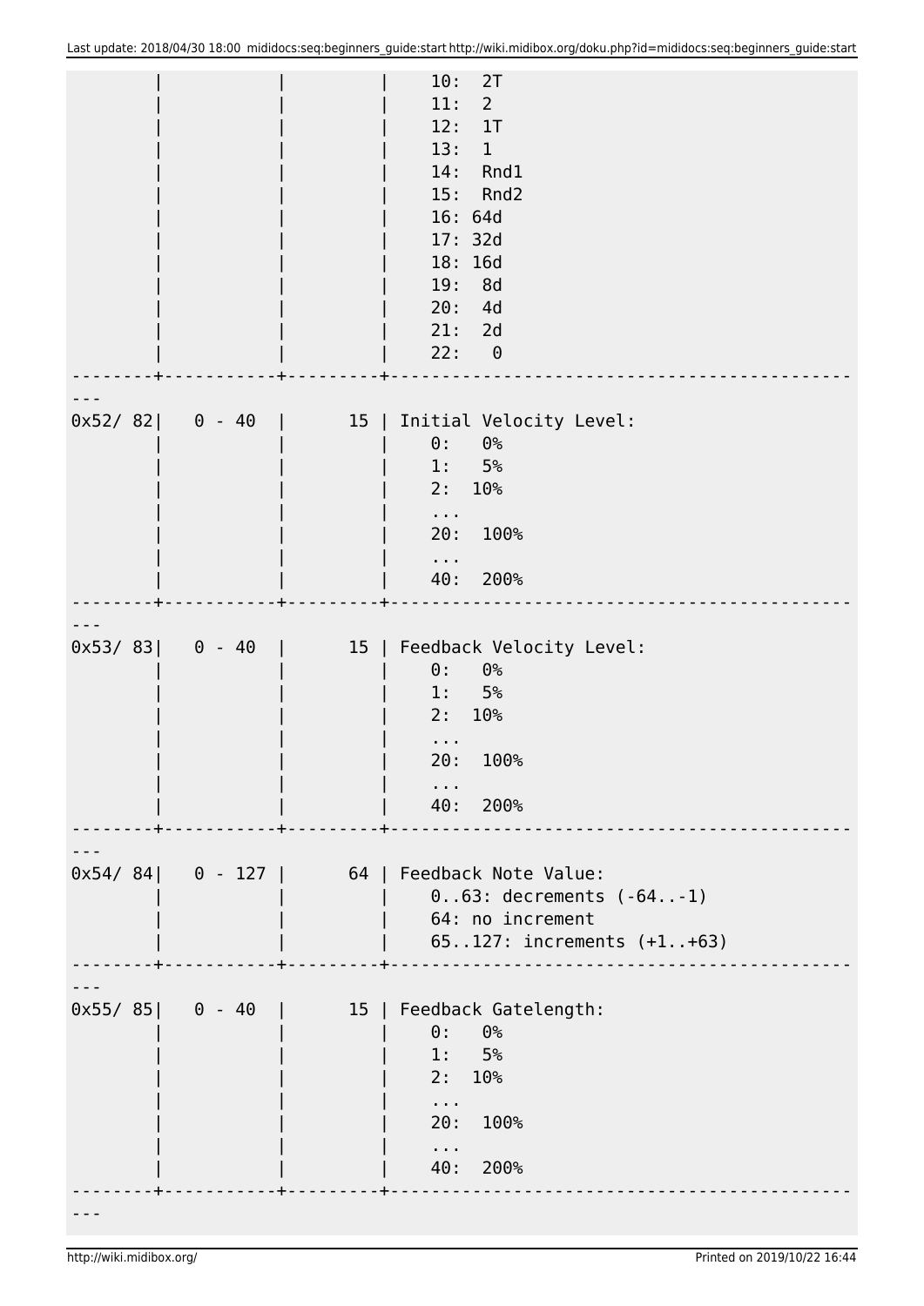```
        |           |         |    10:  2T
        |           |         |    11:  2
        |           |         |    12:  1T
        |           |         |    13:  1
        |           |         |    14:  Rnd1
        |           |         |    15:  Rnd2
        |           |         |    16: 64d
        |           |         |    17: 32d
        |           |         |    18: 16d
        |           |         |    19:  8d
        |           |         |    20:  4d
        |           |         |    21:  2d
        |           |         |    22:   0
--------+-----------+---------+-------------------------------------------
---
0x52/ 82|   0 - 40  |      15 | Initial Velocity Level:
        |           |         |    0:   0%
        |           |         |    1:   5%
        |           |         |    2:  10%
        |           |         |    ...
        |           |         |    20:  100%
        |           |         |    ...
        |           |         |    40:  200%
--------+-----------+---------+-------------------------------------------
---
0x53/ 83|   0 - 40  |      15 | Feedback Velocity Level:
        |           |         |    0:   0%
        |           |         |    1:   5%
        |           |         |    2:  10%
        |           |         |    ...
        |           |         |    20:  100%
        |           |         |    ...
        |           |         |    40:  200%
--------+-----------+---------+-------------------------------------------
---
0x54/ 84|   0 - 127 |      64 | Feedback Note Value:
        |           |         |    0..63: decrements (-64..-1)
        |           |         |    64: no increment
        |           |         |    65..127: increments (+1..+63)
--------+-----------+---------+-------------------------------------------
---
0x55/ 85|   0 - 40  |      15 | Feedback Gatelength:
        |           |         |    0:   0%
        |           |         |    1:   5%
        |           |         |    2:  10%
        |           |         |    ...
        |           |         |    20:  100%
        |           |         |    ...
        |           |         |    40:  200%
--------+-----------+---------+-------------------------------------------
---
```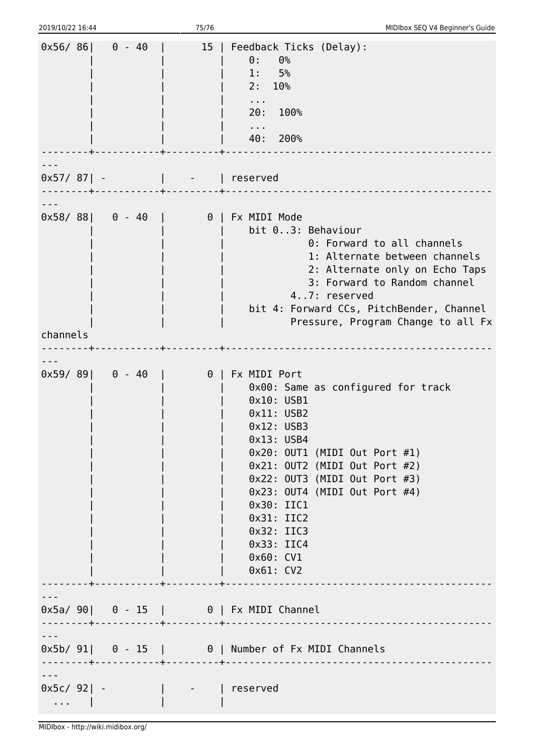```
0x56/ 86|   0 - 40  |      15 | Feedback Ticks (Delay):
        |           |         |    0:   0%
        |           |         |    1:   5%
        |           |         |    2:  10%
        |           |         |    ...
        |           |         |    20:  100%
        |           |         |    ...
        |           |         |    40:  200%
--------+-----------+---------+-------------------------------------------
---
0x57/ 87| -         |    -    | reserved
--------+-----------+---------+-------------------------------------------
---
0x58/ 88|   0 - 40  |       0 | Fx MIDI Mode
        |           |         |    bit 0..3: Behaviour
        |           |         |              0: Forward to all channels
        |           |         |              1: Alternate between channels
        |           |         |              2: Alternate only on Echo Taps
        |           |         |              3: Forward to Random channel
        |           |         |           4..7: reserved
        |           |         |    bit 4: Forward CCs, PitchBender, Channel
        |           |         |           Pressure, Program Change to all Fx
channels
--------+-----------+---------+-------------------------------------------
---
0x59/ 89|   0 - 40  |       0 | Fx MIDI Port
        |           |         |    0x00: Same as configured for track
        |           |         |    0x10: USB1
        |           |         |    0x11: USB2
        |           |         |    0x12: USB3
        |           |         |    0x13: USB4
        |           |         |    0x20: OUT1 (MIDI Out Port #1)
        |           |         |    0x21: OUT2 (MIDI Out Port #2)
        |           |         |    0x22: OUT3 (MIDI Out Port #3)
        |           |         |    0x23: OUT4 (MIDI Out Port #4)
        |           |         |    0x30: IIC1
        |           |         |    0x31: IIC2
        |           |         |    0x32: IIC3
        |           |         |    0x33: IIC4
        |           |         |    0x60: CV1
        |           |         |    0x61: CV2
--------+-----------+---------+-------------------------------------------
---
0x5a/ 90|   0 - 15  |       0 | Fx MIDI Channel
--------+-----------+---------+-------------------------------------------
---
0x5b/ 91|   0 - 15  |       0 | Number of Fx MIDI Channels
--------+-----------+---------+-------------------------------------------
---
0x5c/ 92| -         |    -    | reserved
  ...   |           |         |
```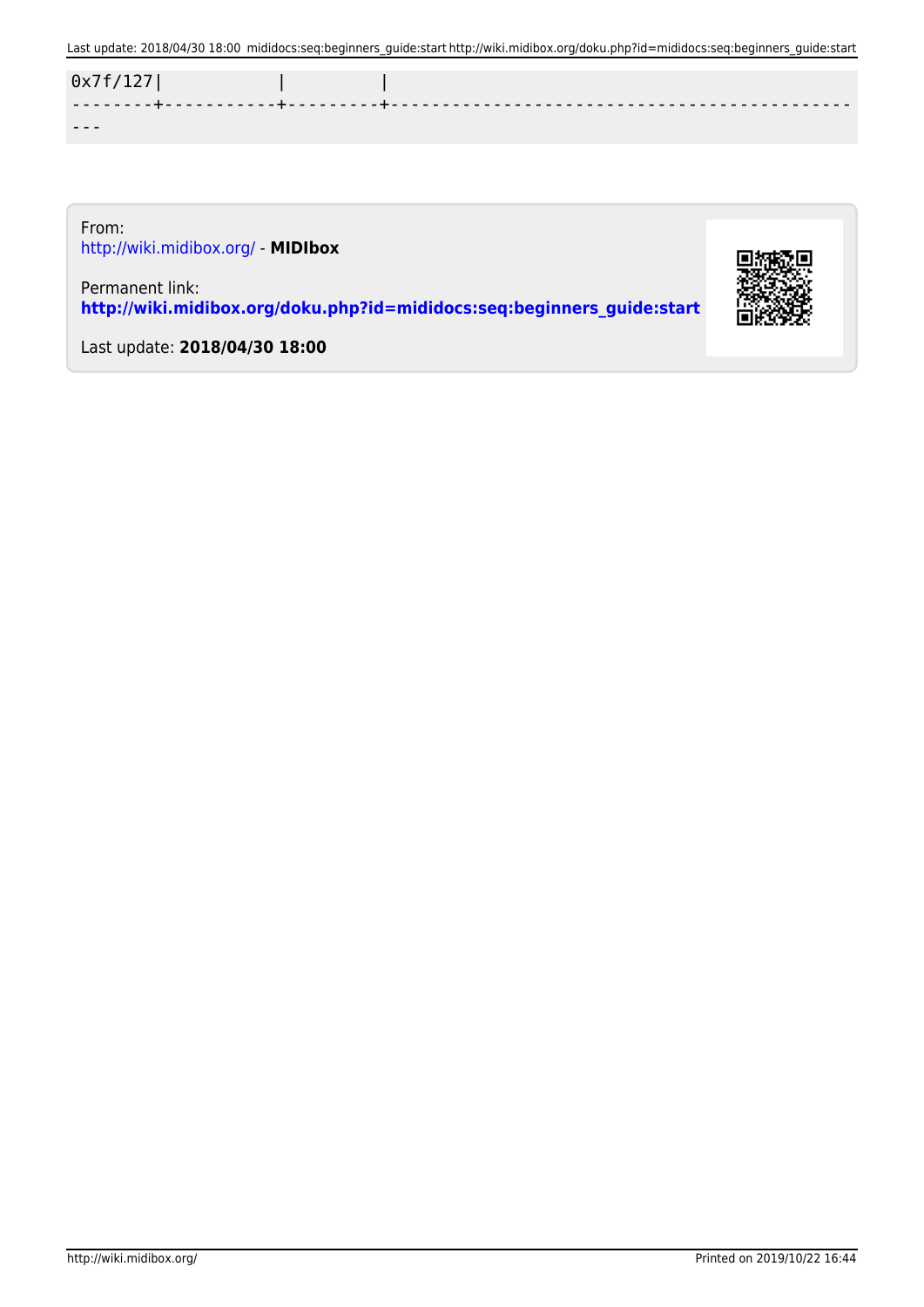```
0x7f/127|           |         |
--------+-----------+---------+-------------------------------------------
---
```

From:
http://wiki.midibox.org/ - **MIDIbox**

Permanent link:
**http://wiki.midibox.org/doku.php?id=mididocs:seq:beginners_guide:start**

Last update: **2018/04/30 18:00**